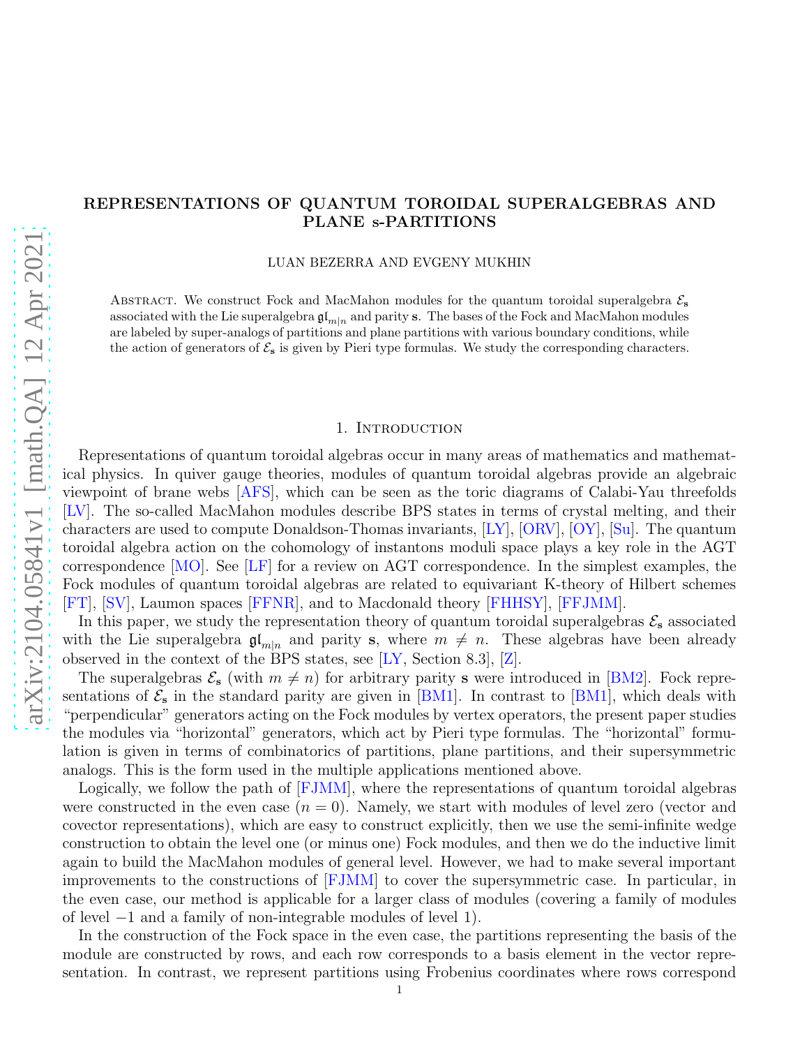# REPRESENTATIONS OF QUANTUM TOROIDAL SUPERALGEBRAS AND PLANE s-PARTITIONS

LUAN BEZERRA AND EVGENY MUKHIN

Abstract. We construct Fock and MacMahon modules for the quantum toroidal superalgebra $\mathcal{E}_{\mathbf{s}}$ associated with the Lie superalgebra $\mathfrak{gl}_{m|n}$ and parity $\mathbf{s}$. The bases of the Fock and MacMahon modules are labeled by super-analogs of partitions and plane partitions with various boundary conditions, while the action of generators of $\mathcal{E}_{\mathbf{s}}$ is given by Pieri type formulas. We study the corresponding characters.

## 1. Introduction

Representations of quantum toroidal algebras occur in many areas of mathematics and mathematical physics. In quiver gauge theories, modules of quantum toroidal algebras provide an algebraic viewpoint of brane webs [AFS], which can be seen as the toric diagrams of Calabi-Yau threefolds [LV]. The so-called MacMahon modules describe BPS states in terms of crystal melting, and their characters are used to compute Donaldson-Thomas invariants, [LY], [ORV], [OY], [Su]. The quantum toroidal algebra action on the cohomology of instantons moduli space plays a key role in the AGT correspondence [MO]. See [LF] for a review on AGT correspondence. In the simplest examples, the Fock modules of quantum toroidal algebras are related to equivariant K-theory of Hilbert schemes [FT], [SV], Laumon spaces [FFNR], and to Macdonald theory [FHHSY], [FFJMM].

In this paper, we study the representation theory of quantum toroidal superalgebras $\mathcal{E}_{\mathbf{s}}$ associated with the Lie superalgebra $\mathfrak{gl}_{m|n}$ and parity $\mathbf{s}$, where $m \neq n$. These algebras have been already observed in the context of the BPS states, see [LY, Section 8.3], [Z].

The superalgebras $\mathcal{E}_{\mathbf{s}}$ (with $m \neq n$) for arbitrary parity $\mathbf{s}$ were introduced in [BM2]. Fock representations of $\mathcal{E}_{\mathbf{s}}$ in the standard parity are given in [BM1]. In contrast to [BM1], which deals with "perpendicular" generators acting on the Fock modules by vertex operators, the present paper studies the modules via "horizontal" generators, which act by Pieri type formulas. The "horizontal" formulation is given in terms of combinatorics of partitions, plane partitions, and their supersymmetric analogs. This is the form used in the multiple applications mentioned above.

Logically, we follow the path of [FJMM], where the representations of quantum toroidal algebras were constructed in the even case ($n = 0$). Namely, we start with modules of level zero (vector and covector representations), which are easy to construct explicitly, then we use the semi-infinite wedge construction to obtain the level one (or minus one) Fock modules, and then we do the inductive limit again to build the MacMahon modules of general level. However, we had to make several important improvements to the constructions of [FJMM] to cover the supersymmetric case. In particular, in the even case, our method is applicable for a larger class of modules (covering a family of modules of level $-1$ and a family of non-integrable modules of level 1).

In the construction of the Fock space in the even case, the partitions representing the basis of the module are constructed by rows, and each row corresponds to a basis element in the vector representation. In contrast, we represent partitions using Frobenius coordinates where rows correspond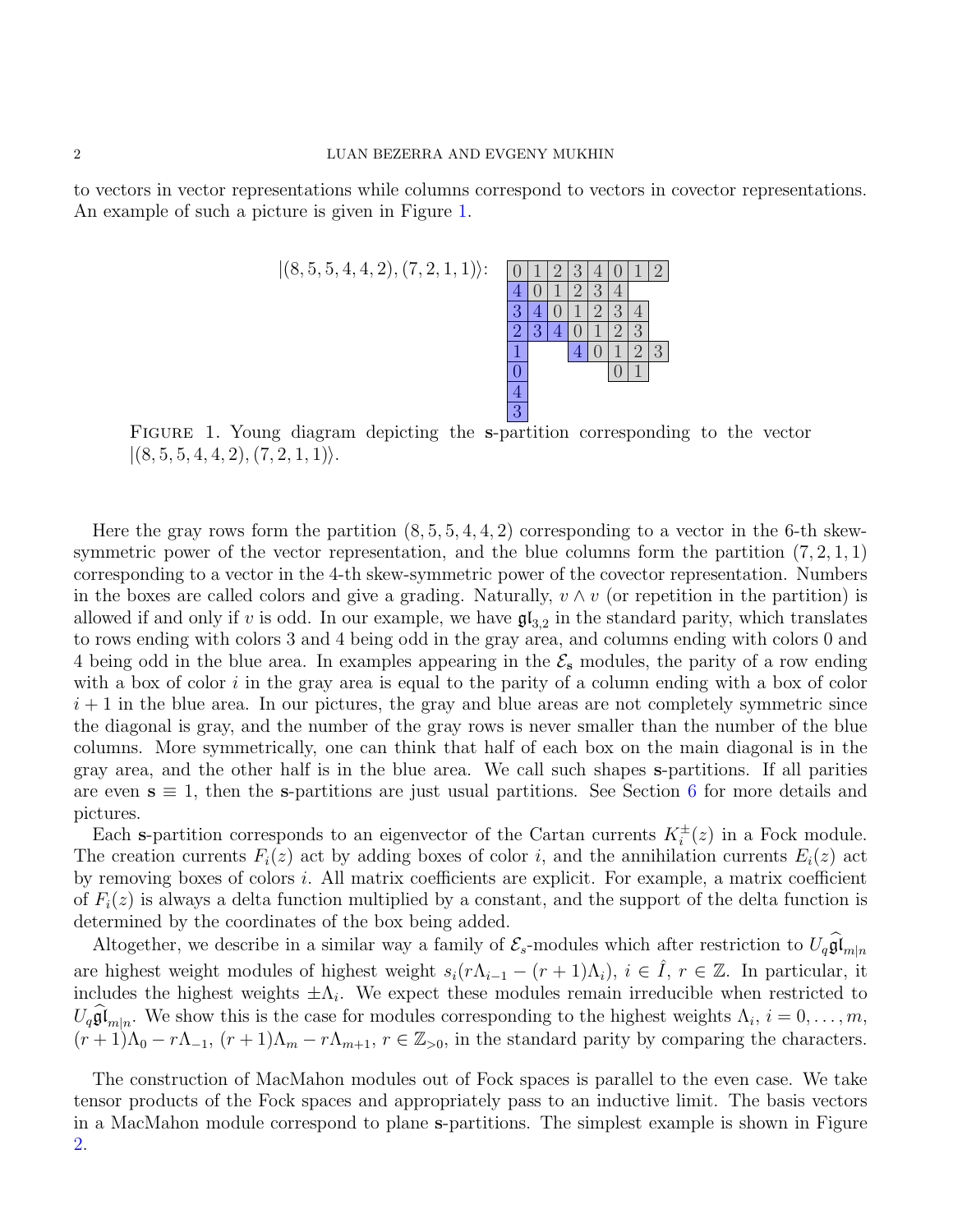to vectors in vector representations while columns correspond to vectors in covector representations. An example of such a picture is given in Figure 1.

$|(8, 5, 5, 4, 4, 2), (7, 2, 1, 1)\rangle$:

| 0 | 1 | 2 | 3 | 4 | 0 | 1 | 2 |
|---|---|---|---|---|---|---|---|
| 4 | 0 | 1 | 2 | 3 | 4 | | |
| 3 | 4 | 0 | 1 | 2 | 3 | 4 | |
| 2 | 3 | 4 | 0 | 1 | 2 | 3 | |
| 1 | | | 4 | 0 | 1 | 2 | 3 |
| 0 | | | | | 0 | 1 | |
| 4 | | | | | | | |
| 3 | | | | | | | |

FIGURE 1. Young diagram depicting the $\mathbf{s}$-partition corresponding to the vector $|(8, 5, 5, 4, 4, 2), (7, 2, 1, 1)\rangle$.

Here the gray rows form the partition $(8, 5, 5, 4, 4, 2)$ corresponding to a vector in the 6-th skew-symmetric power of the vector representation, and the blue columns form the partition $(7, 2, 1, 1)$ corresponding to a vector in the 4-th skew-symmetric power of the covector representation. Numbers in the boxes are called colors and give a grading. Naturally, $v \wedge v$ (or repetition in the partition) is allowed if and only if $v$ is odd. In our example, we have $\mathfrak{gl}_{3,2}$ in the standard parity, which translates to rows ending with colors 3 and 4 being odd in the gray area, and columns ending with colors 0 and 4 being odd in the blue area. In examples appearing in the $\mathcal{E}_\mathbf{s}$ modules, the parity of a row ending with a box of color $i$ in the gray area is equal to the parity of a column ending with a box of color $i + 1$ in the blue area. In our pictures, the gray and blue areas are not completely symmetric since the diagonal is gray, and the number of the gray rows is never smaller than the number of the blue columns. More symmetrically, one can think that half of each box on the main diagonal is in the gray area, and the other half is in the blue area. We call such shapes $\mathbf{s}$-partitions. If all parities are even $\mathbf{s} \equiv 1$, then the $\mathbf{s}$-partitions are just usual partitions. See Section 6 for more details and pictures.

Each $\mathbf{s}$-partition corresponds to an eigenvector of the Cartan currents $K_i^{\pm}(z)$ in a Fock module. The creation currents $F_i(z)$ act by adding boxes of color $i$, and the annihilation currents $E_i(z)$ act by removing boxes of colors $i$. All matrix coefficients are explicit. For example, a matrix coefficient of $F_i(z)$ is always a delta function multiplied by a constant, and the support of the delta function is determined by the coordinates of the box being added.

Altogether, we describe in a similar way a family of $\mathcal{E}_s$-modules which after restriction to $U_q\widehat{\mathfrak{gl}}_{m|n}$ are highest weight modules of highest weight $s_i(r\Lambda_{i-1} - (r+1)\Lambda_i)$, $i \in \hat{I}$, $r \in \mathbb{Z}$. In particular, it includes the highest weights $\pm\Lambda_i$. We expect these modules remain irreducible when restricted to $U_q\widehat{\mathfrak{gl}}_{m|n}$. We show this is the case for modules corresponding to the highest weights $\Lambda_i$, $i = 0, \dots, m$, $(r+1)\Lambda_0 - r\Lambda_{-1}$, $(r+1)\Lambda_m - r\Lambda_{m+1}$, $r \in \mathbb{Z}_{>0}$, in the standard parity by comparing the characters.

The construction of MacMahon modules out of Fock spaces is parallel to the even case. We take tensor products of the Fock spaces and appropriately pass to an inductive limit. The basis vectors in a MacMahon module correspond to plane $\mathbf{s}$-partitions. The simplest example is shown in Figure 2.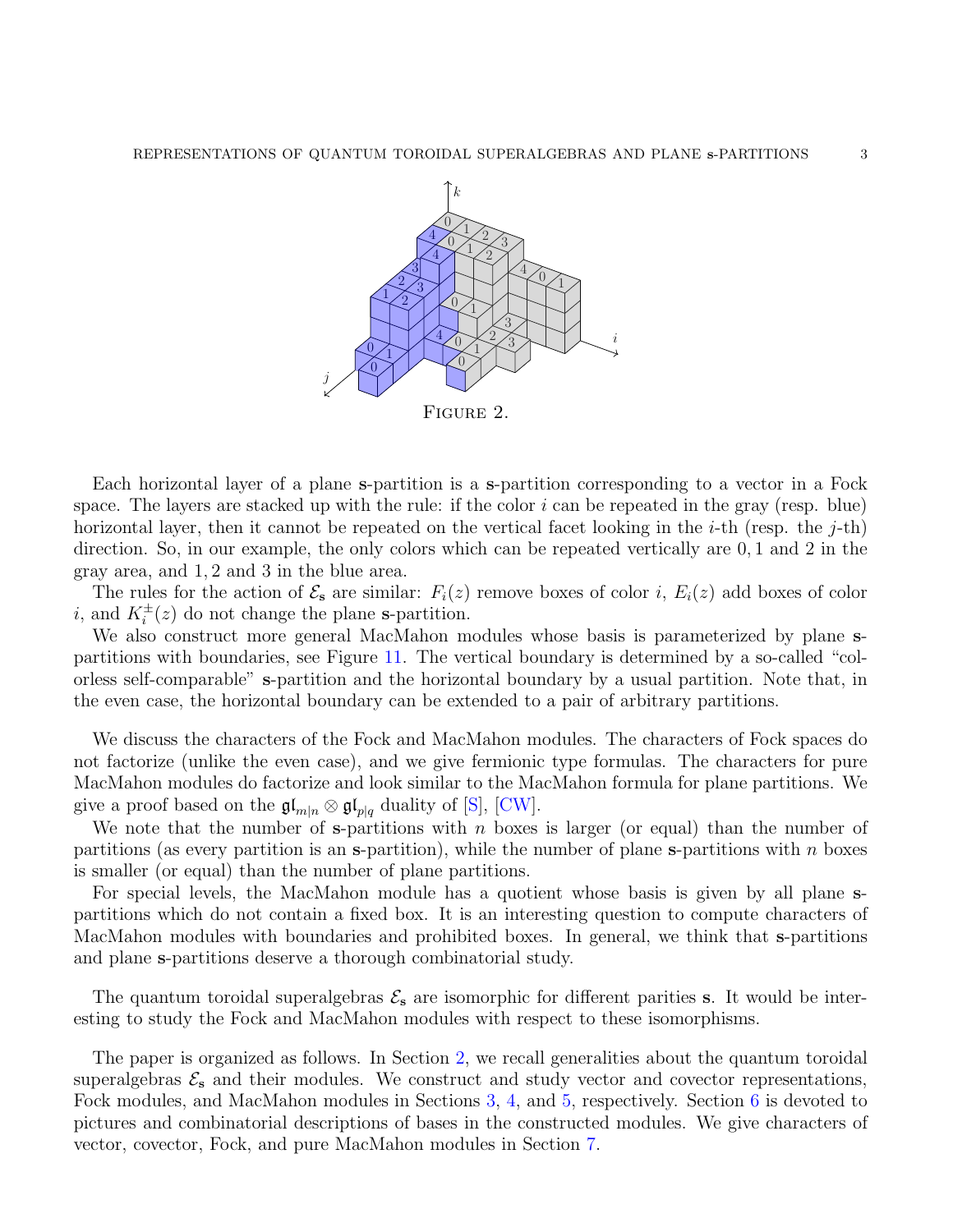FIGURE 2.

Each horizontal layer of a plane **s**-partition is a **s**-partition corresponding to a vector in a Fock space. The layers are stacked up with the rule: if the color $i$ can be repeated in the gray (resp. blue) horizontal layer, then it cannot be repeated on the vertical facet looking in the $i$-th (resp. the $j$-th) direction. So, in our example, the only colors which can be repeated vertically are $0, 1$ and $2$ in the gray area, and $1, 2$ and $3$ in the blue area.

The rules for the action of $\mathcal{E}_{\mathbf{s}}$ are similar: $F_i(z)$ remove boxes of color $i$, $E_i(z)$ add boxes of color $i$, and $K_i^{\pm}(z)$ do not change the plane **s**-partition.

We also construct more general MacMahon modules whose basis is parameterized by plane **s**-partitions with boundaries, see Figure 11. The vertical boundary is determined by a so-called "colorless self-comparable" **s**-partition and the horizontal boundary by a usual partition. Note that, in the even case, the horizontal boundary can be extended to a pair of arbitrary partitions.

We discuss the characters of the Fock and MacMahon modules. The characters of Fock spaces do not factorize (unlike the even case), and we give fermionic type formulas. The characters for pure MacMahon modules do factorize and look similar to the MacMahon formula for plane partitions. We give a proof based on the $\mathfrak{gl}_{m|n} \otimes \mathfrak{gl}_{p|q}$ duality of [S], [CW].

We note that the number of **s**-partitions with $n$ boxes is larger (or equal) than the number of partitions (as every partition is an **s**-partition), while the number of plane **s**-partitions with $n$ boxes is smaller (or equal) than the number of plane partitions.

For special levels, the MacMahon module has a quotient whose basis is given by all plane **s**-partitions which do not contain a fixed box. It is an interesting question to compute characters of MacMahon modules with boundaries and prohibited boxes. In general, we think that **s**-partitions and plane **s**-partitions deserve a thorough combinatorial study.

The quantum toroidal superalgebras $\mathcal{E}_{\mathbf{s}}$ are isomorphic for different parities **s**. It would be interesting to study the Fock and MacMahon modules with respect to these isomorphisms.

The paper is organized as follows. In Section 2, we recall generalities about the quantum toroidal superalgebras $\mathcal{E}_{\mathbf{s}}$ and their modules. We construct and study vector and covector representations, Fock modules, and MacMahon modules in Sections 3, 4, and 5, respectively. Section 6 is devoted to pictures and combinatorial descriptions of bases in the constructed modules. We give characters of vector, covector, Fock, and pure MacMahon modules in Section 7.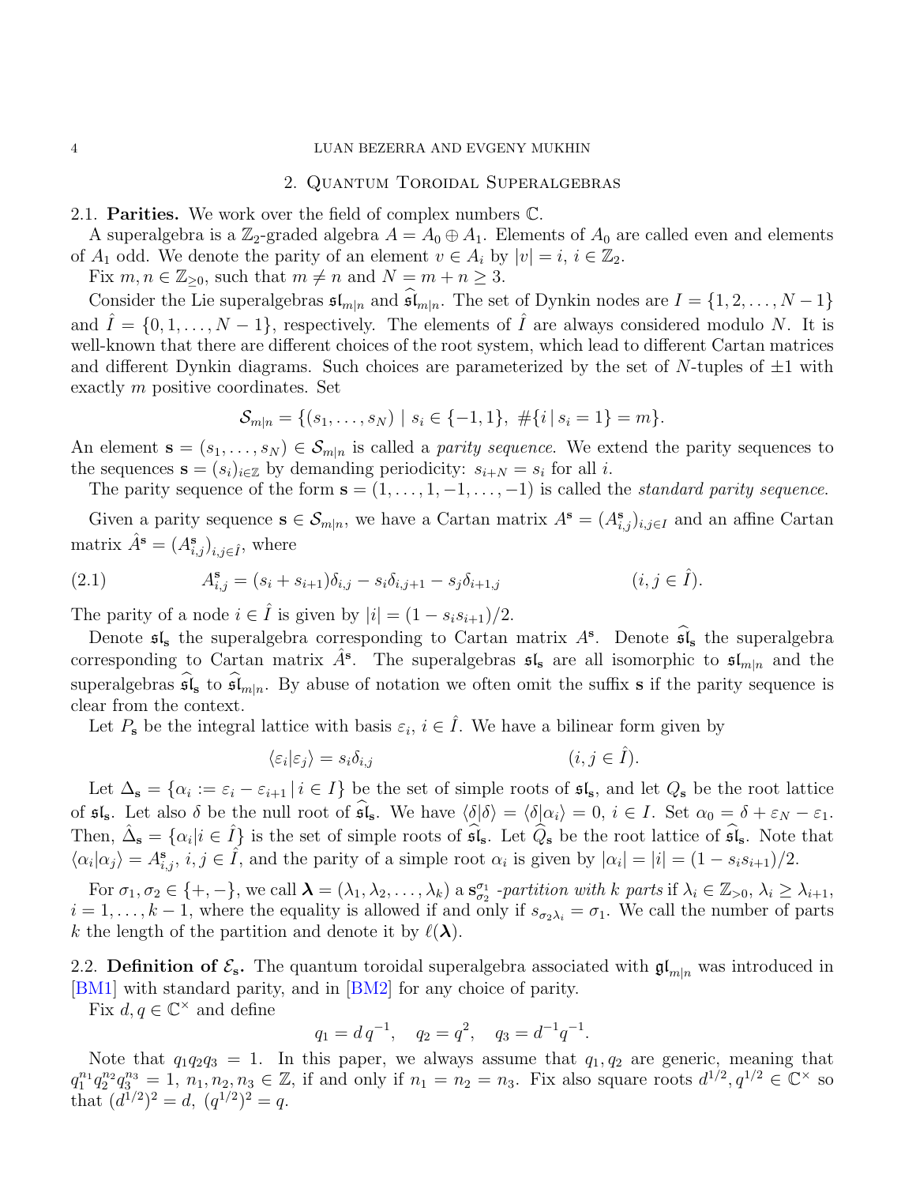## 2. Quantum Toroidal Superalgebras

### 2.1. Parities.

**2.1. Parities.** We work over the field of complex numbers $\mathbb{C}$.

A superalgebra is a $\mathbb{Z}_2$-graded algebra $A = A_0 \oplus A_1$. Elements of $A_0$ are called even and elements of $A_1$ odd. We denote the parity of an element $v \in A_i$ by $|v| = i$, $i \in \mathbb{Z}_2$.

Fix $m, n \in \mathbb{Z}_{\geq 0}$, such that $m \neq n$ and $N = m + n \geq 3$.

Consider the Lie superalgebras $\mathfrak{sl}_{m|n}$ and $\widehat{\mathfrak{sl}}_{m|n}$. The set of Dynkin nodes are $I = \{1, 2, \ldots, N-1\}$ and $\hat{I} = \{0, 1, \ldots, N-1\}$, respectively. The elements of $\hat{I}$ are always considered modulo $N$. It is well-known that there are different choices of the root system, which lead to different Cartan matrices and different Dynkin diagrams. Such choices are parameterized by the set of $N$-tuples of $\pm 1$ with exactly $m$ positive coordinates. Set

$$\mathcal{S}_{m|n} = \{(s_1, \ldots, s_N) \mid s_i \in \{-1, 1\}, \ \#\{i \mid s_i = 1\} = m\}.$$

An element $\mathbf{s} = (s_1, \ldots, s_N) \in \mathcal{S}_{m|n}$ is called a *parity sequence*. We extend the parity sequences to the sequences $\mathbf{s} = (s_i)_{i \in \mathbb{Z}}$ by demanding periodicity: $s_{i+N} = s_i$ for all $i$.

The parity sequence of the form $\mathbf{s} = (1, \ldots, 1, -1, \ldots, -1)$ is called the *standard parity sequence*.

Given a parity sequence $\mathbf{s} \in \mathcal{S}_{m|n}$, we have a Cartan matrix $A^{\mathbf{s}} = (A^{\mathbf{s}}_{i,j})_{i,j \in I}$ and an affine Cartan matrix $\hat{A}^{\mathbf{s}} = (A^{\mathbf{s}}_{i,j})_{i,j \in \hat{I}}$, where

$$A^{\mathbf{s}}_{i,j} = (s_i + s_{i+1})\delta_{i,j} - s_i \delta_{i,j+1} - s_j \delta_{i+1,j} \qquad (i, j \in \hat{I}). \tag{2.1}$$

The parity of a node $i \in \hat{I}$ is given by $|i| = (1 - s_i s_{i+1})/2$.

Denote $\mathfrak{sl}_{\mathbf{s}}$ the superalgebra corresponding to Cartan matrix $A^{\mathbf{s}}$. Denote $\widehat{\mathfrak{sl}}_{\mathbf{s}}$ the superalgebra corresponding to Cartan matrix $\hat{A}^{\mathbf{s}}$. The superalgebras $\mathfrak{sl}_{\mathbf{s}}$ are all isomorphic to $\mathfrak{sl}_{m|n}$ and the superalgebras $\widehat{\mathfrak{sl}}_{\mathbf{s}}$ to $\widehat{\mathfrak{sl}}_{m|n}$. By abuse of notation we often omit the suffix $\mathbf{s}$ if the parity sequence is clear from the context.

Let $P_{\mathbf{s}}$ be the integral lattice with basis $\varepsilon_i$, $i \in \hat{I}$. We have a bilinear form given by

$$\langle \varepsilon_i | \varepsilon_j \rangle = s_i \delta_{i,j} \qquad (i, j \in \hat{I}).$$

Let $\Delta_{\mathbf{s}} = \{\alpha_i := \varepsilon_i - \varepsilon_{i+1} \mid i \in I\}$ be the set of simple roots of $\mathfrak{sl}_{\mathbf{s}}$, and let $Q_{\mathbf{s}}$ be the root lattice of $\mathfrak{sl}_{\mathbf{s}}$. Let also $\delta$ be the null root of $\widehat{\mathfrak{sl}}_{\mathbf{s}}$. We have $\langle \delta | \delta \rangle = \langle \delta | \alpha_i \rangle = 0$, $i \in I$. Set $\alpha_0 = \delta + \varepsilon_N - \varepsilon_1$. Then, $\hat{\Delta}_{\mathbf{s}} = \{\alpha_i | i \in \hat{I}\}$ is the set of simple roots of $\widehat{\mathfrak{sl}}_{\mathbf{s}}$. Let $\widehat{Q}_{\mathbf{s}}$ be the root lattice of $\widehat{\mathfrak{sl}}_{\mathbf{s}}$. Note that $\langle \alpha_i | \alpha_j \rangle = A^{\mathbf{s}}_{i,j}$, $i, j \in \hat{I}$, and the parity of a simple root $\alpha_i$ is given by $|\alpha_i| = |i| = (1 - s_i s_{i+1})/2$.

For $\sigma_1, \sigma_2 \in \{+, -\}$, we call $\boldsymbol{\lambda} = (\lambda_1, \lambda_2, \ldots, \lambda_k)$ a $\mathbf{s}^{\sigma_1}_{\sigma_2}$ *-partition with $k$ parts* if $\lambda_i \in \mathbb{Z}_{>0}$, $\lambda_i \geq \lambda_{i+1}$, $i = 1, \ldots, k-1$, where the equality is allowed if and only if $s_{\sigma_2 \lambda_i} = \sigma_1$. We call the number of parts $k$ the length of the partition and denote it by $\ell(\boldsymbol{\lambda})$.

### 2.2. Definition of $\mathcal{E}_{\mathbf{s}}$.

The quantum toroidal superalgebra associated with $\mathfrak{gl}_{m|n}$ was introduced in [BM1] with standard parity, and in [BM2] for any choice of parity.

Fix $d, q \in \mathbb{C}^\times$ and define

$$q_1 = d\, q^{-1}, \quad q_2 = q^2, \quad q_3 = d^{-1} q^{-1}.$$

Note that $q_1 q_2 q_3 = 1$. In this paper, we always assume that $q_1, q_2$ are generic, meaning that $q_1^{n_1} q_2^{n_2} q_3^{n_3} = 1$, $n_1, n_2, n_3 \in \mathbb{Z}$, if and only if $n_1 = n_2 = n_3$. Fix also square roots $d^{1/2}, q^{1/2} \in \mathbb{C}^\times$ so that $(d^{1/2})^2 = d$, $(q^{1/2})^2 = q$.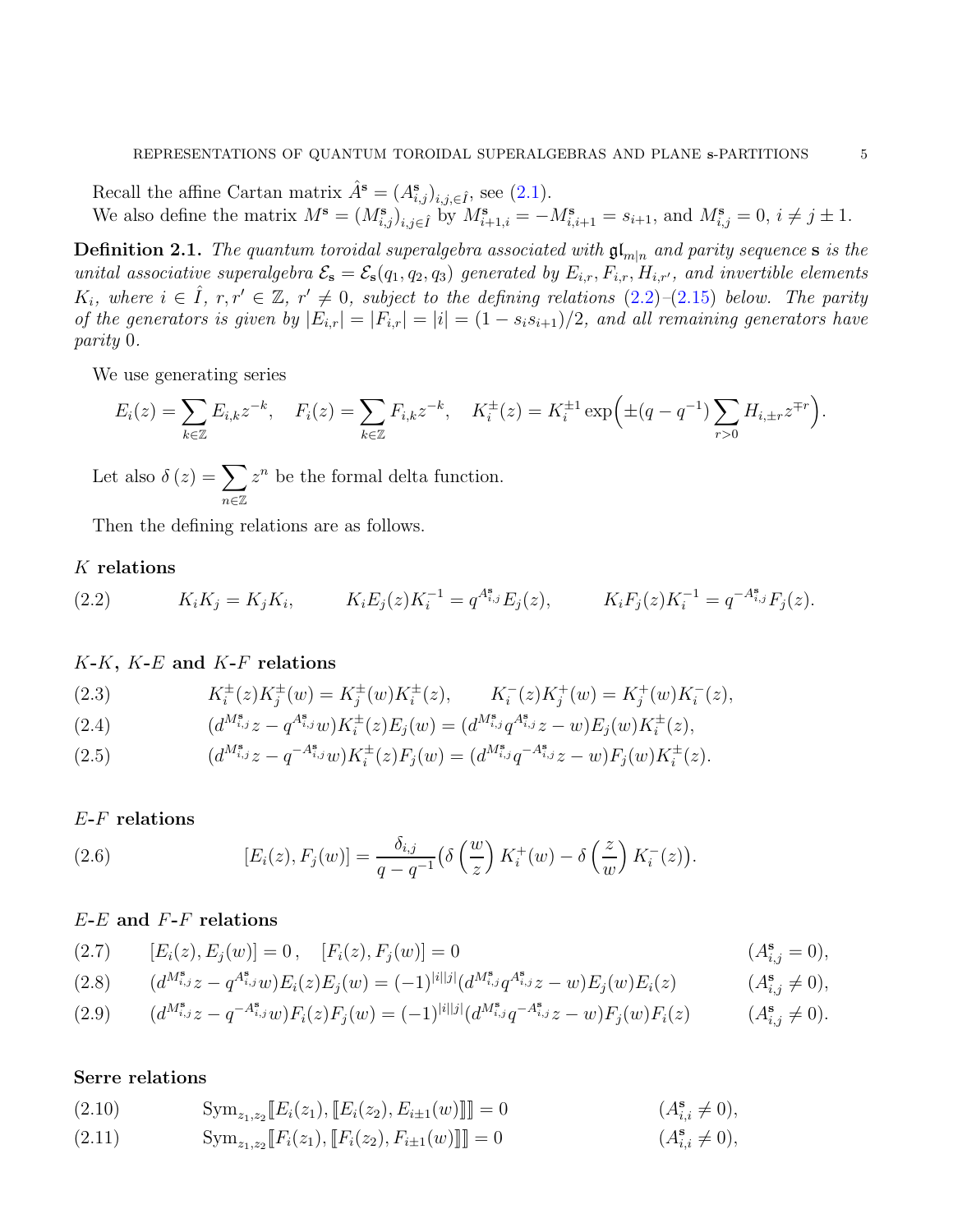Recall the affine Cartan matrix $\hat{A}^{\mathbf{s}} = (A^{\mathbf{s}}_{i,j})_{i,j,\in \hat{I}}$, see (2.1).

We also define the matrix $M^{\mathbf{s}} = (M^{\mathbf{s}}_{i,j})_{i,j\in \hat{I}}$ by $M^{\mathbf{s}}_{i+1,i} = -M^{\mathbf{s}}_{i,i+1} = s_{i+1}$, and $M^{\mathbf{s}}_{i,j} = 0$, $i \neq j \pm 1$.

**Definition 2.1.** *The quantum toroidal superalgebra associated with $\mathfrak{gl}_{m|n}$ and parity sequence $\mathbf{s}$ is the unital associative superalgebra $\mathcal{E}_{\mathbf{s}} = \mathcal{E}_{\mathbf{s}}(q_1, q_2, q_3)$ generated by $E_{i,r}, F_{i,r}, H_{i,r'}$, and invertible elements $K_i$, where $i \in \hat{I}$, $r, r' \in \mathbb{Z}$, $r' \neq 0$, subject to the defining relations (2.2)–(2.15) below. The parity of the generators is given by $|E_{i,r}| = |F_{i,r}| = |i| = (1 - s_i s_{i+1})/2$, and all remaining generators have parity 0.*

We use generating series

$$E_i(z) = \sum_{k\in\mathbb{Z}} E_{i,k} z^{-k}, \quad F_i(z) = \sum_{k\in\mathbb{Z}} F_{i,k} z^{-k}, \quad K^{\pm}_i(z) = K_i^{\pm 1} \exp\Big(\pm(q - q^{-1}) \sum_{r>0} H_{i,\pm r} z^{\mp r}\Big).$$

Let also $\delta\left(z\right) = \sum_{n\in\mathbb{Z}} z^n$ be the formal delta function.

Then the defining relations are as follows.

**$K$ relations**

$$K_i K_j = K_j K_i, \qquad K_i E_j(z) K_i^{-1} = q^{A^{\mathbf{s}}_{i,j}} E_j(z), \qquad K_i F_j(z) K_i^{-1} = q^{-A^{\mathbf{s}}_{i,j}} F_j(z). \tag{2.2}$$

**$K$-$K$, $K$-$E$ and $K$-$F$ relations**

$$K^{\pm}_i(z) K^{\pm}_j(w) = K^{\pm}_j(w) K^{\pm}_i(z), \qquad K^{-}_i(z) K^{+}_j(w) = K^{+}_j(w) K^{-}_i(z), \tag{2.3}$$

$$(d^{M^{\mathbf{s}}_{i,j}} z - q^{A^{\mathbf{s}}_{i,j}} w) K^{\pm}_i(z) E_j(w) = (d^{M^{\mathbf{s}}_{i,j}} q^{A^{\mathbf{s}}_{i,j}} z - w) E_j(w) K^{\pm}_i(z), \tag{2.4}$$

$$(d^{M^{\mathbf{s}}_{i,j}} z - q^{-A^{\mathbf{s}}_{i,j}} w) K^{\pm}_i(z) F_j(w) = (d^{M^{\mathbf{s}}_{i,j}} q^{-A^{\mathbf{s}}_{i,j}} z - w) F_j(w) K^{\pm}_i(z). \tag{2.5}$$

**$E$-$F$ relations**

$$[E_i(z), F_j(w)] = \frac{\delta_{i,j}}{q - q^{-1}} \big(\delta\left(\frac{w}{z}\right) K^{+}_i(w) - \delta\left(\frac{z}{w}\right) K^{-}_i(z)\big). \tag{2.6}$$

**$E$-$E$ and $F$-$F$ relations**

$$[E_i(z), E_j(w)] = 0\,, \quad [F_i(z), F_j(w)] = 0 \qquad (A^{\mathbf{s}}_{i,j} = 0), \tag{2.7}$$

$$(d^{M^{\mathbf{s}}_{i,j}} z - q^{A^{\mathbf{s}}_{i,j}} w) E_i(z) E_j(w) = (-1)^{|i||j|} (d^{M^{\mathbf{s}}_{i,j}} q^{A^{\mathbf{s}}_{i,j}} z - w) E_j(w) E_i(z) \qquad (A^{\mathbf{s}}_{i,j} \neq 0), \tag{2.8}$$

$$(d^{M^{\mathbf{s}}_{i,j}} z - q^{-A^{\mathbf{s}}_{i,j}} w) F_i(z) F_j(w) = (-1)^{|i||j|} (d^{M^{\mathbf{s}}_{i,j}} q^{-A^{\mathbf{s}}_{i,j}} z - w) F_j(w) F_i(z) \qquad (A^{\mathbf{s}}_{i,j} \neq 0). \tag{2.9}$$

**Serre relations**

$$\mathrm{Sym}_{z_1,z_2} [\![ E_i(z_1), [\![ E_i(z_2), E_{i\pm 1}(w) ]\!] ]\!] = 0 \qquad (A^{\mathbf{s}}_{i,i} \neq 0), \tag{2.10}$$

$$\mathrm{Sym}_{z_1,z_2} [\![ F_i(z_1), [\![ F_i(z_2), F_{i\pm 1}(w) ]\!] ]\!] = 0 \qquad (A^{\mathbf{s}}_{i,i} \neq 0), \tag{2.11}$$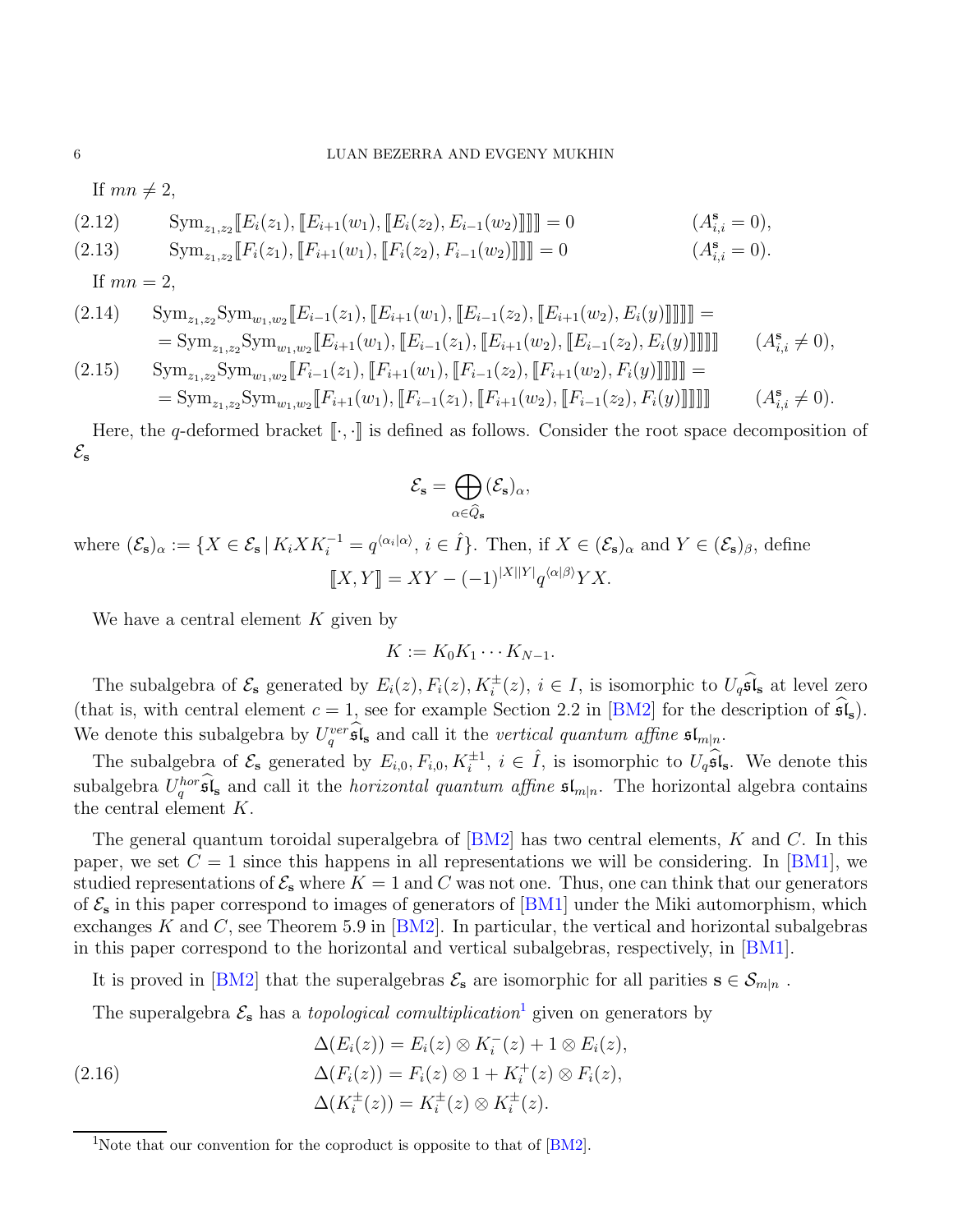If $mn \neq 2$,

$$\operatorname{Sym}_{z_1,z_2}[\![E_i(z_1),[\![E_{i+1}(w_1),[\![E_i(z_2),E_{i-1}(w_2)]\!]]\!]]\!]=0 \qquad (A^{\mathbf{s}}_{i,i}=0), \tag{2.12}$$

$$\operatorname{Sym}_{z_1,z_2}[\![F_i(z_1),[\![F_{i+1}(w_1),[\![F_i(z_2),F_{i-1}(w_2)]\!]]\!]]\!]=0 \qquad (A^{\mathbf{s}}_{i,i}=0). \tag{2.13}$$

If $mn = 2$,

$$\begin{aligned}&\operatorname{Sym}_{z_1,z_2}\operatorname{Sym}_{w_1,w_2}[\![E_{i-1}(z_1),[\![E_{i+1}(w_1),[\![E_{i-1}(z_2),[\![E_{i+1}(w_2),E_i(y)]\!]]\!]]\!]]\!]=\\&=\operatorname{Sym}_{z_1,z_2}\operatorname{Sym}_{w_1,w_2}[\![E_{i+1}(w_1),[\![E_{i-1}(z_1),[\![E_{i+1}(w_2),[\![E_{i-1}(z_2),E_i(y)]\!]]\!]]\!]]\!] \qquad (A^{\mathbf{s}}_{i,i}\neq 0),\end{aligned} \tag{2.14}$$

$$\begin{aligned}&\operatorname{Sym}_{z_1,z_2}\operatorname{Sym}_{w_1,w_2}[\![F_{i-1}(z_1),[\![F_{i+1}(w_1),[\![F_{i-1}(z_2),[\![F_{i+1}(w_2),F_i(y)]\!]]\!]]\!]]\!]=\\&=\operatorname{Sym}_{z_1,z_2}\operatorname{Sym}_{w_1,w_2}[\![F_{i+1}(w_1),[\![F_{i-1}(z_1),[\![F_{i+1}(w_2),[\![F_{i-1}(z_2),F_i(y)]\!]]\!]]\!]]\!] \qquad (A^{\mathbf{s}}_{i,i}\neq 0).\end{aligned} \tag{2.15}$$

Here, the $q$-deformed bracket $[\![\cdot,\cdot]\!]$ is defined as follows. Consider the root space decomposition of $\mathcal{E}_{\mathbf{s}}$

$$\mathcal{E}_{\mathbf{s}}=\bigoplus_{\alpha\in\widehat{Q}_{\mathbf{s}}}(\mathcal{E}_{\mathbf{s}})_\alpha,$$

where $(\mathcal{E}_{\mathbf{s}})_\alpha := \{X\in\mathcal{E}_{\mathbf{s}} \mid K_iXK_i^{-1}=q^{\langle\alpha_i|\alpha\rangle},\ i\in\hat{I}\}$. Then, if $X\in(\mathcal{E}_{\mathbf{s}})_\alpha$ and $Y\in(\mathcal{E}_{\mathbf{s}})_\beta$, define

$$[\![X,Y]\!]=XY-(-1)^{|X||Y|}q^{\langle\alpha|\beta\rangle}YX.$$

We have a central element $K$ given by

$$K:=K_0K_1\cdots K_{N-1}.$$

The subalgebra of $\mathcal{E}_{\mathbf{s}}$ generated by $E_i(z), F_i(z), K_i^{\pm}(z)$, $i\in I$, is isomorphic to $U_q\widehat{\mathfrak{sl}}_{\mathbf{s}}$ at level zero (that is, with central element $c=1$, see for example Section 2.2 in [BM2] for the description of $\widehat{\mathfrak{sl}}_{\mathbf{s}}$). We denote this subalgebra by $U_q^{ver}\widehat{\mathfrak{sl}}_{\mathbf{s}}$ and call it the *vertical quantum affine* $\mathfrak{sl}_{m|n}$.

The subalgebra of $\mathcal{E}_{\mathbf{s}}$ generated by $E_{i,0}, F_{i,0}, K_i^{\pm1}$, $i\in\hat{I}$, is isomorphic to $U_q\widehat{\mathfrak{sl}}_{\mathbf{s}}$. We denote this subalgebra $U_q^{hor}\widehat{\mathfrak{sl}}_{\mathbf{s}}$ and call it the *horizontal quantum affine* $\mathfrak{sl}_{m|n}$. The horizontal algebra contains the central element $K$.

The general quantum toroidal superalgebra of [BM2] has two central elements, $K$ and $C$. In this paper, we set $C=1$ since this happens in all representations we will be considering. In [BM1], we studied representations of $\mathcal{E}_{\mathbf{s}}$ where $K=1$ and $C$ was not one. Thus, one can think that our generators of $\mathcal{E}_{\mathbf{s}}$ in this paper correspond to images of generators of [BM1] under the Miki automorphism, which exchanges $K$ and $C$, see Theorem 5.9 in [BM2]. In particular, the vertical and horizontal subalgebras in this paper correspond to the horizontal and vertical subalgebras, respectively, in [BM1].

It is proved in [BM2] that the superalgebras $\mathcal{E}_{\mathbf{s}}$ are isomorphic for all parities $\mathbf{s}\in\mathcal{S}_{m|n}$ .

The superalgebra $\mathcal{E}_{\mathbf{s}}$ has a *topological comultiplication*[1] given on generators by

$$\begin{aligned}\Delta(E_i(z))&=E_i(z)\otimes K_i^-(z)+1\otimes E_i(z),\\ \Delta(F_i(z))&=F_i(z)\otimes 1+K_i^+(z)\otimes F_i(z),\\ \Delta(K_i^{\pm}(z))&=K_i^{\pm}(z)\otimes K_i^{\pm}(z).\end{aligned} \tag{2.16}$$

[1] Note that our convention for the coproduct is opposite to that of [BM2].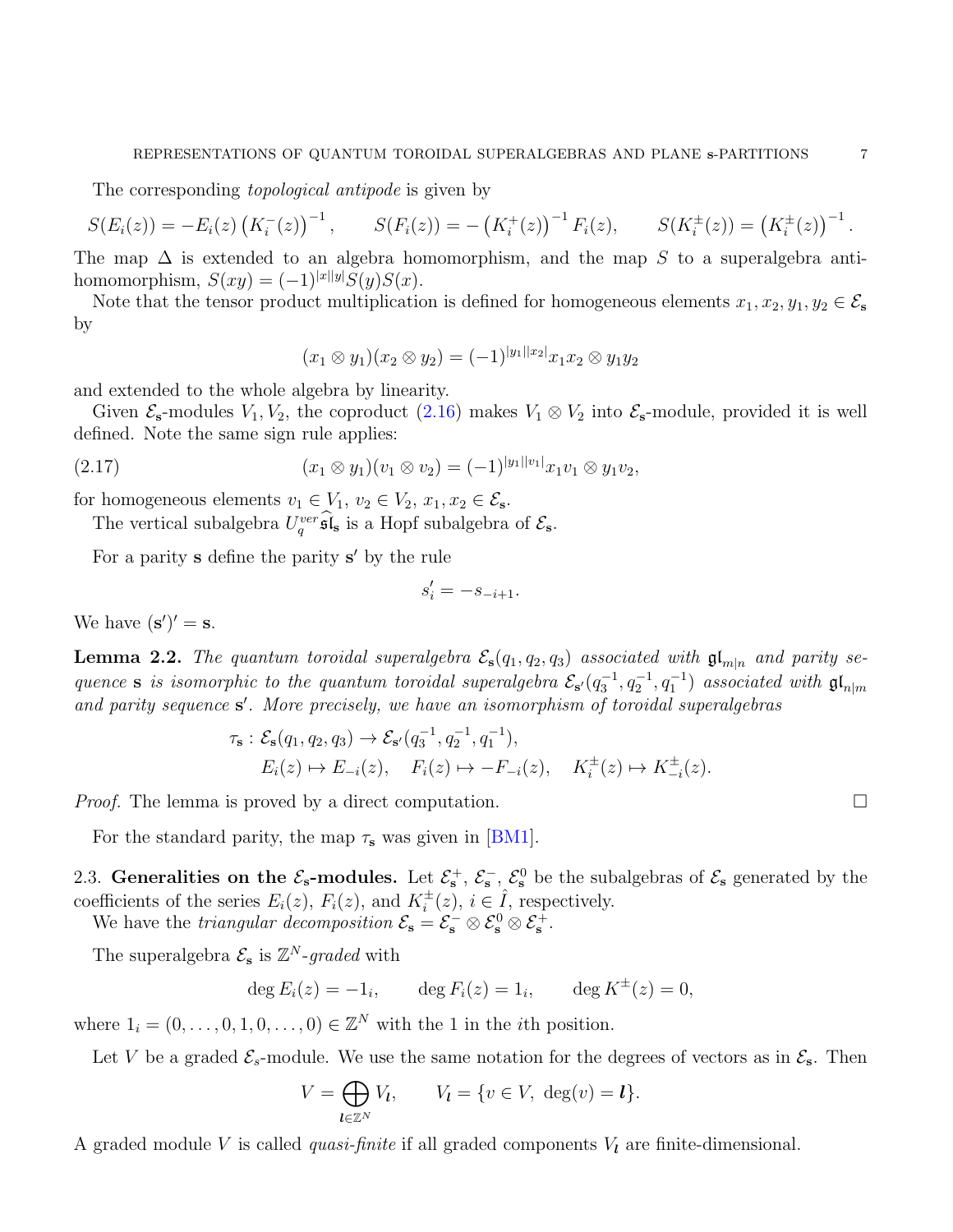The corresponding *topological antipode* is given by

$$S(E_i(z)) = -E_i(z)\left(K_i^-(z)\right)^{-1}, \qquad S(F_i(z)) = -\left(K_i^+(z)\right)^{-1}F_i(z), \qquad S(K_i^\pm(z)) = \left(K_i^\pm(z)\right)^{-1}.$$

The map $\Delta$ is extended to an algebra homomorphism, and the map $S$ to a superalgebra anti-homomorphism, $S(xy) = (-1)^{|x||y|}S(y)S(x)$.

Note that the tensor product multiplication is defined for homogeneous elements $x_1, x_2, y_1, y_2 \in \mathcal{E}_{\mathbf{s}}$ by

$$(x_1 \otimes y_1)(x_2 \otimes y_2) = (-1)^{|y_1||x_2|}x_1x_2 \otimes y_1y_2$$

and extended to the whole algebra by linearity.

Given $\mathcal{E}_{\mathbf{s}}$-modules $V_1, V_2$, the coproduct (2.16) makes $V_1 \otimes V_2$ into $\mathcal{E}_{\mathbf{s}}$-module, provided it is well defined. Note the same sign rule applies:

$$(x_1 \otimes y_1)(v_1 \otimes v_2) = (-1)^{|y_1||v_1|}x_1v_1 \otimes y_1v_2, \tag{2.17}$$

for homogeneous elements $v_1 \in V_1$, $v_2 \in V_2$, $x_1, x_2 \in \mathcal{E}_{\mathbf{s}}$.

The vertical subalgebra $U_q^{ver}\widehat{\mathfrak{sl}}_{\mathbf{s}}$ is a Hopf subalgebra of $\mathcal{E}_{\mathbf{s}}$.

For a parity $\mathbf{s}$ define the parity $\mathbf{s}'$ by the rule

$$s_i' = -s_{-i+1}.$$

We have $(\mathbf{s}')' = \mathbf{s}$.

**Lemma 2.2.** *The quantum toroidal superalgebra $\mathcal{E}_{\mathbf{s}}(q_1, q_2, q_3)$ associated with $\mathfrak{gl}_{m|n}$ and parity sequence $\mathbf{s}$ is isomorphic to the quantum toroidal superalgebra $\mathcal{E}_{\mathbf{s}'}(q_3^{-1}, q_2^{-1}, q_1^{-1})$ associated with $\mathfrak{gl}_{n|m}$ and parity sequence $\mathbf{s}'$. More precisely, we have an isomorphism of toroidal superalgebras*

$$\begin{aligned}
\tau_{\mathbf{s}} : \mathcal{E}_{\mathbf{s}}(q_1, q_2, q_3) &\to \mathcal{E}_{\mathbf{s}'}(q_3^{-1}, q_2^{-1}, q_1^{-1}), \\
E_i(z) \mapsto E_{-i}(z), \quad & F_i(z) \mapsto -F_{-i}(z), \quad K_i^\pm(z) \mapsto K_{-i}^\pm(z).
\end{aligned}$$

*Proof.* The lemma is proved by a direct computation. □

For the standard parity, the map $\tau_{\mathbf{s}}$ was given in [BM1].

## 2.3. Generalities on the $\mathcal{E}_{\mathbf{s}}$-modules.

Let $\mathcal{E}_{\mathbf{s}}^+$, $\mathcal{E}_{\mathbf{s}}^-$, $\mathcal{E}_{\mathbf{s}}^0$ be the subalgebras of $\mathcal{E}_{\mathbf{s}}$ generated by the coefficients of the series $E_i(z)$, $F_i(z)$, and $K_i^\pm(z)$, $i \in \hat{I}$, respectively.

We have the *triangular decomposition* $\mathcal{E}_{\mathbf{s}} = \mathcal{E}_{\mathbf{s}}^- \otimes \mathcal{E}_{\mathbf{s}}^0 \otimes \mathcal{E}_{\mathbf{s}}^+$.

The superalgebra $\mathcal{E}_{\mathbf{s}}$ is $\mathbb{Z}^N$*-graded* with

$$\deg E_i(z) = -1_i, \qquad \deg F_i(z) = 1_i, \qquad \deg K^\pm(z) = 0,$$

where $1_i = (0, \ldots, 0, 1, 0, \ldots, 0) \in \mathbb{Z}^N$ with the 1 in the $i$th position.

Let $V$ be a graded $\mathcal{E}_s$-module. We use the same notation for the degrees of vectors as in $\mathcal{E}_{\mathbf{s}}$. Then

$$V = \bigoplus_{\boldsymbol{l} \in \mathbb{Z}^N} V_{\boldsymbol{l}}, \qquad V_{\boldsymbol{l}} = \{v \in V,\ \deg(v) = \boldsymbol{l}\}.$$

A graded module $V$ is called *quasi-finite* if all graded components $V_{\boldsymbol{l}}$ are finite-dimensional.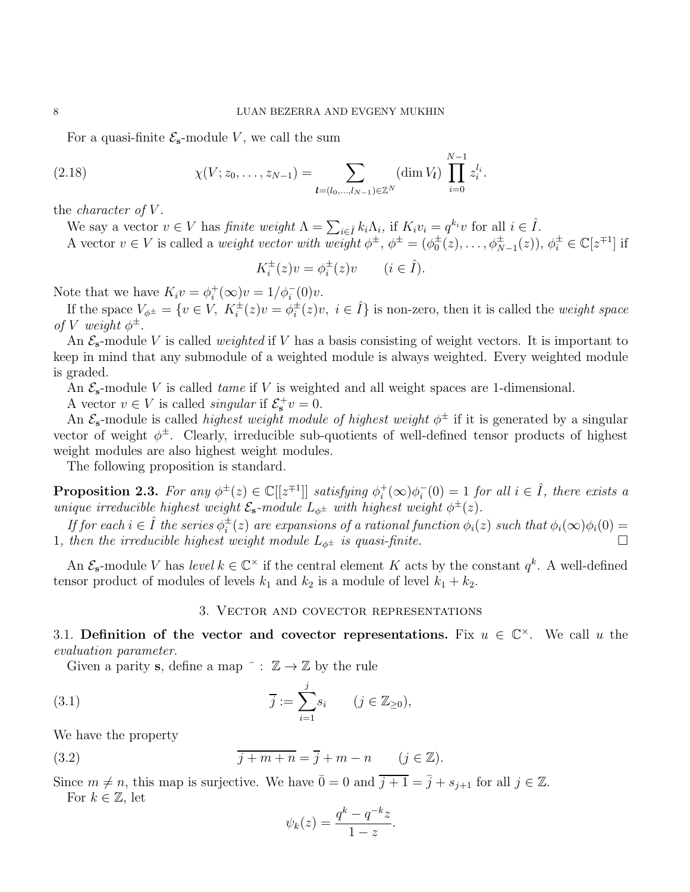For a quasi-finite $\mathcal{E}_{\mathbf{s}}$-module $V$, we call the sum

$$\chi(V; z_0, \dots, z_{N-1}) = \sum_{\boldsymbol{l}=(l_0,\dots,l_{N-1})\in\mathbb{Z}^N} (\dim V_{\boldsymbol{l}}) \prod_{i=0}^{N-1} z_i^{l_i}. \tag{2.18}$$

the *character of* $V$.

We say a vector $v \in V$ has *finite weight* $\Lambda = \sum_{i\in\hat{I}} k_i \Lambda_i$, if $K_i v_i = q^{k_i} v$ for all $i \in \hat{I}$.

A vector $v \in V$ is called a *weight vector with weight* $\phi^\pm$, $\phi^\pm = (\phi_0^\pm(z), \dots, \phi_{N-1}^\pm(z))$, $\phi_i^\pm \in \mathbb{C}[z^{\mp 1}]$ if

$$K_i^\pm(z) v = \phi_i^\pm(z) v \qquad (i \in \hat{I}).$$

Note that we have $K_i v = \phi_i^+(\infty) v = 1/\phi_i^-(0) v$.

If the space $V_{\phi^\pm} = \{v \in V,\ K_i^\pm(z) v = \phi_i^\pm(z) v,\ i \in \hat{I}\}$ is non-zero, then it is called the *weight space of* $V$ *weight* $\phi^\pm$.

An $\mathcal{E}_{\mathbf{s}}$-module $V$ is called *weighted* if $V$ has a basis consisting of weight vectors. It is important to keep in mind that any submodule of a weighted module is always weighted. Every weighted module is graded.

An $\mathcal{E}_{\mathbf{s}}$-module $V$ is called *tame* if $V$ is weighted and all weight spaces are 1-dimensional.

A vector $v \in V$ is called *singular* if $\mathcal{E}_{\mathbf{s}}^+ v = 0$.

An $\mathcal{E}_{\mathbf{s}}$-module is called *highest weight module of highest weight* $\phi^\pm$ if it is generated by a singular vector of weight $\phi^\pm$. Clearly, irreducible sub-quotients of well-defined tensor products of highest weight modules are also highest weight modules.

The following proposition is standard.

**Proposition 2.3.** *For any* $\phi^\pm(z) \in \mathbb{C}[[z^{\mp 1}]]$ *satisfying* $\phi_i^+(\infty)\phi_i^-(0) = 1$ *for all* $i \in \hat{I}$, *there exists a unique irreducible highest weight* $\mathcal{E}_{\mathbf{s}}$*-module* $L_{\phi^\pm}$ *with highest weight* $\phi^\pm(z)$.

*If for each* $i \in \hat{I}$ *the series* $\phi_i^\pm(z)$ *are expansions of a rational function* $\phi_i(z)$ *such that* $\phi_i(\infty)\phi_i(0) = 1$, *then the irreducible highest weight module* $L_{\phi^\pm}$ *is quasi-finite.* □

An $\mathcal{E}_{\mathbf{s}}$-module $V$ has *level* $k \in \mathbb{C}^\times$ if the central element $K$ acts by the constant $q^k$. A well-defined tensor product of modules of levels $k_1$ and $k_2$ is a module of level $k_1 + k_2$.

## 3. Vector and covector representations

**3.1. Definition of the vector and covector representations.** Fix $u \in \mathbb{C}^\times$. We call $u$ the *evaluation parameter*.

Given a parity $\mathbf{s}$, define a map $\bar{\ }: \mathbb{Z} \to \mathbb{Z}$ by the rule

$$\overline{j} := \sum_{i=1}^{j} s_i \qquad (j \in \mathbb{Z}_{\geq 0}), \tag{3.1}$$

We have the property

$$\overline{j + m + n} = \overline{j} + m - n \qquad (j \in \mathbb{Z}). \tag{3.2}$$

Since $m \neq n$, this map is surjective. We have $\bar{0} = 0$ and $\overline{j+1} = \bar{j} + s_{j+1}$ for all $j \in \mathbb{Z}$.

For $k \in \mathbb{Z}$, let

$$\psi_k(z) = \frac{q^k - q^{-k} z}{1 - z}.$$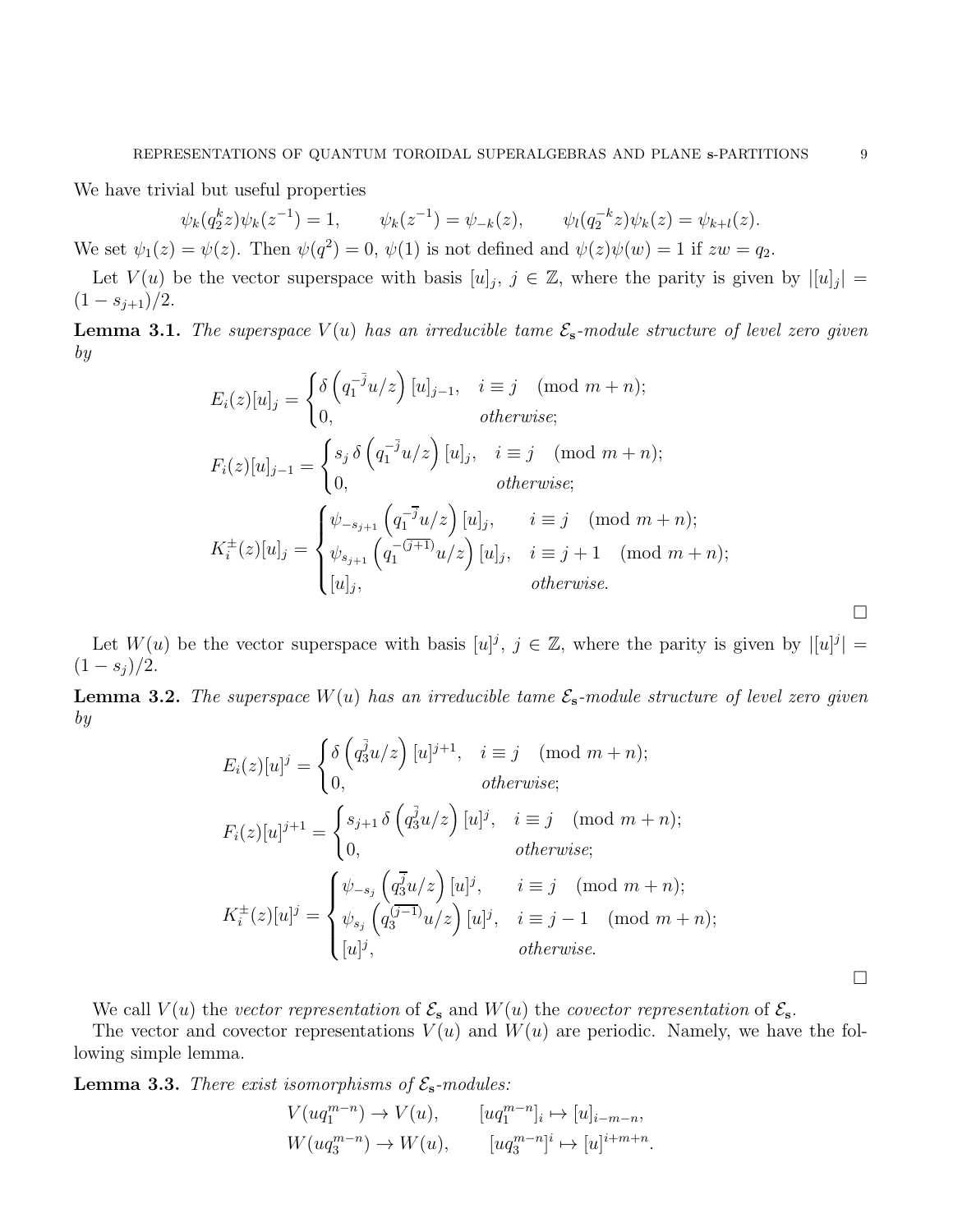We have trivial but useful properties

$$\psi_k(q_2^k z)\psi_k(z^{-1}) = 1, \qquad \psi_k(z^{-1}) = \psi_{-k}(z), \qquad \psi_l(q_2^{-k} z)\psi_k(z) = \psi_{k+l}(z).$$

We set $\psi_1(z) = \psi(z)$. Then $\psi(q^2) = 0$, $\psi(1)$ is not defined and $\psi(z)\psi(w) = 1$ if $zw = q_2$.

Let $V(u)$ be the vector superspace with basis $[u]_j$, $j \in \mathbb{Z}$, where the parity is given by $|[u]_j| = (1 - s_{j+1})/2$.

**Lemma 3.1.** *The superspace $V(u)$ has an irreducible tame $\mathcal{E}_{\mathbf{s}}$-module structure of level zero given by*

$$E_i(z)[u]_j = \begin{cases} \delta\left(q_1^{-\bar{j}} u/z\right)[u]_{j-1}, & i \equiv j \pmod{m+n}; \\ 0, & \text{otherwise}; \end{cases}$$

$$F_i(z)[u]_{j-1} = \begin{cases} s_j\, \delta\left(q_1^{-\bar{j}} u/z\right)[u]_j, & i \equiv j \pmod{m+n}; \\ 0, & \text{otherwise}; \end{cases}$$

$$K_i^{\pm}(z)[u]_j = \begin{cases} \psi_{-s_{j+1}}\left(q_1^{-\overline{j}} u/z\right)[u]_j, & i \equiv j \pmod{m+n}; \\ \psi_{s_{j+1}}\left(q_1^{-\overline{(j+1)}} u/z\right)[u]_j, & i \equiv j+1 \pmod{m+n}; \\ [u]_j, & \text{otherwise}. \end{cases}$$

$\square$

Let $W(u)$ be the vector superspace with basis $[u]^j$, $j \in \mathbb{Z}$, where the parity is given by $|[u]^j| = (1 - s_j)/2$.

**Lemma 3.2.** *The superspace $W(u)$ has an irreducible tame $\mathcal{E}_{\mathbf{s}}$-module structure of level zero given by*

$$E_i(z)[u]^j = \begin{cases} \delta\left(q_3^{\bar{j}} u/z\right)[u]^{j+1}, & i \equiv j \pmod{m+n}; \\ 0, & \text{otherwise}; \end{cases}$$

$$F_i(z)[u]^{j+1} = \begin{cases} s_{j+1}\, \delta\left(q_3^{\bar{j}} u/z\right)[u]^j, & i \equiv j \pmod{m+n}; \\ 0, & \text{otherwise}; \end{cases}$$

$$K_i^{\pm}(z)[u]^j = \begin{cases} \psi_{-s_j}\left(q_3^{\overline{j}} u/z\right)[u]^j, & i \equiv j \pmod{m+n}; \\ \psi_{s_j}\left(q_3^{\overline{(j-1)}} u/z\right)[u]^j, & i \equiv j-1 \pmod{m+n}; \\ [u]^j, & \text{otherwise}. \end{cases}$$

$\square$

We call $V(u)$ the *vector representation* of $\mathcal{E}_{\mathbf{s}}$ and $W(u)$ the *covector representation* of $\mathcal{E}_{\mathbf{s}}$.

The vector and covector representations $V(u)$ and $W(u)$ are periodic. Namely, we have the following simple lemma.

**Lemma 3.3.** *There exist isomorphisms of $\mathcal{E}_{\mathbf{s}}$-modules:*

$$V(uq_1^{m-n}) \to V(u), \qquad [uq_1^{m-n}]_i \mapsto [u]_{i-m-n},$$
$$W(uq_3^{m-n}) \to W(u), \qquad [uq_3^{m-n}]^i \mapsto [u]^{i+m+n}.$$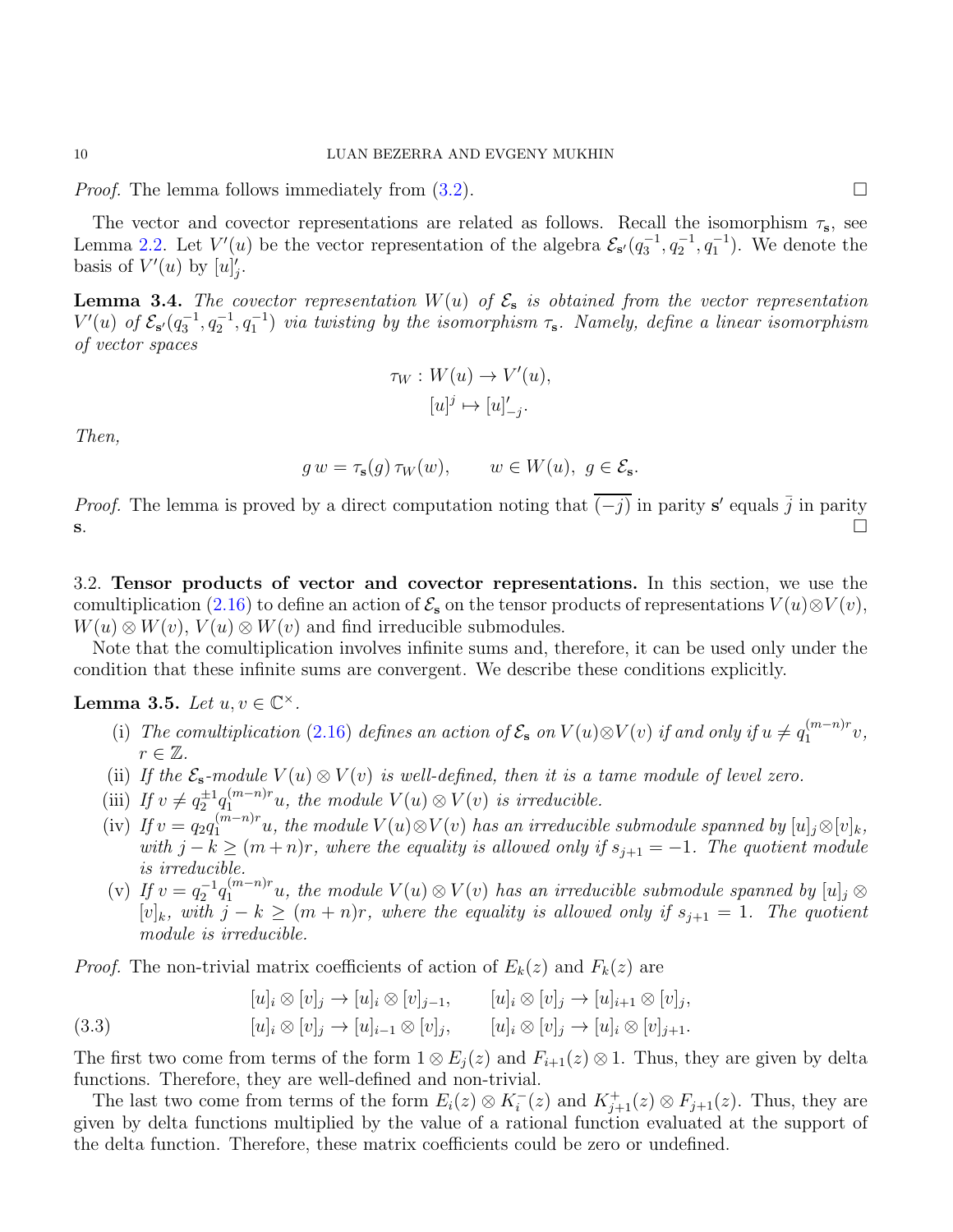*Proof.* The lemma follows immediately from (3.2). □

The vector and covector representations are related as follows. Recall the isomorphism $\tau_{\mathbf{s}}$, see Lemma 2.2. Let $V'(u)$ be the vector representation of the algebra $\mathcal{E}_{\mathbf{s}'}(q_3^{-1}, q_2^{-1}, q_1^{-1})$. We denote the basis of $V'(u)$ by $[u]'_j$.

**Lemma 3.4.** *The covector representation $W(u)$ of $\mathcal{E}_{\mathbf{s}}$ is obtained from the vector representation $V'(u)$ of $\mathcal{E}_{\mathbf{s}'}(q_3^{-1}, q_2^{-1}, q_1^{-1})$ via twisting by the isomorphism $\tau_{\mathbf{s}}$. Namely, define a linear isomorphism of vector spaces*

$$\tau_W : W(u) \to V'(u),$$
$$[u]^j \mapsto [u]'_{-j}.$$

*Then,*

$$g\, w = \tau_{\mathbf{s}}(g)\, \tau_W(w), \qquad w \in W(u),\ g \in \mathcal{E}_{\mathbf{s}}.$$

*Proof.* The lemma is proved by a direct computation noting that $\overline{(-j)}$ in parity $\mathbf{s}'$ equals $\bar{j}$ in parity $\mathbf{s}$. □

## 3.2. Tensor products of vector and covector representations.

In this section, we use the comultiplication (2.16) to define an action of $\mathcal{E}_{\mathbf{s}}$ on the tensor products of representations $V(u)\otimes V(v)$, $W(u)\otimes W(v)$, $V(u)\otimes W(v)$ and find irreducible submodules.

Note that the comultiplication involves infinite sums and, therefore, it can be used only under the condition that these infinite sums are convergent. We describe these conditions explicitly.

**Lemma 3.5.** *Let $u, v \in \mathbb{C}^\times$.*

- (i) *The comultiplication (2.16) defines an action of $\mathcal{E}_{\mathbf{s}}$ on $V(u)\otimes V(v)$ if and only if $u \neq q_1^{(m-n)r} v$, $r \in \mathbb{Z}$.*
- (ii) *If the $\mathcal{E}_{\mathbf{s}}$-module $V(u)\otimes V(v)$ is well-defined, then it is a tame module of level zero.*
- (iii) *If $v \neq q_2^{\pm 1} q_1^{(m-n)r} u$, the module $V(u)\otimes V(v)$ is irreducible.*
- (iv) *If $v = q_2 q_1^{(m-n)r} u$, the module $V(u)\otimes V(v)$ has an irreducible submodule spanned by $[u]_j\otimes[v]_k$, with $j-k \geq (m+n)r$, where the equality is allowed only if $s_{j+1} = -1$. The quotient module is irreducible.*
- (v) *If $v = q_2^{-1} q_1^{(m-n)r} u$, the module $V(u)\otimes V(v)$ has an irreducible submodule spanned by $[u]_j \otimes [v]_k$, with $j-k \geq (m+n)r$, where the equality is allowed only if $s_{j+1} = 1$. The quotient module is irreducible.*

*Proof.* The non-trivial matrix coefficients of action of $E_k(z)$ and $F_k(z)$ are

$$
\begin{aligned}
&[u]_i \otimes [v]_j \to [u]_i \otimes [v]_{j-1}, \qquad [u]_i \otimes [v]_j \to [u]_{i+1} \otimes [v]_j,\\
&[u]_i \otimes [v]_j \to [u]_{i-1} \otimes [v]_j, \qquad [u]_i \otimes [v]_j \to [u]_i \otimes [v]_{j+1}.
\end{aligned}
\tag{3.3}
$$

The first two come from terms of the form $1 \otimes E_j(z)$ and $F_{i+1}(z)\otimes 1$. Thus, they are given by delta functions. Therefore, they are well-defined and non-trivial.

The last two come from terms of the form $E_i(z)\otimes K_i^-(z)$ and $K_{j+1}^+(z)\otimes F_{j+1}(z)$. Thus, they are given by delta functions multiplied by the value of a rational function evaluated at the support of the delta function. Therefore, these matrix coefficients could be zero or undefined.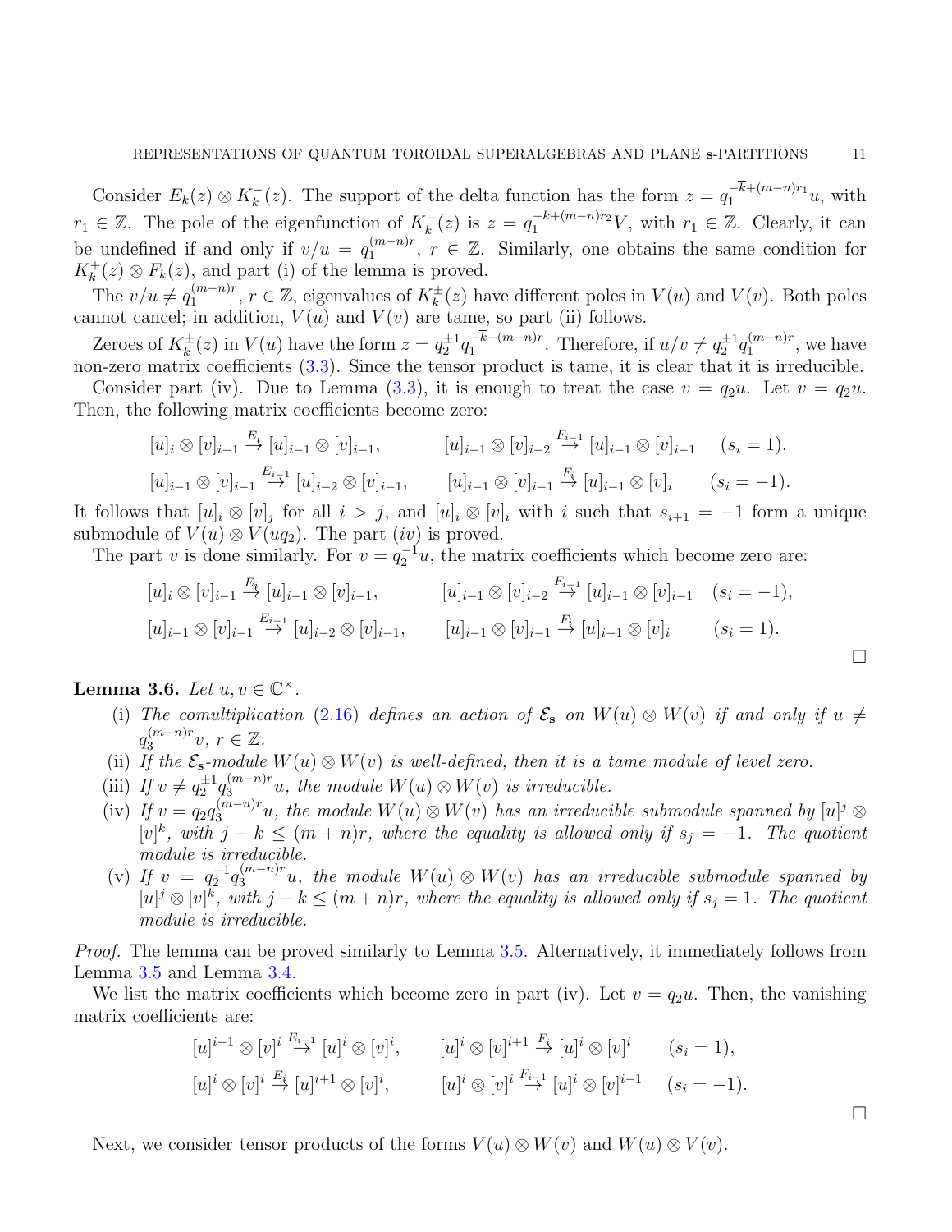Consider $E_k(z) \otimes K_k^-(z)$. The support of the delta function has the form $z = q_1^{-\overline{k}+(m-n)r_1} u$, with $r_1 \in \mathbb{Z}$. The pole of the eigenfunction of $K_k^-(z)$ is $z = q_1^{-\overline{k}+(m-n)r_2} V$, with $r_1 \in \mathbb{Z}$. Clearly, it can be undefined if and only if $v/u = q_1^{(m-n)r}$, $r \in \mathbb{Z}$. Similarly, one obtains the same condition for $K_k^+(z) \otimes F_k(z)$, and part (i) of the lemma is proved.

The $v/u \neq q_1^{(m-n)r}$, $r \in \mathbb{Z}$, eigenvalues of $K_k^{\pm}(z)$ have different poles in $V(u)$ and $V(v)$. Both poles cannot cancel; in addition, $V(u)$ and $V(v)$ are tame, so part (ii) follows.

Zeroes of $K_k^{\pm}(z)$ in $V(u)$ have the form $z = q_2^{\pm 1} q_1^{-\overline{k}+(m-n)r}$. Therefore, if $u/v \neq q_2^{\pm 1} q_1^{(m-n)r}$, we have non-zero matrix coefficients (3.3). Since the tensor product is tame, it is clear that it is irreducible.

Consider part (iv). Due to Lemma (3.3), it is enough to treat the case $v = q_2 u$. Let $v = q_2 u$. Then, the following matrix coefficients become zero:

$$[u]_i \otimes [v]_{i-1} \xrightarrow{E_i} [u]_{i-1} \otimes [v]_{i-1}, \qquad [u]_{i-1} \otimes [v]_{i-2} \xrightarrow{F_{i-1}} [u]_{i-1} \otimes [v]_{i-1} \quad (s_i = 1),$$

$$[u]_{i-1} \otimes [v]_{i-1} \xrightarrow{E_{i-1}} [u]_{i-2} \otimes [v]_{i-1}, \qquad [u]_{i-1} \otimes [v]_{i-1} \xrightarrow{F_i} [u]_{i-1} \otimes [v]_i \quad (s_i = -1).$$

It follows that $[u]_i \otimes [v]_j$ for all $i > j$, and $[u]_i \otimes [v]_i$ with $i$ such that $s_{i+1} = -1$ form a unique submodule of $V(u) \otimes V(uq_2)$. The part $(iv)$ is proved.

The part $v$ is done similarly. For $v = q_2^{-1} u$, the matrix coefficients which become zero are:

$$[u]_i \otimes [v]_{i-1} \xrightarrow{E_i} [u]_{i-1} \otimes [v]_{i-1}, \qquad [u]_{i-1} \otimes [v]_{i-2} \xrightarrow{F_{i-1}} [u]_{i-1} \otimes [v]_{i-1} \quad (s_i = -1),$$

$$[u]_{i-1} \otimes [v]_{i-1} \xrightarrow{E_{i-1}} [u]_{i-2} \otimes [v]_{i-1}, \qquad [u]_{i-1} \otimes [v]_{i-1} \xrightarrow{F_i} [u]_{i-1} \otimes [v]_i \quad (s_i = 1).$$

□

**Lemma 3.6.** *Let $u, v \in \mathbb{C}^{\times}$.*

- (i) *The comultiplication (2.16) defines an action of $\mathcal{E}_{\mathbf{s}}$ on $W(u) \otimes W(v)$ if and only if $u \neq q_3^{(m-n)r} v$, $r \in \mathbb{Z}$.*
- (ii) *If the $\mathcal{E}_{\mathbf{s}}$-module $W(u) \otimes W(v)$ is well-defined, then it is a tame module of level zero.*
- (iii) *If $v \neq q_2^{\pm 1} q_3^{(m-n)r} u$, the module $W(u) \otimes W(v)$ is irreducible.*
- (iv) *If $v = q_2 q_3^{(m-n)r} u$, the module $W(u) \otimes W(v)$ has an irreducible submodule spanned by $[u]^j \otimes [v]^k$, with $j - k \leq (m+n)r$, where the equality is allowed only if $s_j = -1$. The quotient module is irreducible.*
- (v) *If $v = q_2^{-1} q_3^{(m-n)r} u$, the module $W(u) \otimes W(v)$ has an irreducible submodule spanned by $[u]^j \otimes [v]^k$, with $j - k \leq (m+n)r$, where the equality is allowed only if $s_j = 1$. The quotient module is irreducible.*

*Proof.* The lemma can be proved similarly to Lemma 3.5. Alternatively, it immediately follows from Lemma 3.5 and Lemma 3.4.

We list the matrix coefficients which become zero in part (iv). Let $v = q_2 u$. Then, the vanishing matrix coefficients are:

$$[u]^{i-1} \otimes [v]^i \xrightarrow{E_{i-1}} [u]^i \otimes [v]^i, \qquad [u]^i \otimes [v]^{i+1} \xrightarrow{F_i} [u]^i \otimes [v]^i \quad (s_i = 1),$$

$$[u]^i \otimes [v]^i \xrightarrow{E_i} [u]^{i+1} \otimes [v]^i, \qquad [u]^i \otimes [v]^i \xrightarrow{F_{i-1}} [u]^i \otimes [v]^{i-1} \quad (s_i = -1).$$

□

Next, we consider tensor products of the forms $V(u) \otimes W(v)$ and $W(u) \otimes V(v)$.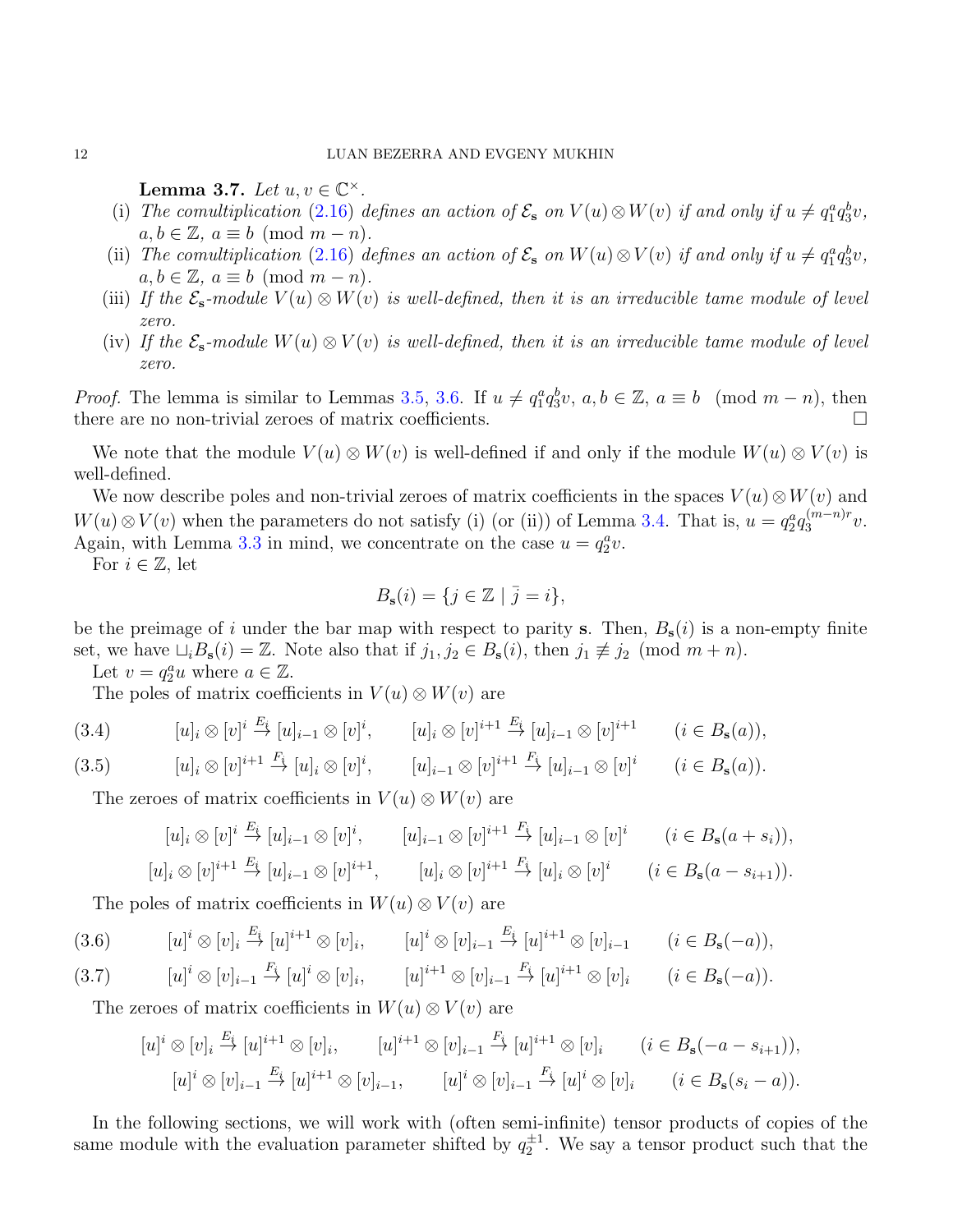**Lemma 3.7.** *Let $u, v \in \mathbb{C}^\times$.*

(i) *The comultiplication (2.16) defines an action of $\mathcal{E}_\mathbf{s}$ on $V(u) \otimes W(v)$ if and only if $u \neq q_1^a q_3^b v$, $a, b \in \mathbb{Z}$, $a \equiv b \pmod{m-n}$.*

(ii) *The comultiplication (2.16) defines an action of $\mathcal{E}_\mathbf{s}$ on $W(u) \otimes V(v)$ if and only if $u \neq q_1^a q_3^b v$, $a, b \in \mathbb{Z}$, $a \equiv b \pmod{m-n}$.*

(iii) *If the $\mathcal{E}_\mathbf{s}$-module $V(u) \otimes W(v)$ is well-defined, then it is an irreducible tame module of level zero.*

(iv) *If the $\mathcal{E}_\mathbf{s}$-module $W(u) \otimes V(v)$ is well-defined, then it is an irreducible tame module of level zero.*

*Proof.* The lemma is similar to Lemmas 3.5, 3.6. If $u \neq q_1^a q_3^b v$, $a, b \in \mathbb{Z}$, $a \equiv b \pmod{m-n}$, then there are no non-trivial zeroes of matrix coefficients. $\square$

We note that the module $V(u) \otimes W(v)$ is well-defined if and only if the module $W(u) \otimes V(v)$ is well-defined.

We now describe poles and non-trivial zeroes of matrix coefficients in the spaces $V(u) \otimes W(v)$ and $W(u) \otimes V(v)$ when the parameters do not satisfy (i) (or (ii)) of Lemma 3.4. That is, $u = q_2^a q_3^{(m-n)r} v$. Again, with Lemma 3.3 in mind, we concentrate on the case $u = q_2^a v$.

For $i \in \mathbb{Z}$, let

$$B_\mathbf{s}(i) = \{j \in \mathbb{Z} \mid \bar{j} = i\},$$

be the preimage of $i$ under the bar map with respect to parity $\mathbf{s}$. Then, $B_\mathbf{s}(i)$ is a non-empty finite set, we have $\sqcup_i B_\mathbf{s}(i) = \mathbb{Z}$. Note also that if $j_1, j_2 \in B_\mathbf{s}(i)$, then $j_1 \not\equiv j_2 \pmod{m+n}$.

Let $v = q_2^a u$ where $a \in \mathbb{Z}$.

The poles of matrix coefficients in $V(u) \otimes W(v)$ are

$$[u]_i \otimes [v]^i \xrightarrow{E_{\bar{i}}} [u]_{i-1} \otimes [v]^i, \qquad [u]_i \otimes [v]^{i+1} \xrightarrow{E_{\bar{i}}} [u]_{i-1} \otimes [v]^{i+1} \qquad (i \in B_\mathbf{s}(a)), \tag{3.4}$$

$$[u]_i \otimes [v]^{i+1} \xrightarrow{F_{\bar{i}}} [u]_i \otimes [v]^i, \qquad [u]_{i-1} \otimes [v]^{i+1} \xrightarrow{F_{\bar{i}}} [u]_{i-1} \otimes [v]^i \qquad (i \in B_\mathbf{s}(a)). \tag{3.5}$$

The zeroes of matrix coefficients in $V(u) \otimes W(v)$ are

$$[u]_i \otimes [v]^i \xrightarrow{E_{\bar{i}}} [u]_{i-1} \otimes [v]^i, \qquad [u]_{i-1} \otimes [v]^{i+1} \xrightarrow{F_{\bar{i}}} [u]_{i-1} \otimes [v]^i \qquad (i \in B_\mathbf{s}(a + s_i)),$$

$$[u]_i \otimes [v]^{i+1} \xrightarrow{E_{\bar{i}}} [u]_{i-1} \otimes [v]^{i+1}, \qquad [u]_i \otimes [v]^{i+1} \xrightarrow{F_{\bar{i}}} [u]_i \otimes [v]^i \qquad (i \in B_\mathbf{s}(a - s_{i+1})).$$

The poles of matrix coefficients in $W(u) \otimes V(v)$ are

$$[u]^i \otimes [v]_i \xrightarrow{E_{\bar{i}}} [u]^{i+1} \otimes [v]_i, \qquad [u]^i \otimes [v]_{i-1} \xrightarrow{E_{\bar{i}}} [u]^{i+1} \otimes [v]_{i-1} \qquad (i \in B_\mathbf{s}(-a)), \tag{3.6}$$

$$[u]^i \otimes [v]_{i-1} \xrightarrow{F_{\bar{i}}} [u]^i \otimes [v]_i, \qquad [u]^{i+1} \otimes [v]_{i-1} \xrightarrow{F_{\bar{i}}} [u]^{i+1} \otimes [v]_i \qquad (i \in B_\mathbf{s}(-a)). \tag{3.7}$$

The zeroes of matrix coefficients in $W(u) \otimes V(v)$ are

$$[u]^i \otimes [v]_i \xrightarrow{E_{\bar{i}}} [u]^{i+1} \otimes [v]_i, \qquad [u]^{i+1} \otimes [v]_{i-1} \xrightarrow{F_{\bar{i}}} [u]^{i+1} \otimes [v]_i \qquad (i \in B_\mathbf{s}(-a - s_{i+1})),$$

$$[u]^i \otimes [v]_{i-1} \xrightarrow{E_{\bar{i}}} [u]^{i+1} \otimes [v]_{i-1}, \qquad [u]^i \otimes [v]_{i-1} \xrightarrow{F_{\bar{i}}} [u]^i \otimes [v]_i \qquad (i \in B_\mathbf{s}(s_i - a)).$$

In the following sections, we will work with (often semi-infinite) tensor products of copies of the same module with the evaluation parameter shifted by $q_2^{\pm 1}$. We say a tensor product such that the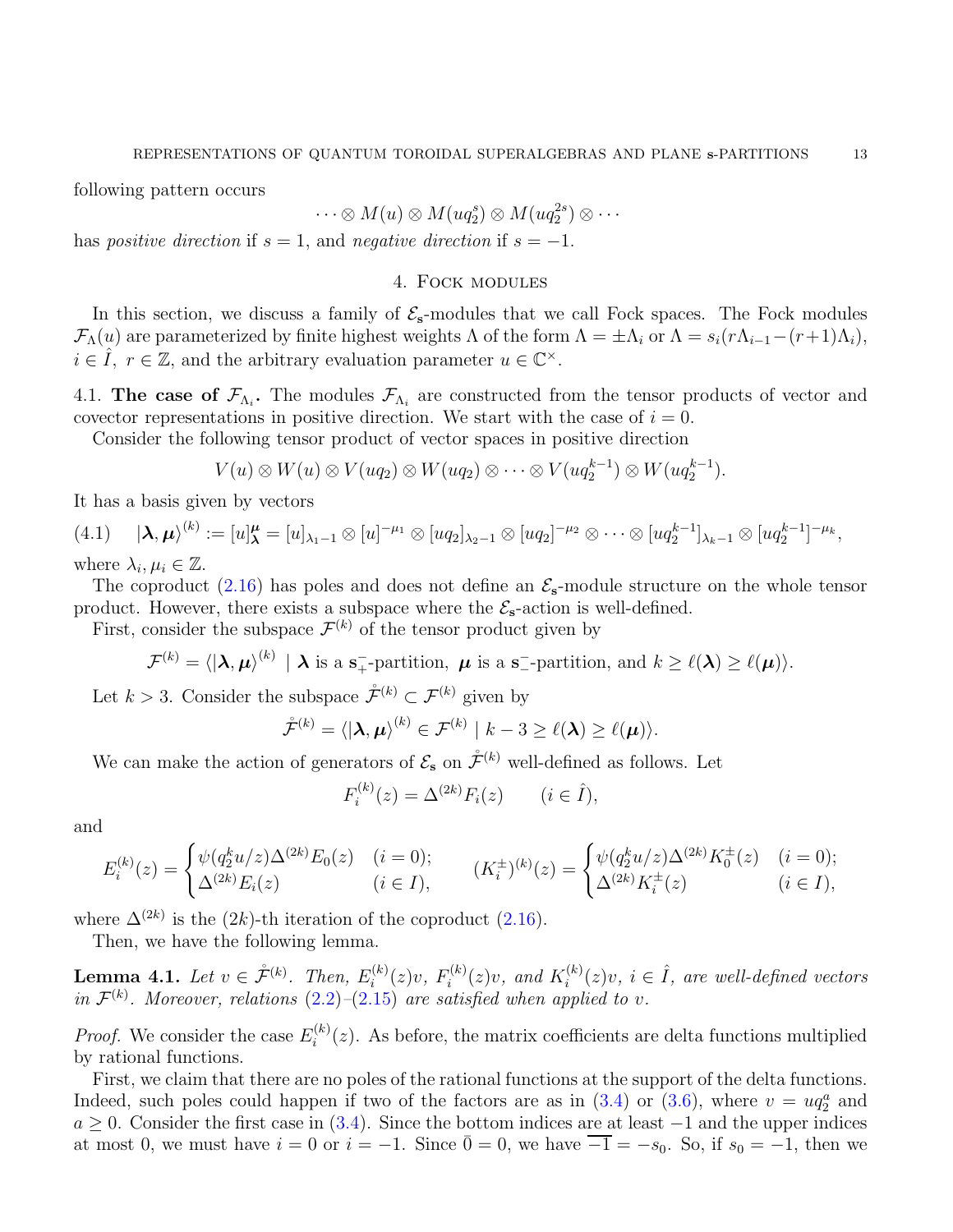following pattern occurs

$$\cdots \otimes M(u) \otimes M(uq_2^s) \otimes M(uq_2^{2s}) \otimes \cdots$$

has *positive direction* if $s = 1$, and *negative direction* if $s = -1$.

## 4. Fock modules

In this section, we discuss a family of $\mathcal{E}_{\mathbf{s}}$-modules that we call Fock spaces. The Fock modules $\mathcal{F}_\Lambda(u)$ are parameterized by finite highest weights $\Lambda$ of the form $\Lambda = \pm\Lambda_i$ or $\Lambda = s_i(r\Lambda_{i-1} - (r+1)\Lambda_i)$, $i \in \hat{I}$, $r \in \mathbb{Z}$, and the arbitrary evaluation parameter $u \in \mathbb{C}^\times$.

**4.1. The case of $\mathcal{F}_{\Lambda_i}$.** The modules $\mathcal{F}_{\Lambda_i}$ are constructed from the tensor products of vector and covector representations in positive direction. We start with the case of $i = 0$.

Consider the following tensor product of vector spaces in positive direction

$$V(u) \otimes W(u) \otimes V(uq_2) \otimes W(uq_2) \otimes \cdots \otimes V(uq_2^{k-1}) \otimes W(uq_2^{k-1}).$$

It has a basis given by vectors

$$|\boldsymbol{\lambda}, \boldsymbol{\mu}\rangle^{(k)} := [u]_{\boldsymbol{\lambda}}^{\boldsymbol{\mu}} = [u]_{\lambda_1 - 1} \otimes [u]^{-\mu_1} \otimes [uq_2]_{\lambda_2 - 1} \otimes [uq_2]^{-\mu_2} \otimes \cdots \otimes [uq_2^{k-1}]_{\lambda_k - 1} \otimes [uq_2^{k-1}]^{-\mu_k}, \tag{4.1}$$

where $\lambda_i, \mu_i \in \mathbb{Z}$.

The coproduct (2.16) has poles and does not define an $\mathcal{E}_{\mathbf{s}}$-module structure on the whole tensor product. However, there exists a subspace where the $\mathcal{E}_{\mathbf{s}}$-action is well-defined.

First, consider the subspace $\mathcal{F}^{(k)}$ of the tensor product given by

$$\mathcal{F}^{(k)} = \langle |\boldsymbol{\lambda}, \boldsymbol{\mu}\rangle^{(k)} \mid \boldsymbol{\lambda} \text{ is a } \mathbf{s}_+^-\text{-partition, } \boldsymbol{\mu} \text{ is a } \mathbf{s}_-^-\text{-partition, and } k \geq \ell(\boldsymbol{\lambda}) \geq \ell(\boldsymbol{\mu})\rangle.$$

Let $k > 3$. Consider the subspace $\mathring{\mathcal{F}}^{(k)} \subset \mathcal{F}^{(k)}$ given by

$$\mathring{\mathcal{F}}^{(k)} = \langle |\boldsymbol{\lambda}, \boldsymbol{\mu}\rangle^{(k)} \in \mathcal{F}^{(k)} \mid k - 3 \geq \ell(\boldsymbol{\lambda}) \geq \ell(\boldsymbol{\mu})\rangle.$$

We can make the action of generators of $\mathcal{E}_{\mathbf{s}}$ on $\mathring{\mathcal{F}}^{(k)}$ well-defined as follows. Let

$$F_i^{(k)}(z) = \Delta^{(2k)} F_i(z) \qquad (i \in \hat{I}),$$

and

$$E_i^{(k)}(z) = \begin{cases} \psi(q_2^k u/z)\Delta^{(2k)} E_0(z) & (i = 0); \\ \Delta^{(2k)} E_i(z) & (i \in I), \end{cases} \qquad (K_i^{\pm})^{(k)}(z) = \begin{cases} \psi(q_2^k u/z)\Delta^{(2k)} K_0^{\pm}(z) & (i = 0); \\ \Delta^{(2k)} K_i^{\pm}(z) & (i \in I), \end{cases}$$

where $\Delta^{(2k)}$ is the $(2k)$-th iteration of the coproduct (2.16).

Then, we have the following lemma.

**Lemma 4.1.** *Let $v \in \mathring{\mathcal{F}}^{(k)}$. Then, $E_i^{(k)}(z)v$, $F_i^{(k)}(z)v$, and $K_i^{(k)}(z)v$, $i \in \hat{I}$, are well-defined vectors in $\mathcal{F}^{(k)}$. Moreover, relations (2.2)–(2.15) are satisfied when applied to $v$.*

*Proof.* We consider the case $E_i^{(k)}(z)$. As before, the matrix coefficients are delta functions multiplied by rational functions.

First, we claim that there are no poles of the rational functions at the support of the delta functions. Indeed, such poles could happen if two of the factors are as in (3.4) or (3.6), where $v = uq_2^a$ and $a \geq 0$. Consider the first case in (3.4). Since the bottom indices are at least $-1$ and the upper indices at most 0, we must have $i = 0$ or $i = -1$. Since $\bar{0} = 0$, we have $\overline{-1} = -s_0$. So, if $s_0 = -1$, then we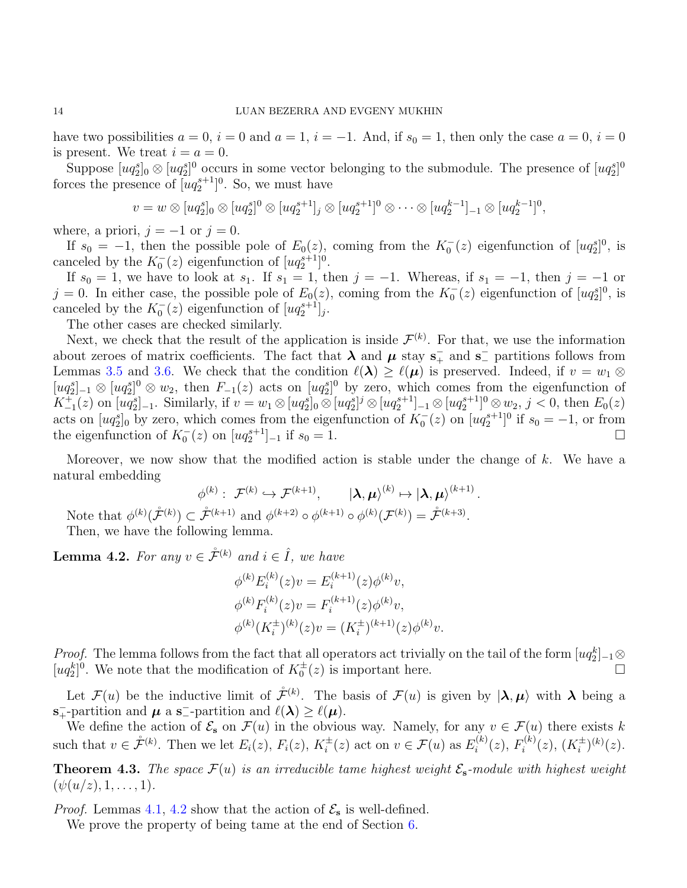have two possibilities $a = 0$, $i = 0$ and $a = 1$, $i = -1$. And, if $s_0 = 1$, then only the case $a = 0$, $i = 0$ is present. We treat $i = a = 0$.

Suppose $[uq_2^s]_0 \otimes [uq_2^s]^0$ occurs in some vector belonging to the submodule. The presence of $[uq_2^s]^0$ forces the presence of $[uq_2^{s+1}]^0$. So, we must have

$$v = w \otimes [uq_2^s]_0 \otimes [uq_2^s]^0 \otimes [uq_2^{s+1}]_j \otimes [uq_2^{s+1}]^0 \otimes \cdots \otimes [uq_2^{k-1}]_{-1} \otimes [uq_2^{k-1}]^0,$$

where, a priori, $j = -1$ or $j = 0$.

If $s_0 = -1$, then the possible pole of $E_0(z)$, coming from the $K_0^-(z)$ eigenfunction of $[uq_2^s]^0$, is canceled by the $K_0^-(z)$ eigenfunction of $[uq_2^{s+1}]^0$.

If $s_0 = 1$, we have to look at $s_1$. If $s_1 = 1$, then $j = -1$. Whereas, if $s_1 = -1$, then $j = -1$ or $j = 0$. In either case, the possible pole of $E_0(z)$, coming from the $K_0^-(z)$ eigenfunction of $[uq_2^s]^0$, is canceled by the $K_0^-(z)$ eigenfunction of $[uq_2^{s+1}]_j$.

The other cases are checked similarly.

Next, we check that the result of the application is inside $\mathcal{F}^{(k)}$. For that, we use the information about zeroes of matrix coefficients. The fact that $\boldsymbol{\lambda}$ and $\boldsymbol{\mu}$ stay $\mathbf{s}_+^-$ and $\mathbf{s}_-^-$ partitions follows from Lemmas 3.5 and 3.6. We check that the condition $\ell(\boldsymbol{\lambda}) \geq \ell(\boldsymbol{\mu})$ is preserved. Indeed, if $v = w_1 \otimes [uq_2^s]_{-1} \otimes [uq_2^s]^0 \otimes w_2$, then $F_{-1}(z)$ acts on $[uq_2^s]^0$ by zero, which comes from the eigenfunction of $K_{-1}^+(z)$ on $[uq_2^s]_{-1}$. Similarly, if $v = w_1 \otimes [uq_2^s]_0 \otimes [uq_2^s]^j \otimes [uq_2^{s+1}]_{-1} \otimes [uq_2^{s+1}]^0 \otimes w_2$, $j < 0$, then $E_0(z)$ acts on $[uq_2^s]_0$ by zero, which comes from the eigenfunction of $K_0^-(z)$ on $[uq_2^{s+1}]^0$ if $s_0 = -1$, or from the eigenfunction of $K_0^-(z)$ on $[uq_2^{s+1}]_{-1}$ if $s_0 = 1$. $\square$

Moreover, we now show that the modified action is stable under the change of $k$. We have a natural embedding

$$\phi^{(k)} : \mathcal{F}^{(k)} \hookrightarrow \mathcal{F}^{(k+1)}, \qquad |\boldsymbol{\lambda}, \boldsymbol{\mu}\rangle^{(k)} \mapsto |\boldsymbol{\lambda}, \boldsymbol{\mu}\rangle^{(k+1)}.$$

Note that $\phi^{(k)}(\mathring{\mathcal{F}}^{(k)}) \subset \mathring{\mathcal{F}}^{(k+1)}$ and $\phi^{(k+2)} \circ \phi^{(k+1)} \circ \phi^{(k)}(\mathcal{F}^{(k)}) = \mathring{\mathcal{F}}^{(k+3)}$.

Then, we have the following lemma.

**Lemma 4.2.** *For any $v \in \mathring{\mathcal{F}}^{(k)}$ and $i \in \hat{I}$, we have*

$$\phi^{(k)} E_i^{(k)}(z) v = E_i^{(k+1)}(z) \phi^{(k)} v,$$
$$\phi^{(k)} F_i^{(k)}(z) v = F_i^{(k+1)}(z) \phi^{(k)} v,$$
$$\phi^{(k)} (K_i^{\pm})^{(k)}(z) v = (K_i^{\pm})^{(k+1)}(z) \phi^{(k)} v.$$

*Proof.* The lemma follows from the fact that all operators act trivially on the tail of the form $[uq_2^k]_{-1} \otimes [uq_2^k]^0$. We note that the modification of $K_0^{\pm}(z)$ is important here. $\square$

Let $\mathcal{F}(u)$ be the inductive limit of $\mathring{\mathcal{F}}^{(k)}$. The basis of $\mathcal{F}(u)$ is given by $|\boldsymbol{\lambda}, \boldsymbol{\mu}\rangle$ with $\boldsymbol{\lambda}$ being a $\mathbf{s}_+^-$-partition and $\boldsymbol{\mu}$ a $\mathbf{s}_-^-$-partition and $\ell(\boldsymbol{\lambda}) \geq \ell(\boldsymbol{\mu})$.

We define the action of $\mathcal{E}_\mathbf{s}$ on $\mathcal{F}(u)$ in the obvious way. Namely, for any $v \in \mathcal{F}(u)$ there exists $k$ such that $v \in \mathring{\mathcal{F}}^{(k)}$. Then we let $E_i(z)$, $F_i(z)$, $K_i^{\pm}(z)$ act on $v \in \mathcal{F}(u)$ as $E_i^{(k)}(z)$, $F_i^{(k)}(z)$, $(K_i^{\pm})^{(k)}(z)$.

**Theorem 4.3.** *The space $\mathcal{F}(u)$ is an irreducible tame highest weight $\mathcal{E}_\mathbf{s}$-module with highest weight $(\psi(u/z), 1, \ldots, 1)$.*

*Proof.* Lemmas 4.1, 4.2 show that the action of $\mathcal{E}_\mathbf{s}$ is well-defined.

We prove the property of being tame at the end of Section 6.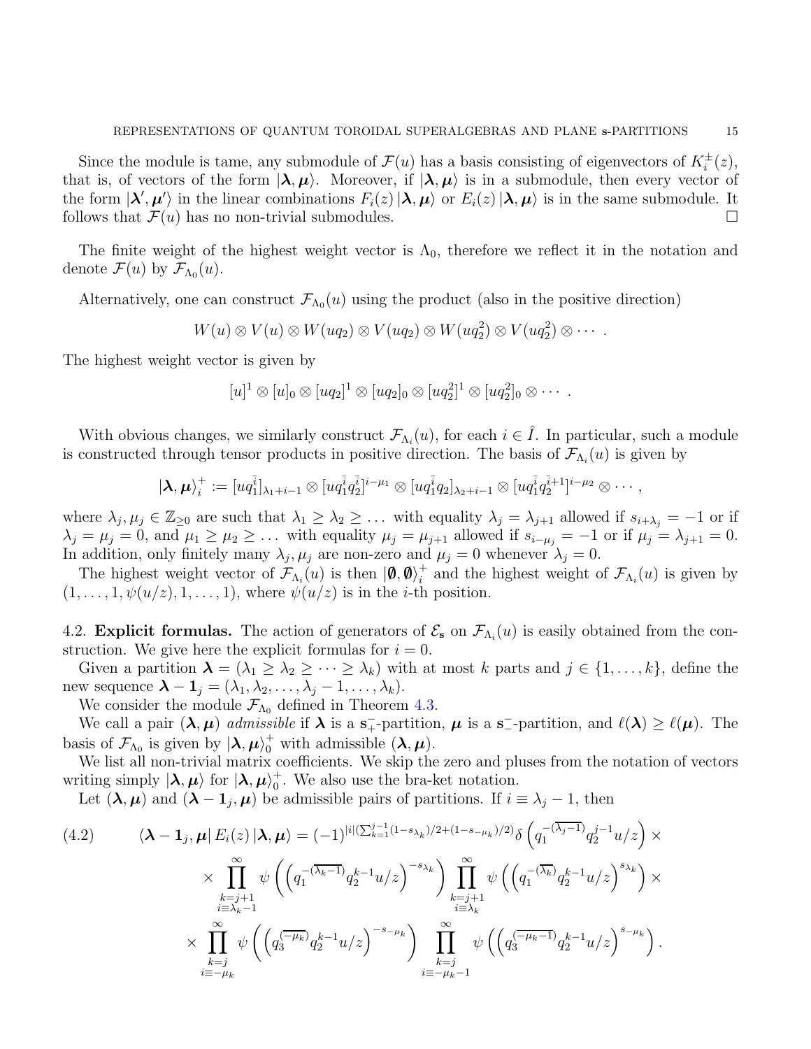Since the module is tame, any submodule of $\mathcal{F}(u)$ has a basis consisting of eigenvectors of $K_i^{\pm}(z)$, that is, of vectors of the form $|\boldsymbol{\lambda}, \boldsymbol{\mu}\rangle$. Moreover, if $|\boldsymbol{\lambda}, \boldsymbol{\mu}\rangle$ is in a submodule, then every vector of the form $|\boldsymbol{\lambda}', \boldsymbol{\mu}'\rangle$ in the linear combinations $F_i(z)\,|\boldsymbol{\lambda}, \boldsymbol{\mu}\rangle$ or $E_i(z)\,|\boldsymbol{\lambda}, \boldsymbol{\mu}\rangle$ is in the same submodule. It follows that $\mathcal{F}(u)$ has no non-trivial submodules. $\square$

The finite weight of the highest weight vector is $\Lambda_0$, therefore we reflect it in the notation and denote $\mathcal{F}(u)$ by $\mathcal{F}_{\Lambda_0}(u)$.

Alternatively, one can construct $\mathcal{F}_{\Lambda_0}(u)$ using the product (also in the positive direction)

$$W(u) \otimes V(u) \otimes W(uq_2) \otimes V(uq_2) \otimes W(uq_2^2) \otimes V(uq_2^2) \otimes \cdots .$$

The highest weight vector is given by

$$[u]^1 \otimes [u]_0 \otimes [uq_2]^1 \otimes [uq_2]_0 \otimes [uq_2^2]^1 \otimes [uq_2^2]_0 \otimes \cdots .$$

With obvious changes, we similarly construct $\mathcal{F}_{\Lambda_i}(u)$, for each $i \in \hat{I}$. In particular, such a module is constructed through tensor products in positive direction. The basis of $\mathcal{F}_{\Lambda_i}(u)$ is given by

$$|\boldsymbol{\lambda}, \boldsymbol{\mu}\rangle_i^+ := [uq_1^{\bar{i}}]_{\lambda_1+i-1} \otimes [uq_1^{\bar{i}}q_2^{\bar{i}}]^{i-\mu_1} \otimes [uq_1^{\bar{i}}q_2]_{\lambda_2+i-1} \otimes [uq_1^{\bar{i}}q_2^{\bar{i}+1}]^{i-\mu_2} \otimes \cdots ,$$

where $\lambda_j, \mu_j \in \mathbb{Z}_{\geq 0}$ are such that $\lambda_1 \geq \lambda_2 \geq \ldots$ with equality $\lambda_j = \lambda_{j+1}$ allowed if $s_{i+\lambda_j} = -1$ or if $\lambda_j = \mu_j = 0$, and $\mu_1 \geq \mu_2 \geq \ldots$ with equality $\mu_j = \mu_{j+1}$ allowed if $s_{i-\mu_j} = -1$ or if $\mu_j = \lambda_{j+1} = 0$. In addition, only finitely many $\lambda_j, \mu_j$ are non-zero and $\mu_j = 0$ whenever $\lambda_j = 0$.

The highest weight vector of $\mathcal{F}_{\Lambda_i}(u)$ is then $|\boldsymbol{\emptyset}, \boldsymbol{\emptyset}\rangle_i^+$ and the highest weight of $\mathcal{F}_{\Lambda_i}(u)$ is given by $(1, \ldots, 1, \psi(u/z), 1, \ldots, 1)$, where $\psi(u/z)$ is in the $i$-th position.

4.2. **Explicit formulas.** The action of generators of $\mathcal{E}_{\mathbf{s}}$ on $\mathcal{F}_{\Lambda_i}(u)$ is easily obtained from the construction. We give here the explicit formulas for $i = 0$.

Given a partition $\boldsymbol{\lambda} = (\lambda_1 \geq \lambda_2 \geq \cdots \geq \lambda_k)$ with at most $k$ parts and $j \in \{1, \ldots, k\}$, define the new sequence $\boldsymbol{\lambda} - \mathbf{1}_j = (\lambda_1, \lambda_2, \ldots, \lambda_j - 1, \ldots, \lambda_k)$.

We consider the module $\mathcal{F}_{\Lambda_0}$ defined in Theorem 4.3.

We call a pair $(\boldsymbol{\lambda}, \boldsymbol{\mu})$ *admissible* if $\boldsymbol{\lambda}$ is a $\mathbf{s}_+^-$-partition, $\boldsymbol{\mu}$ is a $\mathbf{s}_-^-$-partition, and $\ell(\boldsymbol{\lambda}) \geq \ell(\boldsymbol{\mu})$. The basis of $\mathcal{F}_{\Lambda_0}$ is given by $|\boldsymbol{\lambda}, \boldsymbol{\mu}\rangle_0^+$ with admissible $(\boldsymbol{\lambda}, \boldsymbol{\mu})$.

We list all non-trivial matrix coefficients. We skip the zero and pluses from the notation of vectors writing simply $|\boldsymbol{\lambda}, \boldsymbol{\mu}\rangle$ for $|\boldsymbol{\lambda}, \boldsymbol{\mu}\rangle_0^+$. We also use the bra-ket notation.

Let $(\boldsymbol{\lambda}, \boldsymbol{\mu})$ and $(\boldsymbol{\lambda} - \mathbf{1}_j, \boldsymbol{\mu})$ be admissible pairs of partitions. If $i \equiv \lambda_j - 1$, then

$$\begin{aligned}
(4.2) \qquad \langle \boldsymbol{\lambda} - \mathbf{1}_j, \boldsymbol{\mu}|\, E_i(z)\, |\boldsymbol{\lambda}, \boldsymbol{\mu}\rangle &= (-1)^{|i|(\sum_{k=1}^{j-1}(1-s_{\lambda_k})/2+(1-s_{-\mu_k})/2)} \delta\left(q_1^{-(\overline{\lambda_j - 1})} q_2^{j-1} u/z\right) \times \\
&\times \prod_{\substack{k=j+1 \\ i \equiv \lambda_k - 1}}^{\infty} \psi\left(\left(q_1^{-(\overline{\lambda_k - 1})} q_2^{k-1} u/z\right)^{-s_{\lambda_k}}\right) \prod_{\substack{k=j+1 \\ i \equiv \lambda_k}}^{\infty} \psi\left(\left(q_1^{-(\overline{\lambda_k})} q_2^{k-1} u/z\right)^{s_{\lambda_k}}\right) \times \\
&\times \prod_{\substack{k=j \\ i \equiv -\mu_k}}^{\infty} \psi\left(\left(q_3^{(\overline{-\mu_k})} q_2^{k-1} u/z\right)^{-s_{-\mu_k}}\right) \prod_{\substack{k=j \\ i \equiv -\mu_k - 1}}^{\infty} \psi\left(\left(q_3^{(\overline{-\mu_k - 1})} q_2^{k-1} u/z\right)^{s_{-\mu_k}}\right).
\end{aligned}$$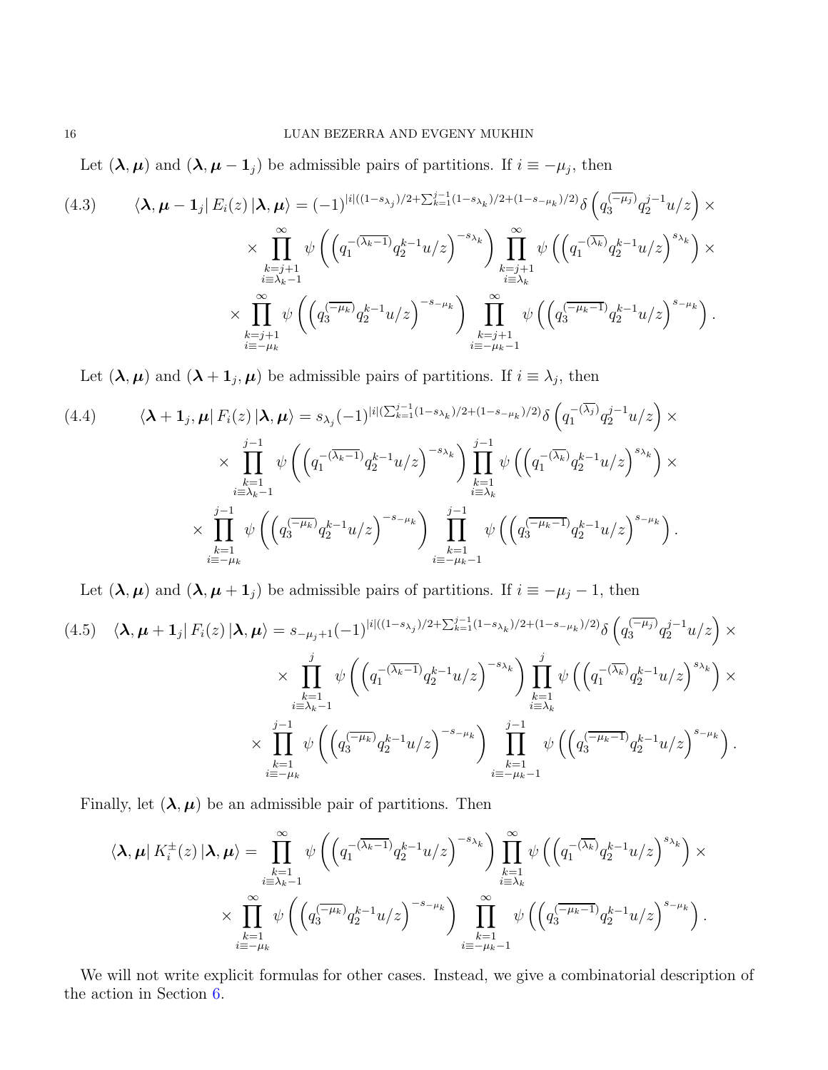Let $(\boldsymbol{\lambda}, \boldsymbol{\mu})$ and $(\boldsymbol{\lambda}, \boldsymbol{\mu} - \mathbf{1}_j)$ be admissible pairs of partitions. If $i \equiv -\mu_j$, then

$$
\begin{aligned}
(4.3) \qquad \langle \boldsymbol{\lambda}, \boldsymbol{\mu} - \mathbf{1}_j | \, E_i(z) \, | \boldsymbol{\lambda}, \boldsymbol{\mu} \rangle = (-1)^{|i|((1-s_{\lambda_j})/2 + \sum_{k=1}^{j-1}(1-s_{\lambda_k})/2 + (1-s_{-\mu_k})/2)} \delta\left( q_3^{\overline{(-\mu_j)}} q_2^{j-1} u/z \right) \times \\
\times \prod_{\substack{k=j+1 \\ i \equiv \lambda_k - 1}}^{\infty} \psi\left( \left( q_1^{-\overline{(\lambda_k - 1)}} q_2^{k-1} u/z \right)^{-s_{\lambda_k}} \right) \prod_{\substack{k=j+1 \\ i \equiv \lambda_k}}^{\infty} \psi\left( \left( q_1^{-\overline{(\lambda_k)}} q_2^{k-1} u/z \right)^{s_{\lambda_k}} \right) \times \\
\times \prod_{\substack{k=j+1 \\ i \equiv -\mu_k}}^{\infty} \psi\left( \left( q_3^{\overline{(-\mu_k)}} q_2^{k-1} u/z \right)^{-s_{-\mu_k}} \right) \prod_{\substack{k=j+1 \\ i \equiv -\mu_k - 1}}^{\infty} \psi\left( \left( q_3^{\overline{(-\mu_k - 1)}} q_2^{k-1} u/z \right)^{s_{-\mu_k}} \right).
\end{aligned}
$$

Let $(\boldsymbol{\lambda}, \boldsymbol{\mu})$ and $(\boldsymbol{\lambda} + \mathbf{1}_j, \boldsymbol{\mu})$ be admissible pairs of partitions. If $i \equiv \lambda_j$, then

$$
\begin{aligned}
(4.4) \qquad \langle \boldsymbol{\lambda} + \mathbf{1}_j, \boldsymbol{\mu} | \, F_i(z) \, | \boldsymbol{\lambda}, \boldsymbol{\mu} \rangle = s_{\lambda_j} (-1)^{|i|(\sum_{k=1}^{j-1}(1-s_{\lambda_k})/2 + (1-s_{-\mu_k})/2)} \delta\left( q_1^{-\overline{(\lambda_j)}} q_2^{j-1} u/z \right) \times \\
\times \prod_{\substack{k=1 \\ i \equiv \lambda_k - 1}}^{j-1} \psi\left( \left( q_1^{-\overline{(\lambda_k - 1)}} q_2^{k-1} u/z \right)^{-s_{\lambda_k}} \right) \prod_{\substack{k=1 \\ i \equiv \lambda_k}}^{j-1} \psi\left( \left( q_1^{-\overline{(\lambda_k)}} q_2^{k-1} u/z \right)^{s_{\lambda_k}} \right) \times \\
\times \prod_{\substack{k=1 \\ i \equiv -\mu_k}}^{j-1} \psi\left( \left( q_3^{\overline{(-\mu_k)}} q_2^{k-1} u/z \right)^{-s_{-\mu_k}} \right) \prod_{\substack{k=1 \\ i \equiv -\mu_k - 1}}^{j-1} \psi\left( \left( q_3^{\overline{(-\mu_k - 1)}} q_2^{k-1} u/z \right)^{s_{-\mu_k}} \right).
\end{aligned}
$$

Let $(\boldsymbol{\lambda}, \boldsymbol{\mu})$ and $(\boldsymbol{\lambda}, \boldsymbol{\mu} + \mathbf{1}_j)$ be admissible pairs of partitions. If $i \equiv -\mu_j - 1$, then

$$
\begin{aligned}
(4.5) \quad \langle \boldsymbol{\lambda}, \boldsymbol{\mu} + \mathbf{1}_j | \, F_i(z) \, | \boldsymbol{\lambda}, \boldsymbol{\mu} \rangle = s_{-\mu_j + 1} (-1)^{|i|((1-s_{\lambda_j})/2 + \sum_{k=1}^{j-1}(1-s_{\lambda_k})/2 + (1-s_{-\mu_k})/2)} \delta\left( q_3^{\overline{(-\mu_j)}} q_2^{j-1} u/z \right) \times \\
\times \prod_{\substack{k=1 \\ i \equiv \lambda_k - 1}}^{j} \psi\left( \left( q_1^{-\overline{(\lambda_k - 1)}} q_2^{k-1} u/z \right)^{-s_{\lambda_k}} \right) \prod_{\substack{k=1 \\ i \equiv \lambda_k}}^{j} \psi\left( \left( q_1^{-\overline{(\lambda_k)}} q_2^{k-1} u/z \right)^{s_{\lambda_k}} \right) \times \\
\times \prod_{\substack{k=1 \\ i \equiv -\mu_k}}^{j-1} \psi\left( \left( q_3^{\overline{(-\mu_k)}} q_2^{k-1} u/z \right)^{-s_{-\mu_k}} \right) \prod_{\substack{k=1 \\ i \equiv -\mu_k - 1}}^{j-1} \psi\left( \left( q_3^{\overline{(-\mu_k - 1)}} q_2^{k-1} u/z \right)^{s_{-\mu_k}} \right).
\end{aligned}
$$

Finally, let $(\boldsymbol{\lambda}, \boldsymbol{\mu})$ be an admissible pair of partitions. Then

$$
\begin{aligned}
\langle \boldsymbol{\lambda}, \boldsymbol{\mu} | \, K_i^{\pm}(z) \, | \boldsymbol{\lambda}, \boldsymbol{\mu} \rangle = \prod_{\substack{k=1 \\ i \equiv \lambda_k - 1}}^{\infty} \psi\left( \left( q_1^{-\overline{(\lambda_k - 1)}} q_2^{k-1} u/z \right)^{-s_{\lambda_k}} \right) \prod_{\substack{k=1 \\ i \equiv \lambda_k}}^{\infty} \psi\left( \left( q_1^{-\overline{(\lambda_k)}} q_2^{k-1} u/z \right)^{s_{\lambda_k}} \right) \times \\
\times \prod_{\substack{k=1 \\ i \equiv -\mu_k}}^{\infty} \psi\left( \left( q_3^{\overline{(-\mu_k)}} q_2^{k-1} u/z \right)^{-s_{-\mu_k}} \right) \prod_{\substack{k=1 \\ i \equiv -\mu_k - 1}}^{\infty} \psi\left( \left( q_3^{\overline{(-\mu_k - 1)}} q_2^{k-1} u/z \right)^{s_{-\mu_k}} \right).
\end{aligned}
$$

We will not write explicit formulas for other cases. Instead, we give a combinatorial description of the action in Section 6.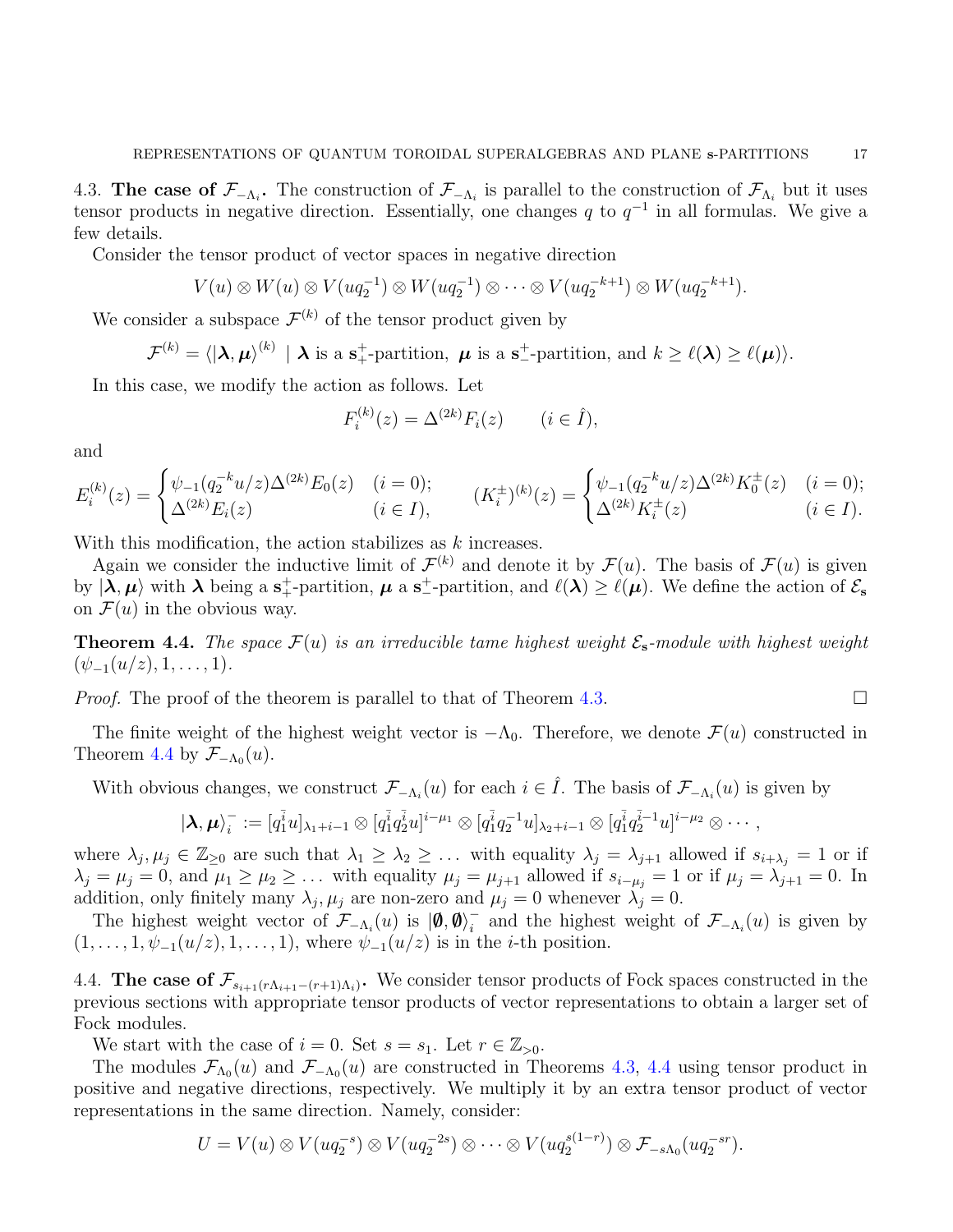**4.3. The case of $\mathcal{F}_{-\Lambda_i}$.** The construction of $\mathcal{F}_{-\Lambda_i}$ is parallel to the construction of $\mathcal{F}_{\Lambda_i}$ but it uses tensor products in negative direction. Essentially, one changes $q$ to $q^{-1}$ in all formulas. We give a few details.

Consider the tensor product of vector spaces in negative direction

$$V(u) \otimes W(u) \otimes V(uq_2^{-1}) \otimes W(uq_2^{-1}) \otimes \cdots \otimes V(uq_2^{-k+1}) \otimes W(uq_2^{-k+1}).$$

We consider a subspace $\mathcal{F}^{(k)}$ of the tensor product given by

$$\mathcal{F}^{(k)} = \langle |\boldsymbol{\lambda}, \boldsymbol{\mu}\rangle^{(k)} \mid \boldsymbol{\lambda} \text{ is a } \mathbf{s}_+^+\text{-partition, } \boldsymbol{\mu} \text{ is a } \mathbf{s}_-^+\text{-partition, and } k \geq \ell(\boldsymbol{\lambda}) \geq \ell(\boldsymbol{\mu})\rangle.$$

In this case, we modify the action as follows. Let

$$F_i^{(k)}(z) = \Delta^{(2k)} F_i(z) \qquad (i \in \hat{I}),$$

and

$$E_i^{(k)}(z) = \begin{cases} \psi_{-1}(q_2^{-k}u/z)\Delta^{(2k)}E_0(z) & (i=0); \\ \Delta^{(2k)}E_i(z) & (i \in I), \end{cases} \qquad (K_i^{\pm})^{(k)}(z) = \begin{cases} \psi_{-1}(q_2^{-k}u/z)\Delta^{(2k)}K_0^{\pm}(z) & (i=0); \\ \Delta^{(2k)}K_i^{\pm}(z) & (i \in I). \end{cases}$$

With this modification, the action stabilizes as $k$ increases.

Again we consider the inductive limit of $\mathcal{F}^{(k)}$ and denote it by $\mathcal{F}(u)$. The basis of $\mathcal{F}(u)$ is given by $|\boldsymbol{\lambda}, \boldsymbol{\mu}\rangle$ with $\boldsymbol{\lambda}$ being a $\mathbf{s}_+^+$-partition, $\boldsymbol{\mu}$ a $\mathbf{s}_-^+$-partition, and $\ell(\boldsymbol{\lambda}) \geq \ell(\boldsymbol{\mu})$. We define the action of $\mathcal{E}_{\mathbf{s}}$ on $\mathcal{F}(u)$ in the obvious way.

**Theorem 4.4.** *The space $\mathcal{F}(u)$ is an irreducible tame highest weight $\mathcal{E}_{\mathbf{s}}$-module with highest weight $(\psi_{-1}(u/z), 1, \ldots, 1)$.*

*Proof.* The proof of the theorem is parallel to that of Theorem 4.3. $\square$

The finite weight of the highest weight vector is $-\Lambda_0$. Therefore, we denote $\mathcal{F}(u)$ constructed in Theorem 4.4 by $\mathcal{F}_{-\Lambda_0}(u)$.

With obvious changes, we construct $\mathcal{F}_{-\Lambda_i}(u)$ for each $i \in \hat{I}$. The basis of $\mathcal{F}_{-\Lambda_i}(u)$ is given by

$$|\boldsymbol{\lambda}, \boldsymbol{\mu}\rangle_i^- := [q_1^{\bar{i}}u]_{\lambda_1+i-1} \otimes [q_1^{\bar{i}}q_2^{\bar{i}}u]^{i-\mu_1} \otimes [q_1^{\bar{i}}q_2^{-1}u]_{\lambda_2+i-1} \otimes [q_1^{\bar{i}}q_2^{\bar{i}-1}u]^{i-\mu_2} \otimes \cdots,$$

where $\lambda_j, \mu_j \in \mathbb{Z}_{\geq 0}$ are such that $\lambda_1 \geq \lambda_2 \geq \ldots$ with equality $\lambda_j = \lambda_{j+1}$ allowed if $s_{i+\lambda_j} = 1$ or if $\lambda_j = \mu_j = 0$, and $\mu_1 \geq \mu_2 \geq \ldots$ with equality $\mu_j = \mu_{j+1}$ allowed if $s_{i-\mu_j} = 1$ or if $\mu_j = \lambda_{j+1} = 0$. In addition, only finitely many $\lambda_j, \mu_j$ are non-zero and $\mu_j = 0$ whenever $\lambda_j = 0$.

The highest weight vector of $\mathcal{F}_{-\Lambda_i}(u)$ is $|\boldsymbol{\emptyset}, \boldsymbol{\emptyset}\rangle_i^-$ and the highest weight of $\mathcal{F}_{-\Lambda_i}(u)$ is given by $(1, \ldots, 1, \psi_{-1}(u/z), 1, \ldots, 1)$, where $\psi_{-1}(u/z)$ is in the $i$-th position.

**4.4. The case of $\mathcal{F}_{s_{i+1}(r\Lambda_{i+1}-(r+1)\Lambda_i)}$.** We consider tensor products of Fock spaces constructed in the previous sections with appropriate tensor products of vector representations to obtain a larger set of Fock modules.

We start with the case of $i=0$. Set $s = s_1$. Let $r \in \mathbb{Z}_{>0}$.

The modules $\mathcal{F}_{\Lambda_0}(u)$ and $\mathcal{F}_{-\Lambda_0}(u)$ are constructed in Theorems 4.3, 4.4 using tensor product in positive and negative directions, respectively. We multiply it by an extra tensor product of vector representations in the same direction. Namely, consider:

$$U = V(u) \otimes V(uq_2^{-s}) \otimes V(uq_2^{-2s}) \otimes \cdots \otimes V(uq_2^{s(1-r)}) \otimes \mathcal{F}_{-s\Lambda_0}(uq_2^{-sr}).$$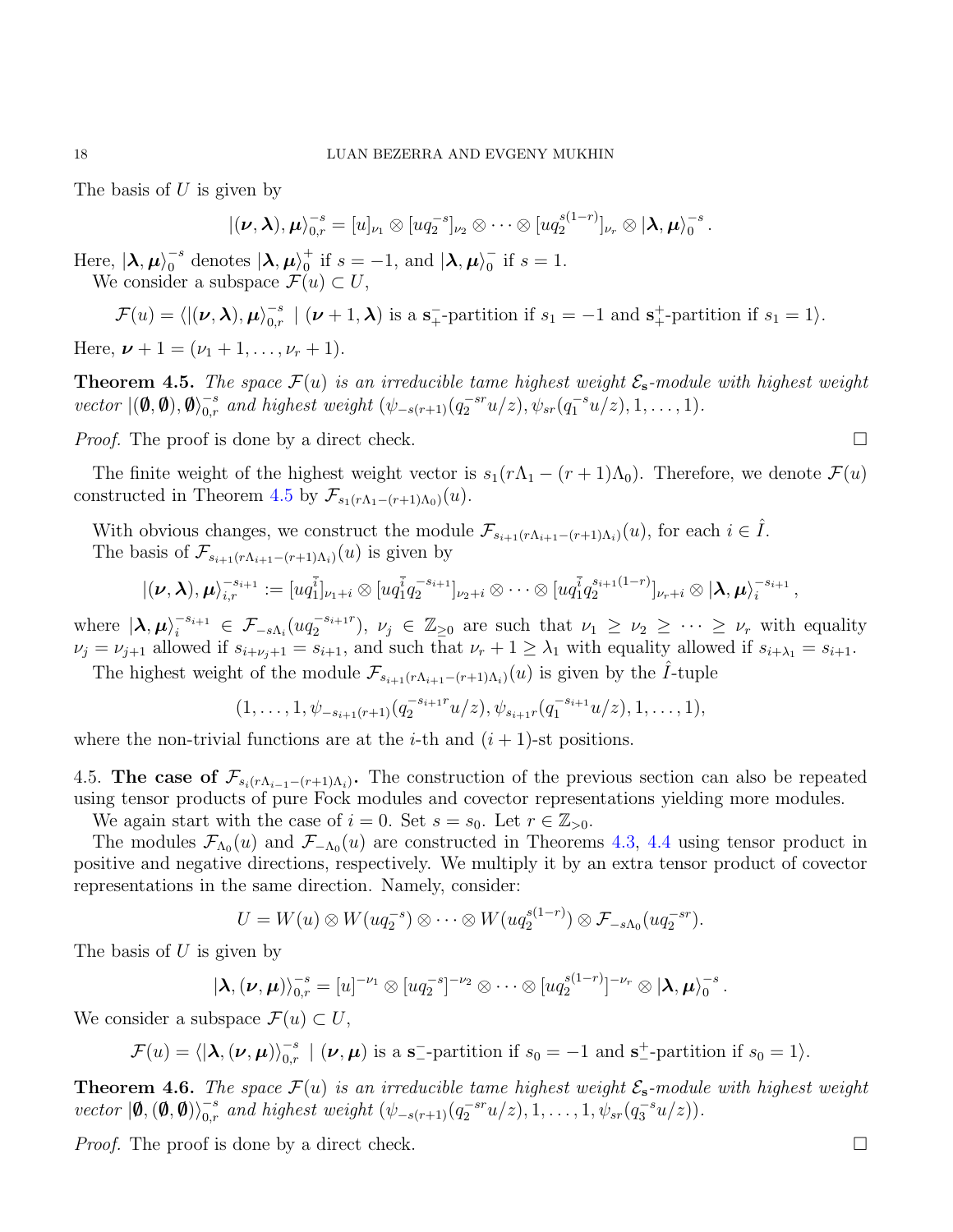The basis of $U$ is given by

$$|(\boldsymbol{\nu},\boldsymbol{\lambda}),\boldsymbol{\mu}\rangle_{0,r}^{-s} = [u]_{\nu_1} \otimes [uq_2^{-s}]_{\nu_2} \otimes \cdots \otimes [uq_2^{s(1-r)}]_{\nu_r} \otimes |\boldsymbol{\lambda},\boldsymbol{\mu}\rangle_0^{-s}.$$

Here, $|\boldsymbol{\lambda},\boldsymbol{\mu}\rangle_0^{-s}$ denotes $|\boldsymbol{\lambda},\boldsymbol{\mu}\rangle_0^{+}$ if $s=-1$, and $|\boldsymbol{\lambda},\boldsymbol{\mu}\rangle_0^{-}$ if $s=1$.

We consider a subspace $\mathcal{F}(u) \subset U$,

$$\mathcal{F}(u) = \langle |(\boldsymbol{\nu},\boldsymbol{\lambda}),\boldsymbol{\mu}\rangle_{0,r}^{-s} \mid (\boldsymbol{\nu}+1,\boldsymbol{\lambda}) \text{ is a } \mathbf{s}_+^{-}\text{-partition if } s_1=-1 \text{ and } \mathbf{s}_+^{+}\text{-partition if } s_1=1\rangle.$$

Here, $\boldsymbol{\nu}+1 = (\nu_1+1,\ldots,\nu_r+1)$.

**Theorem 4.5.** *The space $\mathcal{F}(u)$ is an irreducible tame highest weight $\mathcal{E}_{\mathbf{s}}$-module with highest weight vector $|(\emptyset,\emptyset),\emptyset\rangle_{0,r}^{-s}$ and highest weight $(\psi_{-s(r+1)}(q_2^{-sr}u/z), \psi_{sr}(q_1^{-s}u/z), 1, \ldots, 1)$.*

*Proof.* The proof is done by a direct check. $\square$

The finite weight of the highest weight vector is $s_1(r\Lambda_1-(r+1)\Lambda_0)$. Therefore, we denote $\mathcal{F}(u)$ constructed in Theorem 4.5 by $\mathcal{F}_{s_1(r\Lambda_1-(r+1)\Lambda_0)}(u)$.

With obvious changes, we construct the module $\mathcal{F}_{s_{i+1}(r\Lambda_{i+1}-(r+1)\Lambda_i)}(u)$, for each $i \in \hat{I}$.

The basis of $\mathcal{F}_{s_{i+1}(r\Lambda_{i+1}-(r+1)\Lambda_i)}(u)$ is given by

$$|(\boldsymbol{\nu},\boldsymbol{\lambda}),\boldsymbol{\mu}\rangle_{i,r}^{-s_{i+1}} := [uq_1^{\bar{i}}]_{\nu_1+i} \otimes [uq_1^{\bar{i}}q_2^{-s_{i+1}}]_{\nu_2+i} \otimes \cdots \otimes [uq_1^{\bar{i}}q_2^{s_{i+1}(1-r)}]_{\nu_r+i} \otimes |\boldsymbol{\lambda},\boldsymbol{\mu}\rangle_i^{-s_{i+1}},$$

where $|\boldsymbol{\lambda},\boldsymbol{\mu}\rangle_i^{-s_{i+1}} \in \mathcal{F}_{-s\Lambda_i}(uq_2^{-s_{i+1}r})$, $\nu_j \in \mathbb{Z}_{\geq 0}$ are such that $\nu_1 \geq \nu_2 \geq \cdots \geq \nu_r$ with equality $\nu_j = \nu_{j+1}$ allowed if $s_{i+\nu_j+1} = s_{i+1}$, and such that $\nu_r+1 \geq \lambda_1$ with equality allowed if $s_{i+\lambda_1} = s_{i+1}$.

The highest weight of the module $\mathcal{F}_{s_{i+1}(r\Lambda_{i+1}-(r+1)\Lambda_i)}(u)$ is given by the $\hat{I}$-tuple

$$(1,\ldots,1,\psi_{-s_{i+1}(r+1)}(q_2^{-s_{i+1}r}u/z), \psi_{s_{i+1}r}(q_1^{-s_{i+1}}u/z), 1, \ldots, 1),$$

where the non-trivial functions are at the $i$-th and $(i+1)$-st positions.

## 4.5. The case of $\mathcal{F}_{s_i(r\Lambda_{i-1}-(r+1)\Lambda_i)}$.

The construction of the previous section can also be repeated using tensor products of pure Fock modules and covector representations yielding more modules.

We again start with the case of $i=0$. Set $s=s_0$. Let $r \in \mathbb{Z}_{>0}$.

The modules $\mathcal{F}_{\Lambda_0}(u)$ and $\mathcal{F}_{-\Lambda_0}(u)$ are constructed in Theorems 4.3, 4.4 using tensor product in positive and negative directions, respectively. We multiply it by an extra tensor product of covector representations in the same direction. Namely, consider:

$$U = W(u) \otimes W(uq_2^{-s}) \otimes \cdots \otimes W(uq_2^{s(1-r)}) \otimes \mathcal{F}_{-s\Lambda_0}(uq_2^{-sr}).$$

The basis of $U$ is given by

$$|\boldsymbol{\lambda},(\boldsymbol{\nu},\boldsymbol{\mu})\rangle_{0,r}^{-s} = [u]^{-\nu_1} \otimes [uq_2^{-s}]^{-\nu_2} \otimes \cdots \otimes [uq_2^{s(1-r)}]^{-\nu_r} \otimes |\boldsymbol{\lambda},\boldsymbol{\mu}\rangle_0^{-s}.$$

We consider a subspace $\mathcal{F}(u) \subset U$,

$$\mathcal{F}(u) = \langle |\boldsymbol{\lambda},(\boldsymbol{\nu},\boldsymbol{\mu})\rangle_{0,r}^{-s} \mid (\boldsymbol{\nu},\boldsymbol{\mu}) \text{ is a } \mathbf{s}_-^{-}\text{-partition if } s_0=-1 \text{ and } \mathbf{s}_-^{+}\text{-partition if } s_0=1\rangle.$$

**Theorem 4.6.** *The space $\mathcal{F}(u)$ is an irreducible tame highest weight $\mathcal{E}_{\mathbf{s}}$-module with highest weight vector $|\emptyset,(\emptyset,\emptyset)\rangle_{0,r}^{-s}$ and highest weight $(\psi_{-s(r+1)}(q_2^{-sr}u/z), 1, \ldots, 1, \psi_{sr}(q_3^{-s}u/z))$.*

*Proof.* The proof is done by a direct check. $\square$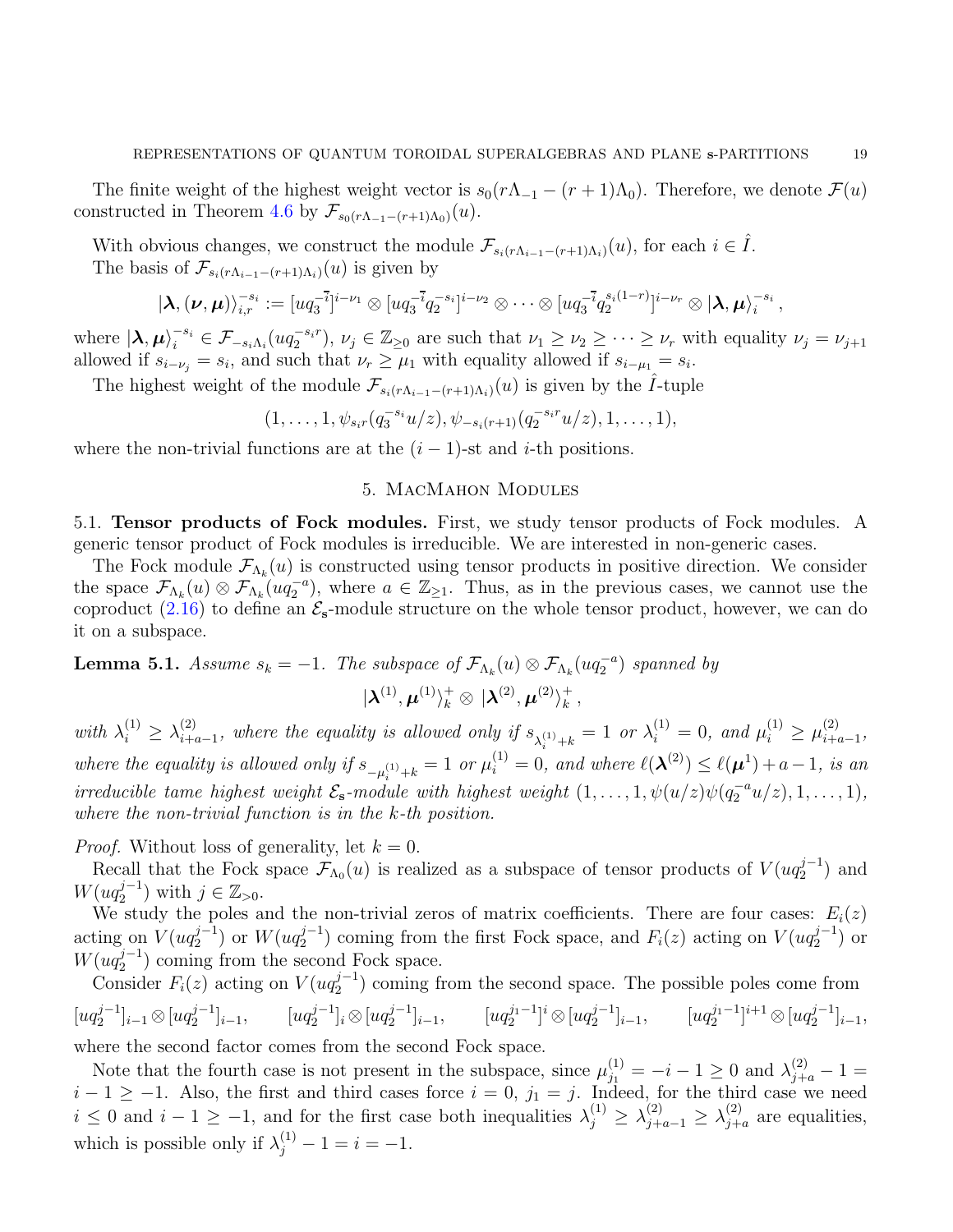The finite weight of the highest weight vector is $s_0(r\Lambda_{-1} - (r+1)\Lambda_0)$. Therefore, we denote $\mathcal{F}(u)$ constructed in Theorem 4.6 by $\mathcal{F}_{s_0(r\Lambda_{-1}-(r+1)\Lambda_0)}(u)$.

With obvious changes, we construct the module $\mathcal{F}_{s_i(r\Lambda_{i-1}-(r+1)\Lambda_i)}(u)$, for each $i \in \hat{I}$.

The basis of $\mathcal{F}_{s_i(r\Lambda_{i-1}-(r+1)\Lambda_i)}(u)$ is given by

$$|\boldsymbol{\lambda}, (\boldsymbol{\nu}, \boldsymbol{\mu})\rangle_{i,r}^{-s_i} := [uq_3^{-\bar{i}}]^{i-\nu_1} \otimes [uq_3^{-\bar{i}}q_2^{-s_i}]^{i-\nu_2} \otimes \cdots \otimes [uq_3^{-\bar{i}}q_2^{s_i(1-r)}]^{i-\nu_r} \otimes |\boldsymbol{\lambda}, \boldsymbol{\mu}\rangle_i^{-s_i},$$

where $|\boldsymbol{\lambda}, \boldsymbol{\mu}\rangle_i^{-s_i} \in \mathcal{F}_{-s_i\Lambda_i}(uq_2^{-s_i r})$, $\nu_j \in \mathbb{Z}_{\geq 0}$ are such that $\nu_1 \geq \nu_2 \geq \cdots \geq \nu_r$ with equality $\nu_j = \nu_{j+1}$ allowed if $s_{i-\nu_j} = s_i$, and such that $\nu_r \geq \mu_1$ with equality allowed if $s_{i-\mu_1} = s_i$.

The highest weight of the module $\mathcal{F}_{s_i(r\Lambda_{i-1}-(r+1)\Lambda_i)}(u)$ is given by the $\hat{I}$-tuple

$$(1, \ldots, 1, \psi_{s_i r}(q_3^{-s_i}u/z), \psi_{-s_i(r+1)}(q_2^{-s_i r}u/z), 1, \ldots, 1),$$

where the non-trivial functions are at the $(i-1)$-st and $i$-th positions.

## 5. MacMahon Modules

**5.1. Tensor products of Fock modules.** First, we study tensor products of Fock modules. A generic tensor product of Fock modules is irreducible. We are interested in non-generic cases.

The Fock module $\mathcal{F}_{\Lambda_k}(u)$ is constructed using tensor products in positive direction. We consider the space $\mathcal{F}_{\Lambda_k}(u) \otimes \mathcal{F}_{\Lambda_k}(uq_2^{-a})$, where $a \in \mathbb{Z}_{\geq 1}$. Thus, as in the previous cases, we cannot use the coproduct (2.16) to define an $\mathcal{E}_{\mathbf{s}}$-module structure on the whole tensor product, however, we can do it on a subspace.

**Lemma 5.1.** *Assume $s_k = -1$. The subspace of $\mathcal{F}_{\Lambda_k}(u) \otimes \mathcal{F}_{\Lambda_k}(uq_2^{-a})$ spanned by*

$$|\boldsymbol{\lambda}^{(1)}, \boldsymbol{\mu}^{(1)}\rangle_k^+ \otimes |\boldsymbol{\lambda}^{(2)}, \boldsymbol{\mu}^{(2)}\rangle_k^+,$$

*with $\lambda_i^{(1)} \geq \lambda_{i+a-1}^{(2)}$, where the equality is allowed only if $s_{\lambda_i^{(1)}+k} = 1$ or $\lambda_i^{(1)} = 0$, and $\mu_i^{(1)} \geq \mu_{i+a-1}^{(2)}$, where the equality is allowed only if $s_{-\mu_i^{(1)}+k} = 1$ or $\mu_i^{(1)} = 0$, and where $\ell(\boldsymbol{\lambda}^{(2)}) \leq \ell(\boldsymbol{\mu}^1) + a - 1$, is an irreducible tame highest weight $\mathcal{E}_{\mathbf{s}}$-module with highest weight $(1, \ldots, 1, \psi(u/z)\psi(q_2^{-a}u/z), 1, \ldots, 1)$, where the non-trivial function is in the $k$-th position.*

*Proof.* Without loss of generality, let $k = 0$.

Recall that the Fock space $\mathcal{F}_{\Lambda_0}(u)$ is realized as a subspace of tensor products of $V(uq_2^{j-1})$ and $W(uq_2^{j-1})$ with $j \in \mathbb{Z}_{>0}$.

We study the poles and the non-trivial zeros of matrix coefficients. There are four cases: $E_i(z)$ acting on $V(uq_2^{j-1})$ or $W(uq_2^{j-1})$ coming from the first Fock space, and $F_i(z)$ acting on $V(uq_2^{j-1})$ or $W(uq_2^{j-1})$ coming from the second Fock space.

Consider $F_i(z)$ acting on $V(uq_2^{j-1})$ coming from the second space. The possible poles come from

$$[uq_2^{j-1}]_{i-1} \otimes [uq_2^{j-1}]_{i-1}, \qquad [uq_2^{j-1}]_i \otimes [uq_2^{j-1}]_{i-1}, \qquad [uq_2^{j_1-1}]^i \otimes [uq_2^{j-1}]_{i-1}, \qquad [uq_2^{j_1-1}]^{i+1} \otimes [uq_2^{j-1}]_{i-1},$$

where the second factor comes from the second Fock space.

Note that the fourth case is not present in the subspace, since $\mu_{j_1}^{(1)} = -i-1 \geq 0$ and $\lambda_{j+a}^{(2)} - 1 = i - 1 \geq -1$. Also, the first and third cases force $i = 0$, $j_1 = j$. Indeed, for the third case we need $i \leq 0$ and $i - 1 \geq -1$, and for the first case both inequalities $\lambda_j^{(1)} \geq \lambda_{j+a-1}^{(2)} \geq \lambda_{j+a}^{(2)}$ are equalities, which is possible only if $\lambda_j^{(1)} - 1 = i = -1$.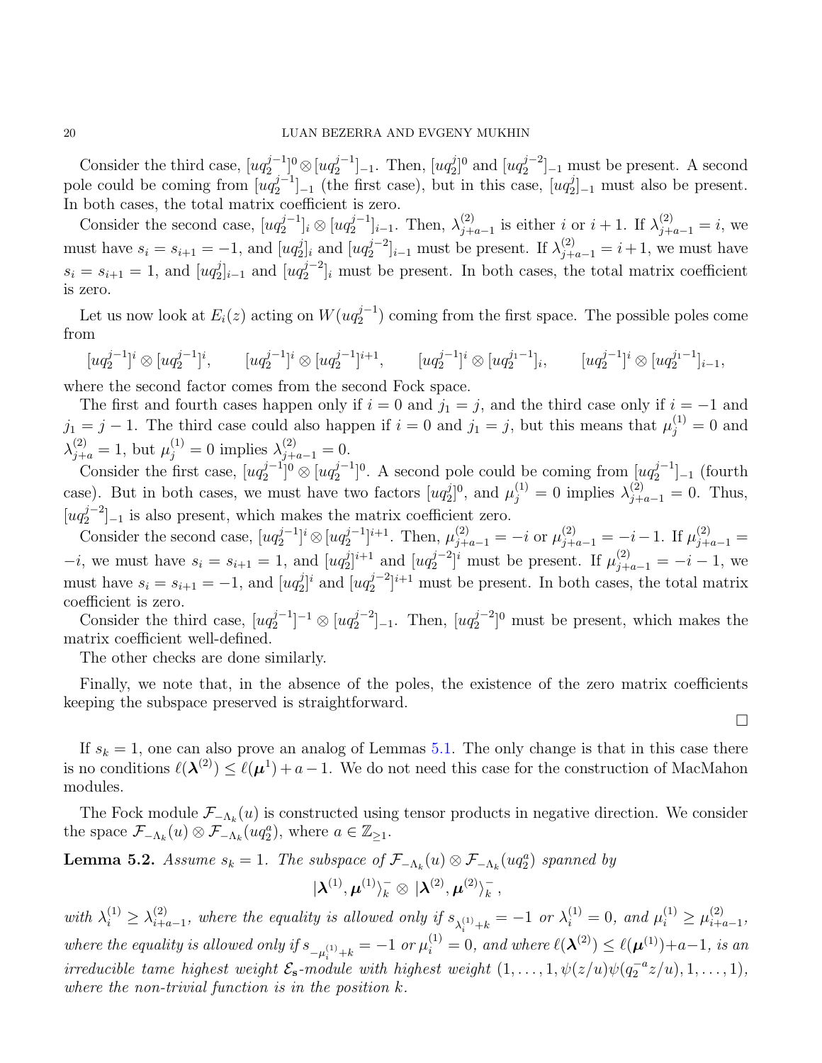Consider the third case, $[uq_2^{j-1}]^0 \otimes [uq_2^{j-1}]_{-1}$. Then, $[uq_2^j]^0$ and $[uq_2^{j-2}]_{-1}$ must be present. A second pole could be coming from $[uq_2^{j-1}]_{-1}$ (the first case), but in this case, $[uq_2^j]_{-1}$ must also be present. In both cases, the total matrix coefficient is zero.

Consider the second case, $[uq_2^{j-1}]_i \otimes [uq_2^{j-1}]_{i-1}$. Then, $\lambda^{(2)}_{j+a-1}$ is either $i$ or $i+1$. If $\lambda^{(2)}_{j+a-1} = i$, we must have $s_i = s_{i+1} = -1$, and $[uq_2^j]_i$ and $[uq_2^{j-2}]_{i-1}$ must be present. If $\lambda^{(2)}_{j+a-1} = i+1$, we must have $s_i = s_{i+1} = 1$, and $[uq_2^j]_{i-1}$ and $[uq_2^{j-2}]_i$ must be present. In both cases, the total matrix coefficient is zero.

Let us now look at $E_i(z)$ acting on $W(uq_2^{j-1})$ coming from the first space. The possible poles come from

$$[uq_2^{j-1}]^i \otimes [uq_2^{j-1}]^i, \qquad [uq_2^{j-1}]^i \otimes [uq_2^{j-1}]^{i+1}, \qquad [uq_2^{j-1}]^i \otimes [uq_2^{j_1-1}]_i, \qquad [uq_2^{j-1}]^i \otimes [uq_2^{j_1-1}]_{i-1},$$

where the second factor comes from the second Fock space.

The first and fourth cases happen only if $i = 0$ and $j_1 = j$, and the third case only if $i = -1$ and $j_1 = j-1$. The third case could also happen if $i = 0$ and $j_1 = j$, but this means that $\mu^{(1)}_j = 0$ and $\lambda^{(2)}_{j+a} = 1$, but $\mu^{(1)}_j = 0$ implies $\lambda^{(2)}_{j+a-1} = 0$.

Consider the first case, $[uq_2^{j-1}]^0 \otimes [uq_2^{j-1}]^0$. A second pole could be coming from $[uq_2^{j-1}]_{-1}$ (fourth case). But in both cases, we must have two factors $[uq_2^j]^0$, and $\mu^{(1)}_j = 0$ implies $\lambda^{(2)}_{j+a-1} = 0$. Thus, $[uq_2^{j-2}]_{-1}$ is also present, which makes the matrix coefficient zero.

Consider the second case, $[uq_2^{j-1}]^i \otimes [uq_2^{j-1}]^{i+1}$. Then, $\mu^{(2)}_{j+a-1} = -i$ or $\mu^{(2)}_{j+a-1} = -i-1$. If $\mu^{(2)}_{j+a-1} = -i$, we must have $s_i = s_{i+1} = 1$, and $[uq_2^j]^{i+1}$ and $[uq_2^{j-2}]^i$ must be present. If $\mu^{(2)}_{j+a-1} = -i-1$, we must have $s_i = s_{i+1} = -1$, and $[uq_2^j]^i$ and $[uq_2^{j-2}]^{i+1}$ must be present. In both cases, the total matrix coefficient is zero.

Consider the third case, $[uq_2^{j-1}]^{-1} \otimes [uq_2^{j-2}]_{-1}$. Then, $[uq_2^{j-2}]^0$ must be present, which makes the matrix coefficient well-defined.

The other checks are done similarly.

Finally, we note that, in the absence of the poles, the existence of the zero matrix coefficients keeping the subspace preserved is straightforward.

∎

If $s_k = 1$, one can also prove an analog of Lemmas 5.1. The only change is that in this case there is no conditions $\ell(\boldsymbol{\lambda}^{(2)}) \le \ell(\boldsymbol{\mu}^1) + a - 1$. We do not need this case for the construction of MacMahon modules.

The Fock module $\mathcal{F}_{-\Lambda_k}(u)$ is constructed using tensor products in negative direction. We consider the space $\mathcal{F}_{-\Lambda_k}(u) \otimes \mathcal{F}_{-\Lambda_k}(uq_2^a)$, where $a \in \mathbb{Z}_{\ge 1}$.

**Lemma 5.2.** *Assume $s_k = 1$. The subspace of $\mathcal{F}_{-\Lambda_k}(u) \otimes \mathcal{F}_{-\Lambda_k}(uq_2^a)$ spanned by*

$$|\boldsymbol{\lambda}^{(1)}, \boldsymbol{\mu}^{(1)}\rangle_k^- \otimes |\boldsymbol{\lambda}^{(2)}, \boldsymbol{\mu}^{(2)}\rangle_k^-,$$

*with $\lambda^{(1)}_i \ge \lambda^{(2)}_{i+a-1}$, where the equality is allowed only if $s_{\lambda^{(1)}_i + k} = -1$ or $\lambda^{(1)}_i = 0$, and $\mu^{(1)}_i \ge \mu^{(2)}_{i+a-1}$, where the equality is allowed only if $s_{-\mu^{(1)}_i + k} = -1$ or $\mu^{(1)}_i = 0$, and where $\ell(\boldsymbol{\lambda}^{(2)}) \le \ell(\boldsymbol{\mu}^{(1)}) + a - 1$, is an irreducible tame highest weight $\mathcal{E}_{\mathbf{s}}$-module with highest weight $(1, \dots, 1, \psi(z/u)\psi(q_2^{-a}z/u), 1, \dots, 1)$, where the non-trivial function is in the position $k$.*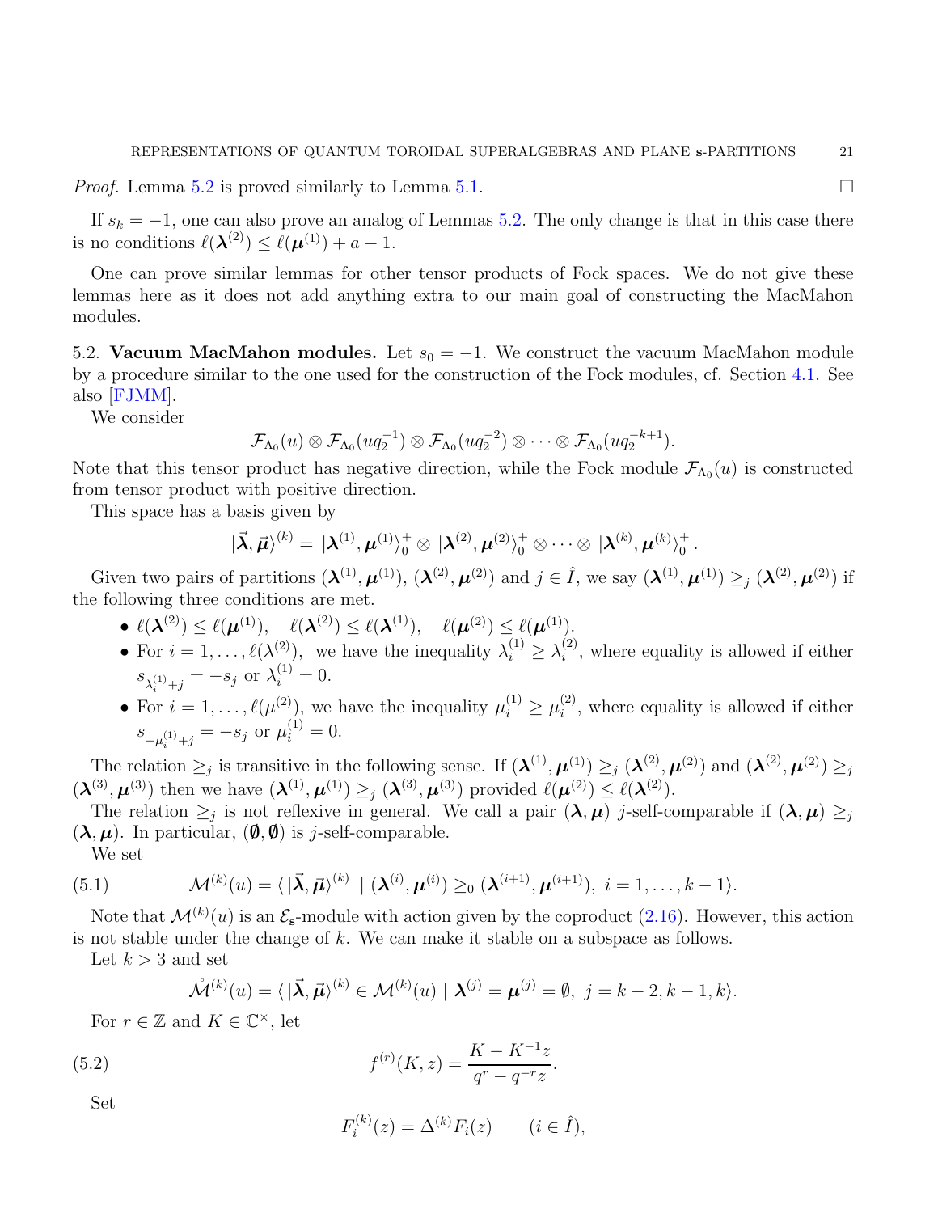*Proof.* Lemma 5.2 is proved similarly to Lemma 5.1. □

If $s_k = -1$, one can also prove an analog of Lemmas 5.2. The only change is that in this case there is no conditions $\ell(\boldsymbol{\lambda}^{(2)}) \le \ell(\boldsymbol{\mu}^{(1)}) + a - 1$.

One can prove similar lemmas for other tensor products of Fock spaces. We do not give these lemmas here as it does not add anything extra to our main goal of constructing the MacMahon modules.

5.2. **Vacuum MacMahon modules.** Let $s_0 = -1$. We construct the vacuum MacMahon module by a procedure similar to the one used for the construction of the Fock modules, cf. Section 4.1. See also [FJMM].

We consider

$$\mathcal{F}_{\Lambda_0}(u) \otimes \mathcal{F}_{\Lambda_0}(uq_2^{-1}) \otimes \mathcal{F}_{\Lambda_0}(uq_2^{-2}) \otimes \cdots \otimes \mathcal{F}_{\Lambda_0}(uq_2^{-k+1}).$$

Note that this tensor product has negative direction, while the Fock module $\mathcal{F}_{\Lambda_0}(u)$ is constructed from tensor product with positive direction.

This space has a basis given by

$$|\vec{\boldsymbol{\lambda}}, \vec{\boldsymbol{\mu}}\rangle^{(k)} = |\boldsymbol{\lambda}^{(1)}, \boldsymbol{\mu}^{(1)}\rangle_0^+ \otimes |\boldsymbol{\lambda}^{(2)}, \boldsymbol{\mu}^{(2)}\rangle_0^+ \otimes \cdots \otimes |\boldsymbol{\lambda}^{(k)}, \boldsymbol{\mu}^{(k)}\rangle_0^+ .$$

Given two pairs of partitions $(\boldsymbol{\lambda}^{(1)}, \boldsymbol{\mu}^{(1)})$, $(\boldsymbol{\lambda}^{(2)}, \boldsymbol{\mu}^{(2)})$ and $j \in \hat{I}$, we say $(\boldsymbol{\lambda}^{(1)}, \boldsymbol{\mu}^{(1)}) \ge_j (\boldsymbol{\lambda}^{(2)}, \boldsymbol{\mu}^{(2)})$ if the following three conditions are met.

- $\ell(\boldsymbol{\lambda}^{(2)}) \le \ell(\boldsymbol{\mu}^{(1)}), \quad \ell(\boldsymbol{\lambda}^{(2)}) \le \ell(\boldsymbol{\lambda}^{(1)}), \quad \ell(\boldsymbol{\mu}^{(2)}) \le \ell(\boldsymbol{\mu}^{(1)})$.
- For $i = 1, \ldots, \ell(\lambda^{(2)})$, we have the inequality $\lambda_i^{(1)} \ge \lambda_i^{(2)}$, where equality is allowed if either $s_{\lambda_i^{(1)}+j} = -s_j$ or $\lambda_i^{(1)} = 0$.
- For $i = 1, \ldots, \ell(\mu^{(2)})$, we have the inequality $\mu_i^{(1)} \ge \mu_i^{(2)}$, where equality is allowed if either $s_{-\mu_i^{(1)}+j} = -s_j$ or $\mu_i^{(1)} = 0$.

The relation $\ge_j$ is transitive in the following sense. If $(\boldsymbol{\lambda}^{(1)}, \boldsymbol{\mu}^{(1)}) \ge_j (\boldsymbol{\lambda}^{(2)}, \boldsymbol{\mu}^{(2)})$ and $(\boldsymbol{\lambda}^{(2)}, \boldsymbol{\mu}^{(2)}) \ge_j (\boldsymbol{\lambda}^{(3)}, \boldsymbol{\mu}^{(3)})$ then we have $(\boldsymbol{\lambda}^{(1)}, \boldsymbol{\mu}^{(1)}) \ge_j (\boldsymbol{\lambda}^{(3)}, \boldsymbol{\mu}^{(3)})$ provided $\ell(\boldsymbol{\mu}^{(2)}) \le \ell(\boldsymbol{\lambda}^{(2)})$.

The relation $\ge_j$ is not reflexive in general. We call a pair $(\boldsymbol{\lambda}, \boldsymbol{\mu})$ $j$-self-comparable if $(\boldsymbol{\lambda}, \boldsymbol{\mu}) \ge_j (\boldsymbol{\lambda}, \boldsymbol{\mu})$. In particular, $(\boldsymbol{\emptyset}, \boldsymbol{\emptyset})$ is $j$-self-comparable.

We set

$$\mathcal{M}^{(k)}(u) = \langle\, |\vec{\boldsymbol{\lambda}}, \vec{\boldsymbol{\mu}}\rangle^{(k)} \;|\; (\boldsymbol{\lambda}^{(i)}, \boldsymbol{\mu}^{(i)}) \ge_0 (\boldsymbol{\lambda}^{(i+1)}, \boldsymbol{\mu}^{(i+1)}),\; i = 1, \ldots, k-1 \rangle. \tag{5.1}$$

Note that $\mathcal{M}^{(k)}(u)$ is an $\mathcal{E}_{\mathbf{s}}$-module with action given by the coproduct (2.16). However, this action is not stable under the change of $k$. We can make it stable on a subspace as follows.

Let $k > 3$ and set

$$\mathring{\mathcal{M}}^{(k)}(u) = \langle\, |\vec{\boldsymbol{\lambda}}, \vec{\boldsymbol{\mu}}\rangle^{(k)} \in \mathcal{M}^{(k)}(u) \;|\; \boldsymbol{\lambda}^{(j)} = \boldsymbol{\mu}^{(j)} = \boldsymbol{\emptyset},\; j = k-2, k-1, k \rangle.$$

For $r \in \mathbb{Z}$ and $K \in \mathbb{C}^\times$, let

$$f^{(r)}(K, z) = \frac{K - K^{-1} z}{q^r - q^{-r} z}. \tag{5.2}$$

Set

$$F_i^{(k)}(z) = \Delta^{(k)} F_i(z) \qquad (i \in \hat{I}),$$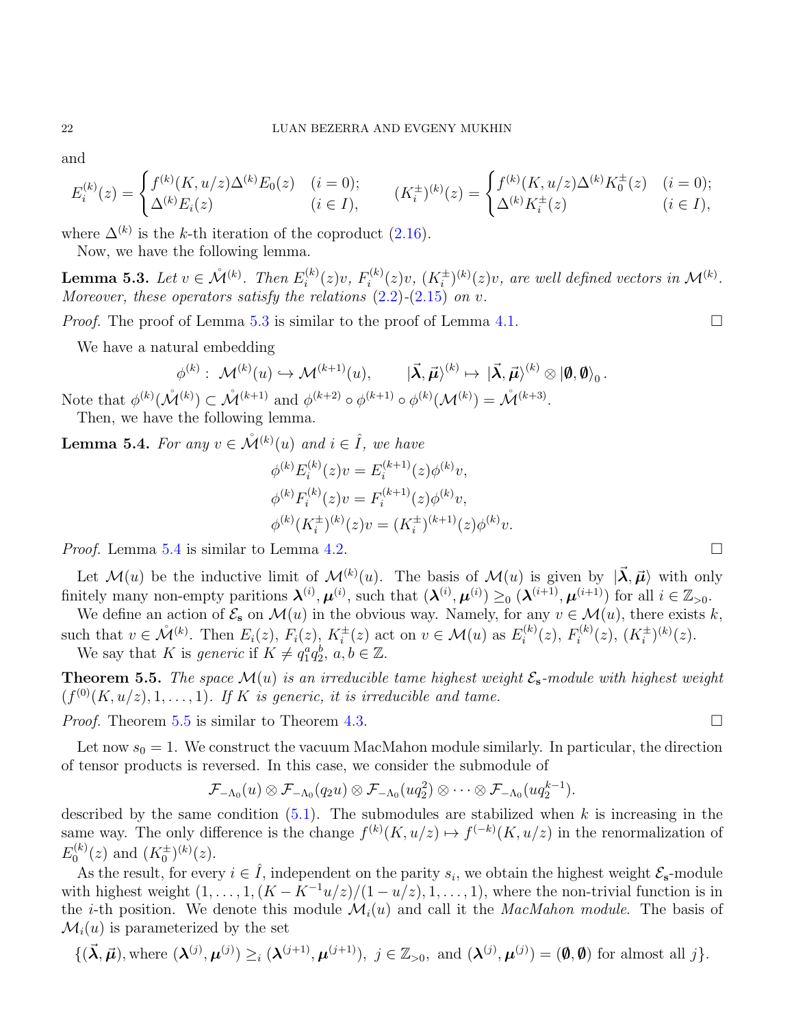and

$$E_i^{(k)}(z) = \begin{cases} f^{(k)}(K, u/z)\Delta^{(k)} E_0(z) & (i = 0); \\ \Delta^{(k)} E_i(z) & (i \in I), \end{cases} \qquad (K_i^{\pm})^{(k)}(z) = \begin{cases} f^{(k)}(K, u/z)\Delta^{(k)} K_0^{\pm}(z) & (i = 0); \\ \Delta^{(k)} K_i^{\pm}(z) & (i \in I), \end{cases}$$

where $\Delta^{(k)}$ is the $k$-th iteration of the coproduct (2.16).

Now, we have the following lemma.

**Lemma 5.3.** *Let $v \in \mathring{\mathcal{M}}^{(k)}$. Then $E_i^{(k)}(z)v$, $F_i^{(k)}(z)v$, $(K_i^{\pm})^{(k)}(z)v$, are well defined vectors in $\mathcal{M}^{(k)}$. Moreover, these operators satisfy the relations (2.2)-(2.15) on $v$.*

*Proof.* The proof of Lemma 5.3 is similar to the proof of Lemma 4.1. □

We have a natural embedding

$$\phi^{(k)}:\ \mathcal{M}^{(k)}(u) \hookrightarrow \mathcal{M}^{(k+1)}(u), \qquad |\vec{\boldsymbol{\lambda}}, \vec{\boldsymbol{\mu}}\rangle^{(k)} \mapsto |\vec{\boldsymbol{\lambda}}, \vec{\boldsymbol{\mu}}\rangle^{(k)} \otimes |\boldsymbol{\emptyset}, \boldsymbol{\emptyset}\rangle_0 .$$

Note that $\phi^{(k)}(\mathring{\mathcal{M}}^{(k)}) \subset \mathring{\mathcal{M}}^{(k+1)}$ and $\phi^{(k+2)} \circ \phi^{(k+1)} \circ \phi^{(k)}(\mathcal{M}^{(k)}) = \mathring{\mathcal{M}}^{(k+3)}$.

Then, we have the following lemma.

**Lemma 5.4.** *For any $v \in \mathring{\mathcal{M}}^{(k)}(u)$ and $i \in \hat{I}$, we have*

$$\phi^{(k)} E_i^{(k)}(z)v = E_i^{(k+1)}(z)\phi^{(k)}v,$$
$$\phi^{(k)} F_i^{(k)}(z)v = F_i^{(k+1)}(z)\phi^{(k)}v,$$
$$\phi^{(k)} (K_i^{\pm})^{(k)}(z)v = (K_i^{\pm})^{(k+1)}(z)\phi^{(k)}v.$$

*Proof.* Lemma 5.4 is similar to Lemma 4.2. □

Let $\mathcal{M}(u)$ be the inductive limit of $\mathcal{M}^{(k)}(u)$. The basis of $\mathcal{M}(u)$ is given by $|\vec{\boldsymbol{\lambda}}, \vec{\boldsymbol{\mu}}\rangle$ with only finitely many non-empty paritions $\boldsymbol{\lambda}^{(i)}, \boldsymbol{\mu}^{(i)}$, such that $(\boldsymbol{\lambda}^{(i)}, \boldsymbol{\mu}^{(i)}) \geq_0 (\boldsymbol{\lambda}^{(i+1)}, \boldsymbol{\mu}^{(i+1)})$ for all $i \in \mathbb{Z}_{>0}$.

We define an action of $\mathcal{E}_{\mathbf{s}}$ on $\mathcal{M}(u)$ in the obvious way. Namely, for any $v \in \mathcal{M}(u)$, there exists $k$, such that $v \in \mathring{\mathcal{M}}^{(k)}$. Then $E_i(z)$, $F_i(z)$, $K_i^{\pm}(z)$ act on $v \in \mathcal{M}(u)$ as $E_i^{(k)}(z)$, $F_i^{(k)}(z)$, $(K_i^{\pm})^{(k)}(z)$.

We say that $K$ is *generic* if $K \neq q_1^a q_2^b$, $a, b \in \mathbb{Z}$.

**Theorem 5.5.** *The space $\mathcal{M}(u)$ is an irreducible tame highest weight $\mathcal{E}_{\mathbf{s}}$-module with highest weight $(f^{(0)}(K, u/z), 1, \ldots, 1)$. If $K$ is generic, it is irreducible and tame.*

*Proof.* Theorem 5.5 is similar to Theorem 4.3. □

Let now $s_0 = 1$. We construct the vacuum MacMahon module similarly. In particular, the direction of tensor products is reversed. In this case, we consider the submodule of

$$\mathcal{F}_{-\Lambda_0}(u) \otimes \mathcal{F}_{-\Lambda_0}(q_2 u) \otimes \mathcal{F}_{-\Lambda_0}(u q_2^2) \otimes \cdots \otimes \mathcal{F}_{-\Lambda_0}(u q_2^{k-1}).$$

described by the same condition (5.1). The submodules are stabilized when $k$ is increasing in the same way. The only difference is the change $f^{(k)}(K, u/z) \mapsto f^{(-k)}(K, u/z)$ in the renormalization of $E_0^{(k)}(z)$ and $(K_0^{\pm})^{(k)}(z)$.

As the result, for every $i \in \hat{I}$, independent on the parity $s_i$, we obtain the highest weight $\mathcal{E}_{\mathbf{s}}$-module with highest weight $(1, \ldots, 1, (K - K^{-1}u/z)/(1 - u/z), 1, \ldots, 1)$, where the non-trivial function is in the $i$-th position. We denote this module $\mathcal{M}_i(u)$ and call it the *MacMahon module*. The basis of $\mathcal{M}_i(u)$ is parameterized by the set

$$\{(\vec{\boldsymbol{\lambda}}, \vec{\boldsymbol{\mu}}), \text{where } (\boldsymbol{\lambda}^{(j)}, \boldsymbol{\mu}^{(j)}) \geq_i (\boldsymbol{\lambda}^{(j+1)}, \boldsymbol{\mu}^{(j+1)}),\ j \in \mathbb{Z}_{>0}, \text{ and } (\boldsymbol{\lambda}^{(j)}, \boldsymbol{\mu}^{(j)}) = (\boldsymbol{\emptyset}, \boldsymbol{\emptyset}) \text{ for almost all } j\}.$$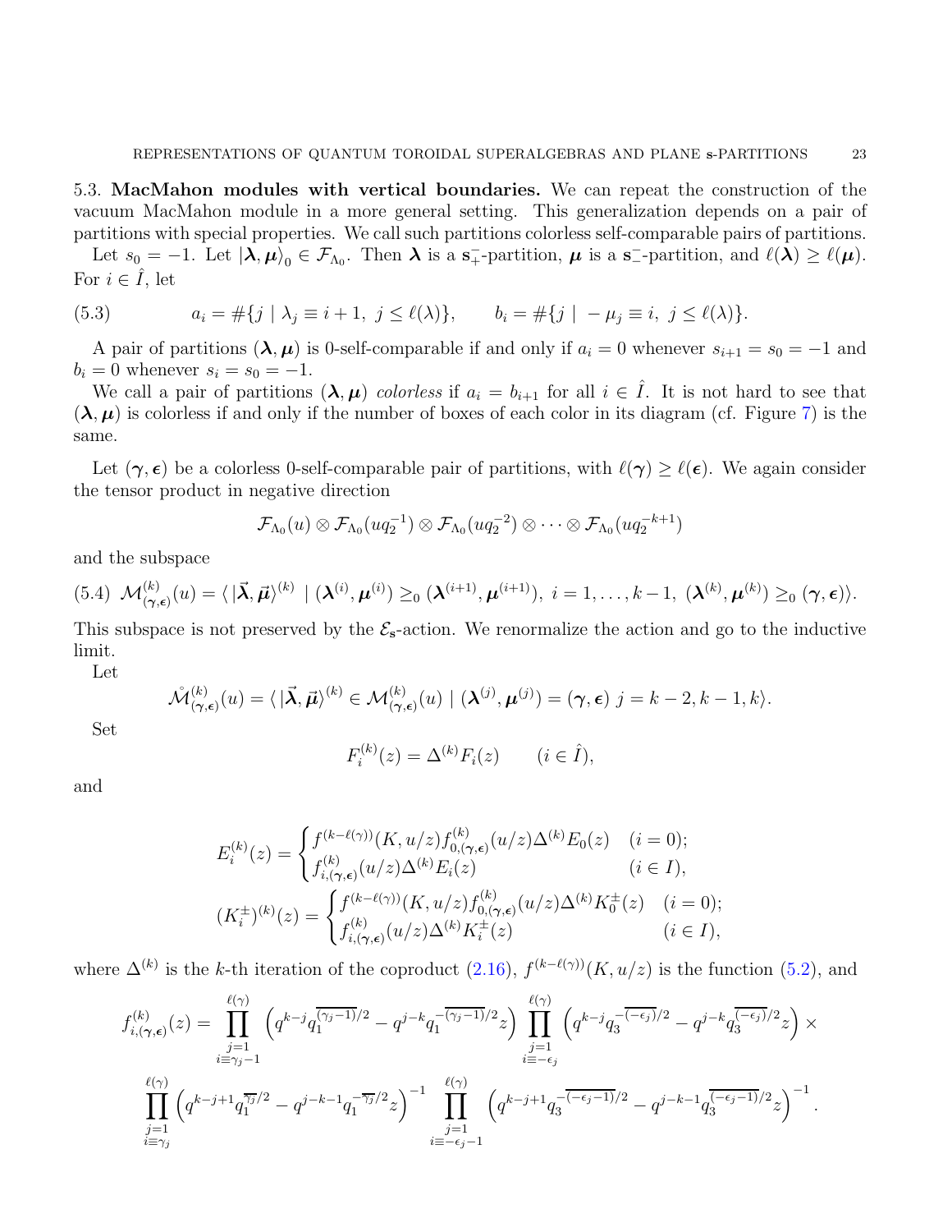**5.3. MacMahon modules with vertical boundaries.** We can repeat the construction of the vacuum MacMahon module in a more general setting. This generalization depends on a pair of partitions with special properties. We call such partitions colorless self-comparable pairs of partitions.

Let $s_0 = -1$. Let $|\boldsymbol{\lambda}, \boldsymbol{\mu}\rangle_0 \in \mathcal{F}_{\Lambda_0}$. Then $\boldsymbol{\lambda}$ is a $\mathbf{s}_+^-$-partition, $\boldsymbol{\mu}$ is a $\mathbf{s}_-^-$-partition, and $\ell(\boldsymbol{\lambda}) \geq \ell(\boldsymbol{\mu})$. For $i \in \hat{I}$, let

$$a_i = \#\{j \mid \lambda_j \equiv i+1,\ j \leq \ell(\lambda)\}, \qquad b_i = \#\{j \mid -\mu_j \equiv i,\ j \leq \ell(\lambda)\}. \tag{5.3}$$

A pair of partitions $(\boldsymbol{\lambda}, \boldsymbol{\mu})$ is 0-self-comparable if and only if $a_i = 0$ whenever $s_{i+1} = s_0 = -1$ and $b_i = 0$ whenever $s_i = s_0 = -1$.

We call a pair of partitions $(\boldsymbol{\lambda}, \boldsymbol{\mu})$ *colorless* if $a_i = b_{i+1}$ for all $i \in \hat{I}$. It is not hard to see that $(\boldsymbol{\lambda}, \boldsymbol{\mu})$ is colorless if and only if the number of boxes of each color in its diagram (cf. Figure 7) is the same.

Let $(\boldsymbol{\gamma}, \boldsymbol{\epsilon})$ be a colorless 0-self-comparable pair of partitions, with $\ell(\boldsymbol{\gamma}) \geq \ell(\boldsymbol{\epsilon})$. We again consider the tensor product in negative direction

$$\mathcal{F}_{\Lambda_0}(u) \otimes \mathcal{F}_{\Lambda_0}(uq_2^{-1}) \otimes \mathcal{F}_{\Lambda_0}(uq_2^{-2}) \otimes \cdots \otimes \mathcal{F}_{\Lambda_0}(uq_2^{-k+1})$$

and the subspace

$$\mathcal{M}^{(k)}_{(\boldsymbol{\gamma},\boldsymbol{\epsilon})}(u) = \langle\, |\vec{\boldsymbol{\lambda}}, \vec{\boldsymbol{\mu}}\rangle^{(k)} \mid (\boldsymbol{\lambda}^{(i)}, \boldsymbol{\mu}^{(i)}) \geq_0 (\boldsymbol{\lambda}^{(i+1)}, \boldsymbol{\mu}^{(i+1)}),\ i = 1, \ldots, k-1,\ (\boldsymbol{\lambda}^{(k)}, \boldsymbol{\mu}^{(k)}) \geq_0 (\boldsymbol{\gamma}, \boldsymbol{\epsilon})\rangle. \tag{5.4}$$

This subspace is not preserved by the $\mathcal{E}_{\mathbf{s}}$-action. We renormalize the action and go to the inductive limit.

Let

$$\mathring{\mathcal{M}}^{(k)}_{(\boldsymbol{\gamma},\boldsymbol{\epsilon})}(u) = \langle\, |\vec{\boldsymbol{\lambda}}, \vec{\boldsymbol{\mu}}\rangle^{(k)} \in \mathcal{M}^{(k)}_{(\boldsymbol{\gamma},\boldsymbol{\epsilon})}(u) \mid (\boldsymbol{\lambda}^{(j)}, \boldsymbol{\mu}^{(j)}) = (\boldsymbol{\gamma}, \boldsymbol{\epsilon})\ j = k-2, k-1, k\rangle.$$

Set

$$F_i^{(k)}(z) = \Delta^{(k)} F_i(z) \qquad (i \in \hat{I}),$$

and

$$E_i^{(k)}(z) = \begin{cases} f^{(k-\ell(\gamma))}(K, u/z) f^{(k)}_{0,(\boldsymbol{\gamma},\boldsymbol{\epsilon})}(u/z) \Delta^{(k)} E_0(z) & (i = 0); \\ f^{(k)}_{i,(\boldsymbol{\gamma},\boldsymbol{\epsilon})}(u/z) \Delta^{(k)} E_i(z) & (i \in I), \end{cases}$$

$$(K_i^{\pm})^{(k)}(z) = \begin{cases} f^{(k-\ell(\gamma))}(K, u/z) f^{(k)}_{0,(\boldsymbol{\gamma},\boldsymbol{\epsilon})}(u/z) \Delta^{(k)} K_0^{\pm}(z) & (i = 0); \\ f^{(k)}_{i,(\boldsymbol{\gamma},\boldsymbol{\epsilon})}(u/z) \Delta^{(k)} K_i^{\pm}(z) & (i \in I), \end{cases}$$

where $\Delta^{(k)}$ is the $k$-th iteration of the coproduct (2.16), $f^{(k-\ell(\gamma))}(K, u/z)$ is the function (5.2), and

$$f^{(k)}_{i,(\boldsymbol{\gamma},\boldsymbol{\epsilon})}(z) = \prod_{\substack{j=1 \\ i \equiv \gamma_j - 1}}^{\ell(\gamma)} \left(q^{k-j} q_1^{\overline{(\gamma_j - 1)}/2} - q^{j-k} q_1^{-\overline{(\gamma_j-1)}/2} z\right) \prod_{\substack{j=1 \\ i \equiv -\epsilon_j}}^{\ell(\gamma)} \left(q^{k-j} q_3^{-\overline{(-\epsilon_j)}/2} - q^{j-k} q_3^{\overline{(-\epsilon_j)}/2} z\right) \times$$

$$\prod_{\substack{j=1 \\ i \equiv \gamma_j}}^{\ell(\gamma)} \left(q^{k-j+1} q_1^{\overline{\gamma_j}/2} - q^{j-k-1} q_1^{-\overline{\gamma_j}/2} z\right)^{-1} \prod_{\substack{j=1 \\ i \equiv -\epsilon_j - 1}}^{\ell(\gamma)} \left(q^{k-j+1} q_3^{-\overline{(-\epsilon_j - 1)}/2} - q^{j-k-1} q_3^{\overline{(-\epsilon_j-1)}/2} z\right)^{-1}.$$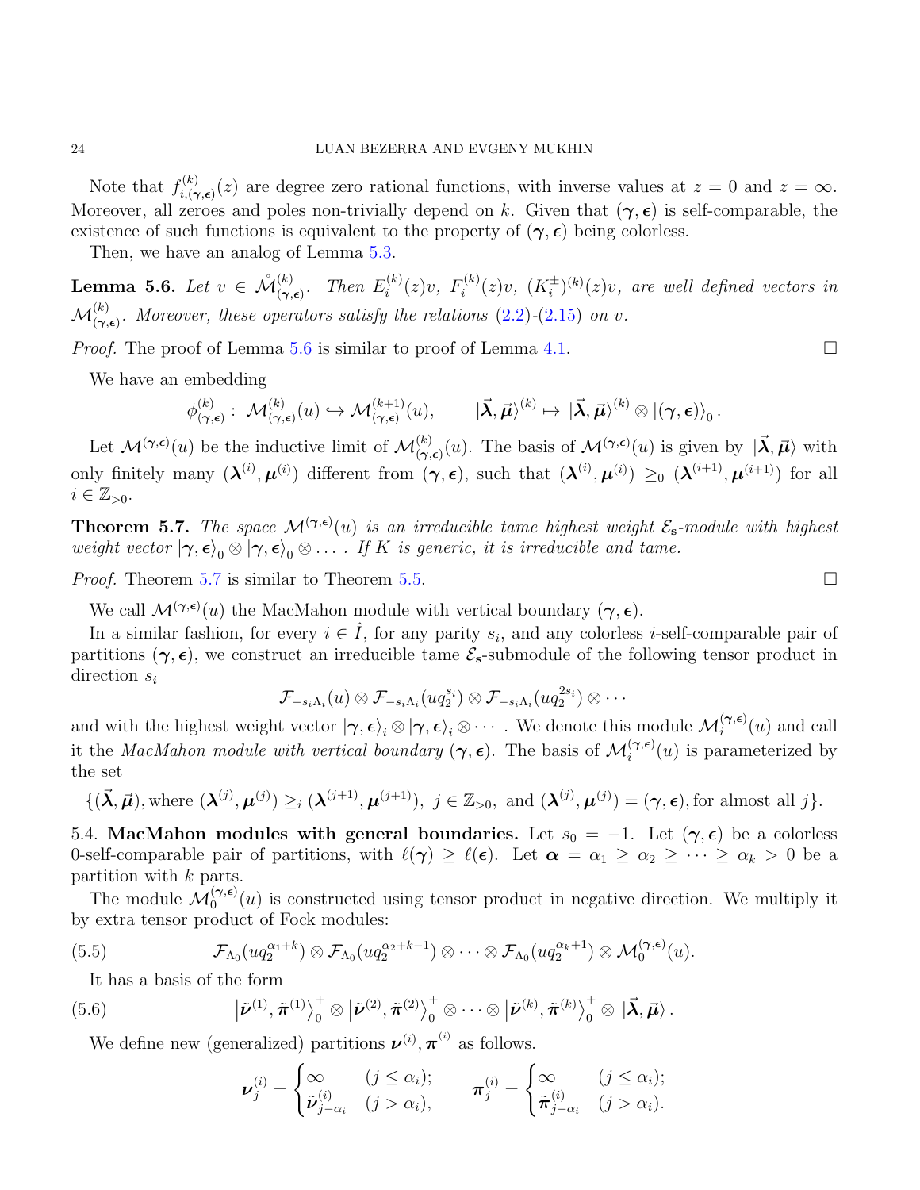Note that $f^{(k)}_{i,(\boldsymbol{\gamma},\boldsymbol{\epsilon})}(z)$ are degree zero rational functions, with inverse values at $z=0$ and $z=\infty$. Moreover, all zeroes and poles non-trivially depend on $k$. Given that $(\boldsymbol{\gamma},\boldsymbol{\epsilon})$ is self-comparable, the existence of such functions is equivalent to the property of $(\boldsymbol{\gamma},\boldsymbol{\epsilon})$ being colorless.

Then, we have an analog of Lemma 5.3.

**Lemma 5.6.** *Let $v \in \mathring{\mathcal{M}}^{(k)}_{(\boldsymbol{\gamma},\boldsymbol{\epsilon})}$. Then $E^{(k)}_i(z)v$, $F^{(k)}_i(z)v$, $(K^{\pm}_i)^{(k)}(z)v$, are well defined vectors in $\mathcal{M}^{(k)}_{(\boldsymbol{\gamma},\boldsymbol{\epsilon})}$. Moreover, these operators satisfy the relations (2.2)-(2.15) on $v$.*

*Proof.* The proof of Lemma 5.6 is similar to proof of Lemma 4.1. $\square$

We have an embedding

$$\phi^{(k)}_{(\boldsymbol{\gamma},\boldsymbol{\epsilon})}:\ \mathcal{M}^{(k)}_{(\boldsymbol{\gamma},\boldsymbol{\epsilon})}(u)\hookrightarrow \mathcal{M}^{(k+1)}_{(\boldsymbol{\gamma},\boldsymbol{\epsilon})}(u), \qquad |\vec{\boldsymbol{\lambda}},\vec{\boldsymbol{\mu}}\rangle^{(k)} \mapsto |\vec{\boldsymbol{\lambda}},\vec{\boldsymbol{\mu}}\rangle^{(k)}\otimes |(\boldsymbol{\gamma},\boldsymbol{\epsilon})\rangle_0\,.$$

Let $\mathcal{M}^{(\boldsymbol{\gamma},\boldsymbol{\epsilon})}(u)$ be the inductive limit of $\mathcal{M}^{(k)}_{(\boldsymbol{\gamma},\boldsymbol{\epsilon})}(u)$. The basis of $\mathcal{M}^{(\boldsymbol{\gamma},\boldsymbol{\epsilon})}(u)$ is given by $|\vec{\boldsymbol{\lambda}},\vec{\boldsymbol{\mu}}\rangle$ with only finitely many $(\boldsymbol{\lambda}^{(i)},\boldsymbol{\mu}^{(i)})$ different from $(\boldsymbol{\gamma},\boldsymbol{\epsilon})$, such that $(\boldsymbol{\lambda}^{(i)},\boldsymbol{\mu}^{(i)}) \geq_0 (\boldsymbol{\lambda}^{(i+1)},\boldsymbol{\mu}^{(i+1)})$ for all $i\in\mathbb{Z}_{>0}$.

**Theorem 5.7.** *The space $\mathcal{M}^{(\boldsymbol{\gamma},\boldsymbol{\epsilon})}(u)$ is an irreducible tame highest weight $\mathcal{E}_{\mathbf{s}}$-module with highest weight vector $|\boldsymbol{\gamma},\boldsymbol{\epsilon}\rangle_0\otimes|\boldsymbol{\gamma},\boldsymbol{\epsilon}\rangle_0\otimes\dots$. If $K$ is generic, it is irreducible and tame.*

*Proof.* Theorem 5.7 is similar to Theorem 5.5. $\square$

We call $\mathcal{M}^{(\boldsymbol{\gamma},\boldsymbol{\epsilon})}(u)$ the MacMahon module with vertical boundary $(\boldsymbol{\gamma},\boldsymbol{\epsilon})$.

In a similar fashion, for every $i\in\hat{I}$, for any parity $s_i$, and any colorless $i$-self-comparable pair of partitions $(\boldsymbol{\gamma},\boldsymbol{\epsilon})$, we construct an irreducible tame $\mathcal{E}_{\mathbf{s}}$-submodule of the following tensor product in direction $s_i$

$$\mathcal{F}_{-s_i\Lambda_i}(u)\otimes\mathcal{F}_{-s_i\Lambda_i}(uq_2^{s_i})\otimes\mathcal{F}_{-s_i\Lambda_i}(uq_2^{2s_i})\otimes\cdots$$

and with the highest weight vector $|\boldsymbol{\gamma},\boldsymbol{\epsilon}\rangle_i\otimes|\boldsymbol{\gamma},\boldsymbol{\epsilon}\rangle_i\otimes\cdots$. We denote this module $\mathcal{M}^{(\boldsymbol{\gamma},\boldsymbol{\epsilon})}_i(u)$ and call it the *MacMahon module with vertical boundary* $(\boldsymbol{\gamma},\boldsymbol{\epsilon})$. The basis of $\mathcal{M}^{(\boldsymbol{\gamma},\boldsymbol{\epsilon})}_i(u)$ is parameterized by the set

$$\{(\vec{\boldsymbol{\lambda}},\vec{\boldsymbol{\mu}}),\text{where } (\boldsymbol{\lambda}^{(j)},\boldsymbol{\mu}^{(j)})\geq_i(\boldsymbol{\lambda}^{(j+1)},\boldsymbol{\mu}^{(j+1)}),\ j\in\mathbb{Z}_{>0},\ \text{and } (\boldsymbol{\lambda}^{(j)},\boldsymbol{\mu}^{(j)})=(\boldsymbol{\gamma},\boldsymbol{\epsilon}),\text{for almost all } j\}.$$

### 5.4. MacMahon modules with general boundaries.

Let $s_0=-1$. Let $(\boldsymbol{\gamma},\boldsymbol{\epsilon})$ be a colorless 0-self-comparable pair of partitions, with $\ell(\boldsymbol{\gamma})\geq\ell(\boldsymbol{\epsilon})$. Let $\boldsymbol{\alpha}=\alpha_1\geq\alpha_2\geq\cdots\geq\alpha_k>0$ be a partition with $k$ parts.

The module $\mathcal{M}^{(\boldsymbol{\gamma},\boldsymbol{\epsilon})}_0(u)$ is constructed using tensor product in negative direction. We multiply it by extra tensor product of Fock modules:

$$\mathcal{F}_{\Lambda_0}(uq_2^{\alpha_1+k})\otimes\mathcal{F}_{\Lambda_0}(uq_2^{\alpha_2+k-1})\otimes\cdots\otimes\mathcal{F}_{\Lambda_0}(uq_2^{\alpha_k+1})\otimes\mathcal{M}^{(\boldsymbol{\gamma},\boldsymbol{\epsilon})}_0(u). \tag{5.5}$$

It has a basis of the form

$$\left|\tilde{\boldsymbol{\nu}}^{(1)},\tilde{\boldsymbol{\pi}}^{(1)}\right\rangle_0^+\otimes\left|\tilde{\boldsymbol{\nu}}^{(2)},\tilde{\boldsymbol{\pi}}^{(2)}\right\rangle_0^+\otimes\cdots\otimes\left|\tilde{\boldsymbol{\nu}}^{(k)},\tilde{\boldsymbol{\pi}}^{(k)}\right\rangle_0^+\otimes|\vec{\boldsymbol{\lambda}},\vec{\boldsymbol{\mu}}\rangle\,. \tag{5.6}$$

We define new (generalized) partitions $\boldsymbol{\nu}^{(i)},\boldsymbol{\pi}^{(i)}$ as follows.

$$\boldsymbol{\nu}^{(i)}_j=\begin{cases}\infty & (j\leq\alpha_i);\\ \tilde{\boldsymbol{\nu}}^{(i)}_{j-\alpha_i} & (j>\alpha_i),\end{cases}\qquad \boldsymbol{\pi}^{(i)}_j=\begin{cases}\infty & (j\leq\alpha_i);\\ \tilde{\boldsymbol{\pi}}^{(i)}_{j-\alpha_i} & (j>\alpha_i).\end{cases}$$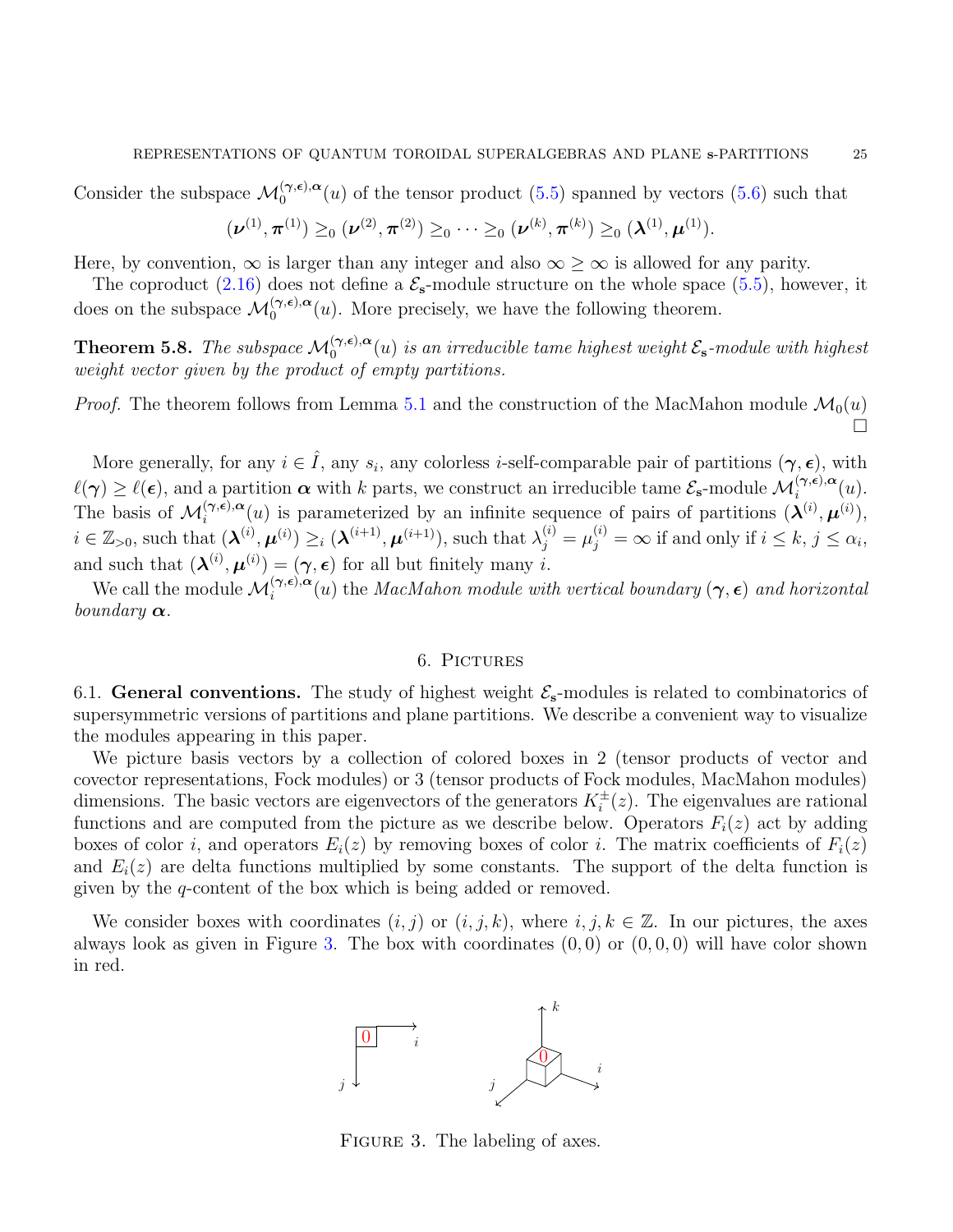Consider the subspace $\mathcal{M}_0^{(\boldsymbol{\gamma},\boldsymbol{\epsilon}),\boldsymbol{\alpha}}(u)$ of the tensor product (5.5) spanned by vectors (5.6) such that

$$(\boldsymbol{\nu}^{(1)},\boldsymbol{\pi}^{(1)}) \geq_0 (\boldsymbol{\nu}^{(2)},\boldsymbol{\pi}^{(2)}) \geq_0 \cdots \geq_0 (\boldsymbol{\nu}^{(k)},\boldsymbol{\pi}^{(k)}) \geq_0 (\boldsymbol{\lambda}^{(1)},\boldsymbol{\mu}^{(1)}).$$

Here, by convention, $\infty$ is larger than any integer and also $\infty \geq \infty$ is allowed for any parity.

The coproduct (2.16) does not define a $\mathcal{E}_{\mathbf{s}}$-module structure on the whole space (5.5), however, it does on the subspace $\mathcal{M}_0^{(\boldsymbol{\gamma},\boldsymbol{\epsilon}),\boldsymbol{\alpha}}(u)$. More precisely, we have the following theorem.

**Theorem 5.8.** *The subspace $\mathcal{M}_0^{(\boldsymbol{\gamma},\boldsymbol{\epsilon}),\boldsymbol{\alpha}}(u)$ is an irreducible tame highest weight $\mathcal{E}_{\mathbf{s}}$-module with highest weight vector given by the product of empty partitions.*

*Proof.* The theorem follows from Lemma 5.1 and the construction of the MacMahon module $\mathcal{M}_0(u)$ □

More generally, for any $i \in \hat{I}$, any $s_i$, any colorless $i$-self-comparable pair of partitions $(\boldsymbol{\gamma},\boldsymbol{\epsilon})$, with $\ell(\boldsymbol{\gamma}) \geq \ell(\boldsymbol{\epsilon})$, and a partition $\boldsymbol{\alpha}$ with $k$ parts, we construct an irreducible tame $\mathcal{E}_{\mathbf{s}}$-module $\mathcal{M}_i^{(\boldsymbol{\gamma},\boldsymbol{\epsilon}),\boldsymbol{\alpha}}(u)$. The basis of $\mathcal{M}_i^{(\boldsymbol{\gamma},\boldsymbol{\epsilon}),\boldsymbol{\alpha}}(u)$ is parameterized by an infinite sequence of pairs of partitions $(\boldsymbol{\lambda}^{(i)},\boldsymbol{\mu}^{(i)})$, $i \in \mathbb{Z}_{>0}$, such that $(\boldsymbol{\lambda}^{(i)},\boldsymbol{\mu}^{(i)}) \geq_i (\boldsymbol{\lambda}^{(i+1)},\boldsymbol{\mu}^{(i+1)})$, such that $\lambda_j^{(i)} = \mu_j^{(i)} = \infty$ if and only if $i \leq k$, $j \leq \alpha_i$, and such that $(\boldsymbol{\lambda}^{(i)},\boldsymbol{\mu}^{(i)}) = (\boldsymbol{\gamma},\boldsymbol{\epsilon})$ for all but finitely many $i$.

We call the module $\mathcal{M}_i^{(\boldsymbol{\gamma},\boldsymbol{\epsilon}),\boldsymbol{\alpha}}(u)$ the *MacMahon module with vertical boundary $(\boldsymbol{\gamma},\boldsymbol{\epsilon})$ and horizontal boundary $\boldsymbol{\alpha}$*.

# 6. Pictures

6.1. **General conventions.** The study of highest weight $\mathcal{E}_{\mathbf{s}}$-modules is related to combinatorics of supersymmetric versions of partitions and plane partitions. We describe a convenient way to visualize the modules appearing in this paper.

We picture basis vectors by a collection of colored boxes in 2 (tensor products of vector and covector representations, Fock modules) or 3 (tensor products of Fock modules, MacMahon modules) dimensions. The basic vectors are eigenvectors of the generators $K_i^{\pm}(z)$. The eigenvalues are rational functions and are computed from the picture as we describe below. Operators $F_i(z)$ act by adding boxes of color $i$, and operators $E_i(z)$ by removing boxes of color $i$. The matrix coefficients of $F_i(z)$ and $E_i(z)$ are delta functions multiplied by some constants. The support of the delta function is given by the $q$-content of the box which is being added or removed.

We consider boxes with coordinates $(i,j)$ or $(i,j,k)$, where $i,j,k \in \mathbb{Z}$. In our pictures, the axes always look as given in Figure 3. The box with coordinates $(0,0)$ or $(0,0,0)$ will have color shown in red.

Figure 3. The labeling of axes.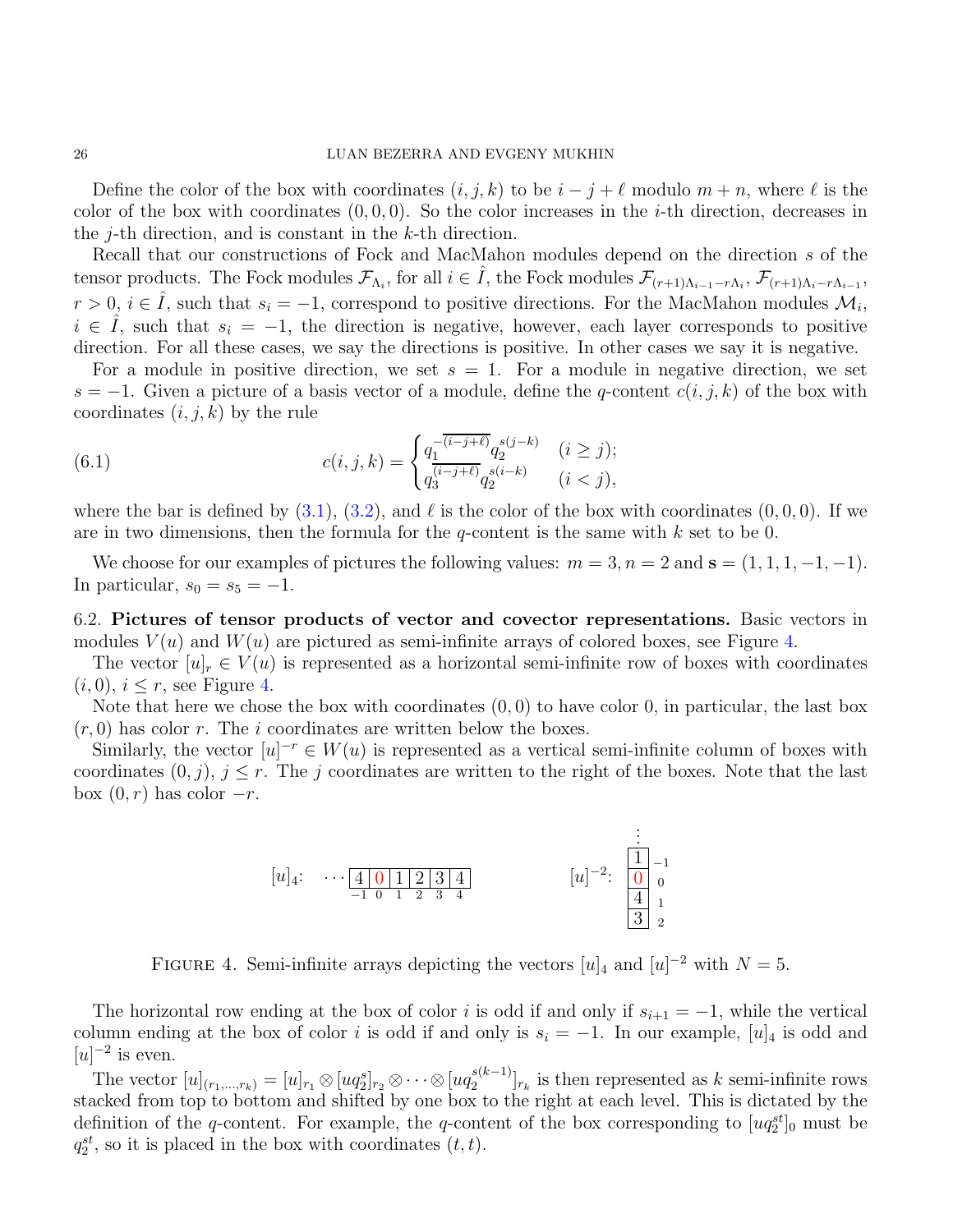Define the color of the box with coordinates $(i, j, k)$ to be $i - j + \ell$ modulo $m + n$, where $\ell$ is the color of the box with coordinates $(0, 0, 0)$. So the color increases in the $i$-th direction, decreases in the $j$-th direction, and is constant in the $k$-th direction.

Recall that our constructions of Fock and MacMahon modules depend on the direction $s$ of the tensor products. The Fock modules $\mathcal{F}_{\Lambda_i}$, for all $i \in \hat{I}$, the Fock modules $\mathcal{F}_{(r+1)\Lambda_{i-1} - r\Lambda_i}$, $\mathcal{F}_{(r+1)\Lambda_i - r\Lambda_{i-1}}$, $r > 0$, $i \in \hat{I}$, such that $s_i = -1$, correspond to positive directions. For the MacMahon modules $\mathcal{M}_i$, $i \in \hat{I}$, such that $s_i = -1$, the direction is negative, however, each layer corresponds to positive direction. For all these cases, we say the directions is positive. In other cases we say it is negative.

For a module in positive direction, we set $s = 1$. For a module in negative direction, we set $s = -1$. Given a picture of a basis vector of a module, define the $q$-content $c(i, j, k)$ of the box with coordinates $(i, j, k)$ by the rule

$$c(i,j,k) = \begin{cases} q_1^{-\overline{(i-j+\ell)}} q_2^{s(j-k)} & (i \geq j); \\ q_3^{\overline{(i-j+\ell)}} q_2^{s(i-k)} & (i < j), \end{cases} \tag{6.1}$$

where the bar is defined by (3.1), (3.2), and $\ell$ is the color of the box with coordinates $(0, 0, 0)$. If we are in two dimensions, then the formula for the $q$-content is the same with $k$ set to be 0.

We choose for our examples of pictures the following values: $m = 3, n = 2$ and $\mathbf{s} = (1, 1, 1, -1, -1)$. In particular, $s_0 = s_5 = -1$.

6.2. **Pictures of tensor products of vector and covector representations.** Basic vectors in modules $V(u)$ and $W(u)$ are pictured as semi-infinite arrays of colored boxes, see Figure 4.

The vector $[u]_r \in V(u)$ is represented as a horizontal semi-infinite row of boxes with coordinates $(i, 0)$, $i \leq r$, see Figure 4.

Note that here we chose the box with coordinates $(0, 0)$ to have color 0, in particular, the last box $(r, 0)$ has color $r$. The $i$ coordinates are written below the boxes.

Similarly, the vector $[u]^{-r} \in W(u)$ is represented as a vertical semi-infinite column of boxes with coordinates $(0, j)$, $j \leq r$. The $j$ coordinates are written to the right of the boxes. Note that the last box $(0, r)$ has color $-r$.

$[u]_4$: $\cdots$ | 4 | 0 | 1 | 2 | 3 | 4 | with $i$ coordinates $-1, 0, 1, 2, 3, 4$

$[u]^{-2}$: $\vdots$ column of boxes 1, 0, 4, 3 with $j$ coordinates $-1, 0, 1, 2$

FIGURE 4. Semi-infinite arrays depicting the vectors $[u]_4$ and $[u]^{-2}$ with $N = 5$.

The horizontal row ending at the box of color $i$ is odd if and only if $s_{i+1} = -1$, while the vertical column ending at the box of color $i$ is odd if and only is $s_i = -1$. In our example, $[u]_4$ is odd and $[u]^{-2}$ is even.

The vector $[u]_{(r_1,\dots,r_k)} = [u]_{r_1} \otimes [uq_2^s]_{r_2} \otimes \cdots \otimes [uq_2^{s(k-1)}]_{r_k}$ is then represented as $k$ semi-infinite rows stacked from top to bottom and shifted by one box to the right at each level. This is dictated by the definition of the $q$-content. For example, the $q$-content of the box corresponding to $[uq_2^{st}]_0$ must be $q_2^{st}$, so it is placed in the box with coordinates $(t, t)$.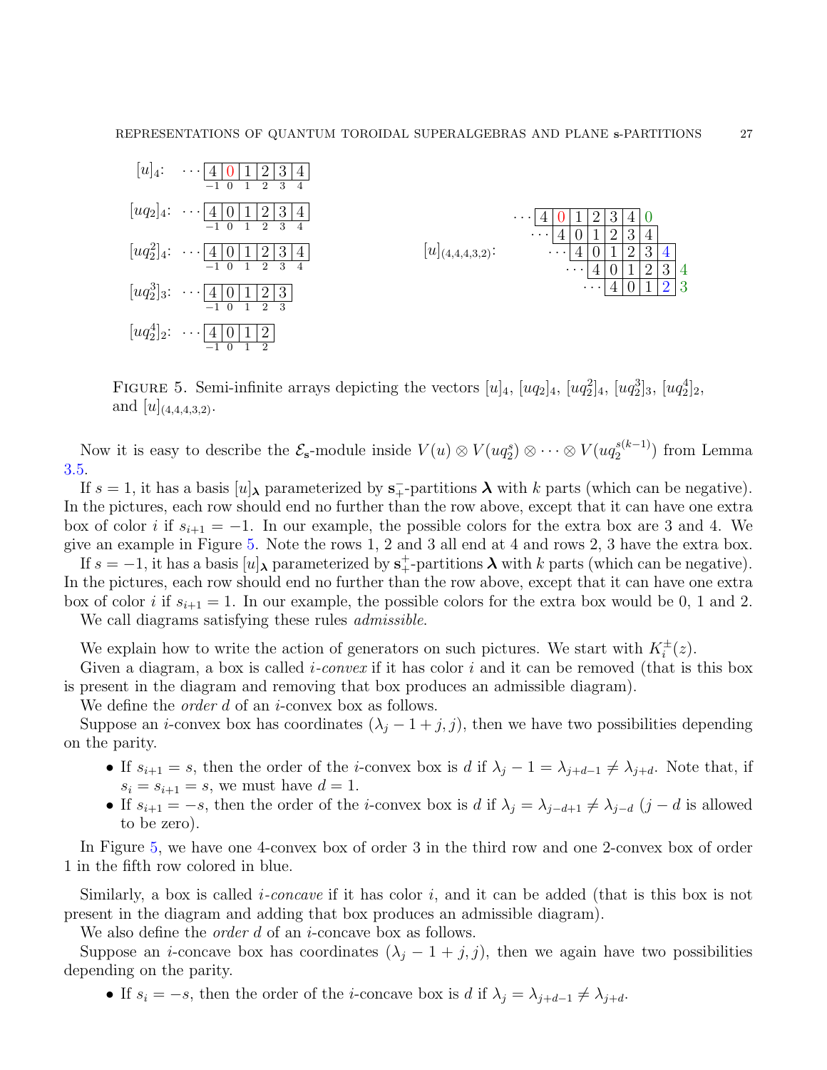$[u]_4$: $\cdots$ | 4 | 0 | 1 | 2 | 3 | 4 | (indices $-1$ 0 1 2 3 4)

$[uq_2]_4$: $\cdots$ | 4 | 0 | 1 | 2 | 3 | 4 | (indices $-1$ 0 1 2 3 4)

$[uq_2^2]_4$: $\cdots$ | 4 | 0 | 1 | 2 | 3 | 4 | (indices $-1$ 0 1 2 3 4)

$[uq_2^3]_3$: $\cdots$ | 4 | 0 | 1 | 2 | 3 | (indices $-1$ 0 1 2 3)

$[uq_2^4]_2$: $\cdots$ | 4 | 0 | 1 | 2 | (indices $-1$ 0 1 2)

$[u]_{(4,4,4,3,2)}$:

```
· · · 4 0 1 2 3 4 0
 · · · 4 0 1 2 3 4
  · · · 4 0 1 2 3 4
   · · · 4 0 1 2 3 4
    · · · 4 0 1 2 3
```

Figure 5. Semi-infinite arrays depicting the vectors $[u]_4$, $[uq_2]_4$, $[uq_2^2]_4$, $[uq_2^3]_3$, $[uq_2^4]_2$, and $[u]_{(4,4,4,3,2)}$.

Now it is easy to describe the $\mathcal{E}_{\mathbf{s}}$-module inside $V(u) \otimes V(uq_2^s) \otimes \cdots \otimes V(uq_2^{s(k-1)})$ from Lemma 3.5.

If $s = 1$, it has a basis $[u]_{\boldsymbol{\lambda}}$ parameterized by $\mathbf{s}_+^-$-partitions $\boldsymbol{\lambda}$ with $k$ parts (which can be negative). In the pictures, each row should end no further than the row above, except that it can have one extra box of color $i$ if $s_{i+1} = -1$. In our example, the possible colors for the extra box are 3 and 4. We give an example in Figure 5. Note the rows 1, 2 and 3 all end at 4 and rows 2, 3 have the extra box.

If $s = -1$, it has a basis $[u]_{\boldsymbol{\lambda}}$ parameterized by $\mathbf{s}_+^+$-partitions $\boldsymbol{\lambda}$ with $k$ parts (which can be negative). In the pictures, each row should end no further than the row above, except that it can have one extra box of color $i$ if $s_{i+1} = 1$. In our example, the possible colors for the extra box would be 0, 1 and 2.

We call diagrams satisfying these rules *admissible*.

We explain how to write the action of generators on such pictures. We start with $K_i^{\pm}(z)$.

Given a diagram, a box is called *i-convex* if it has color $i$ and it can be removed (that is this box is present in the diagram and removing that box produces an admissible diagram).

We define the *order* $d$ of an $i$-convex box as follows.

Suppose an $i$-convex box has coordinates $(\lambda_j - 1 + j, j)$, then we have two possibilities depending on the parity.

- If $s_{i+1} = s$, then the order of the $i$-convex box is $d$ if $\lambda_j - 1 = \lambda_{j+d-1} \neq \lambda_{j+d}$. Note that, if $s_i = s_{i+1} = s$, we must have $d = 1$.
- If $s_{i+1} = -s$, then the order of the $i$-convex box is $d$ if $\lambda_j = \lambda_{j-d+1} \neq \lambda_{j-d}$ ($j - d$ is allowed to be zero).

In Figure 5, we have one 4-convex box of order 3 in the third row and one 2-convex box of order 1 in the fifth row colored in blue.

Similarly, a box is called *i-concave* if it has color $i$, and it can be added (that is this box is not present in the diagram and adding that box produces an admissible diagram).

We also define the *order* $d$ of an $i$-concave box as follows.

Suppose an $i$-concave box has coordinates $(\lambda_j - 1 + j, j)$, then we again have two possibilities depending on the parity.

- If $s_i = -s$, then the order of the $i$-concave box is $d$ if $\lambda_j = \lambda_{j+d-1} \neq \lambda_{j+d}$.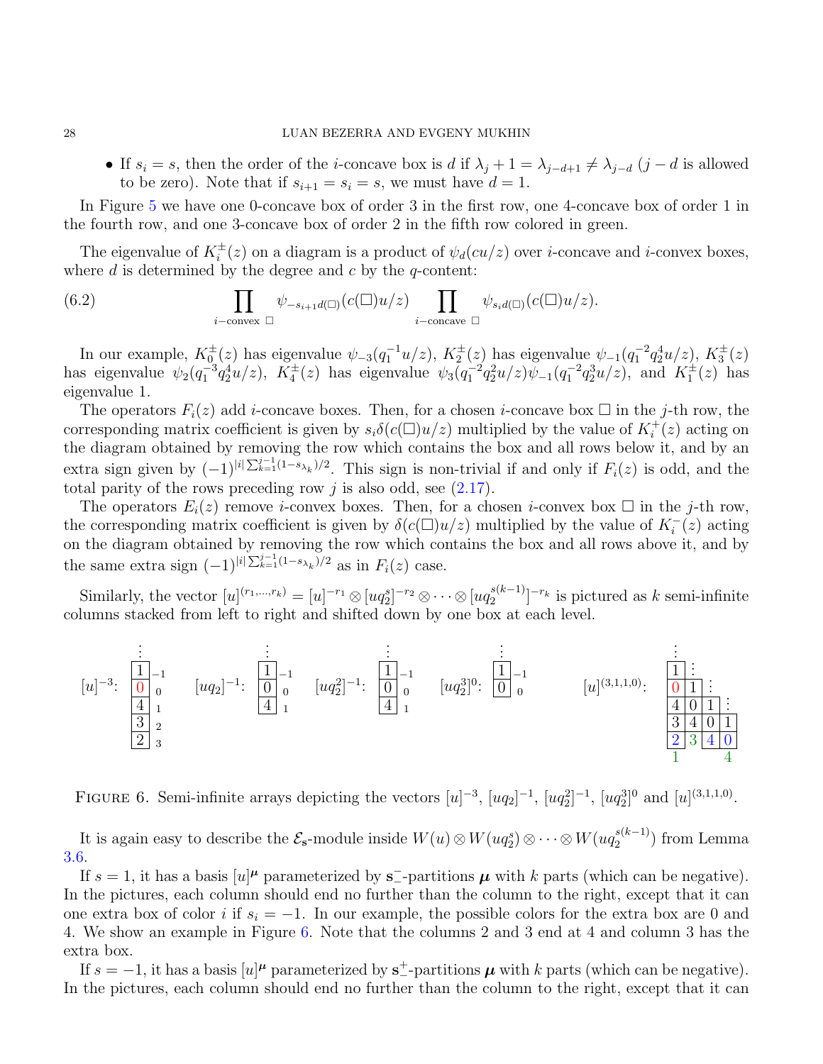- If $s_i = s$, then the order of the $i$-concave box is $d$ if $\lambda_j + 1 = \lambda_{j-d+1} \neq \lambda_{j-d}$ ($j - d$ is allowed to be zero). Note that if $s_{i+1} = s_i = s$, we must have $d = 1$.

In Figure 5 we have one 0-concave box of order 3 in the first row, one 4-concave box of order 1 in the fourth row, and one 3-concave box of order 2 in the fifth row colored in green.

The eigenvalue of $K_i^{\pm}(z)$ on a diagram is a product of $\psi_d(cu/z)$ over $i$-concave and $i$-convex boxes, where $d$ is determined by the degree and $c$ by the $q$-content:

$$\prod_{i\text{-convex } \square} \psi_{-s_{i+1}d(\square)}(c(\square)u/z) \prod_{i\text{-concave } \square} \psi_{s_i d(\square)}(c(\square)u/z). \tag{6.2}$$

In our example, $K_0^{\pm}(z)$ has eigenvalue $\psi_{-3}(q_1^{-1}u/z)$, $K_2^{\pm}(z)$ has eigenvalue $\psi_{-1}(q_1^{-2}q_2^4 u/z)$, $K_3^{\pm}(z)$ has eigenvalue $\psi_2(q_1^{-3}q_2^4 u/z)$, $K_4^{\pm}(z)$ has eigenvalue $\psi_3(q_1^{-2}q_2^2 u/z)\psi_{-1}(q_1^{-2}q_2^3 u/z)$, and $K_1^{\pm}(z)$ has eigenvalue 1.

The operators $F_i(z)$ add $i$-concave boxes. Then, for a chosen $i$-concave box $\square$ in the $j$-th row, the corresponding matrix coefficient is given by $s_i\delta(c(\square)u/z)$ multiplied by the value of $K_i^+(z)$ acting on the diagram obtained by removing the row which contains the box and all rows below it, and by an extra sign given by $(-1)^{|i|\sum_{k=1}^{j-1}(1-s_{\lambda_k})/2}$. This sign is non-trivial if and only if $F_i(z)$ is odd, and the total parity of the rows preceding row $j$ is also odd, see (2.17).

The operators $E_i(z)$ remove $i$-convex boxes. Then, for a chosen $i$-convex box $\square$ in the $j$-th row, the corresponding matrix coefficient is given by $\delta(c(\square)u/z)$ multiplied by the value of $K_i^-(z)$ acting on the diagram obtained by removing the row which contains the box and all rows above it, and by the same extra sign $(-1)^{|i|\sum_{k=1}^{j-1}(1-s_{\lambda_k})/2}$ as in $F_i(z)$ case.

Similarly, the vector $[u]^{(r_1,\dots,r_k)} = [u]^{-r_1} \otimes [uq_2^s]^{-r_2} \otimes \cdots \otimes [uq_2^{s(k-1)}]^{-r_k}$ is pictured as $k$ semi-infinite columns stacked from left to right and shifted down by one box at each level.

FIGURE 6. Semi-infinite arrays depicting the vectors $[u]^{-3}$, $[uq_2]^{-1}$, $[uq_2^2]^{-1}$, $[uq_2^3]^0$ and $[u]^{(3,1,1,0)}$.

It is again easy to describe the $\mathcal{E}_\mathbf{s}$-module inside $W(u) \otimes W(uq_2^s) \otimes \cdots \otimes W(uq_2^{s(k-1)})$ from Lemma 3.6.

If $s = 1$, it has a basis $[u]^{\boldsymbol{\mu}}$ parameterized by $\mathbf{s}_-^-$-partitions $\boldsymbol{\mu}$ with $k$ parts (which can be negative). In the pictures, each column should end no further than the column to the right, except that it can one extra box of color $i$ if $s_i = -1$. In our example, the possible colors for the extra box are 0 and 4. We show an example in Figure 6. Note that the columns 2 and 3 end at 4 and column 3 has the extra box.

If $s = -1$, it has a basis $[u]^{\boldsymbol{\mu}}$ parameterized by $\mathbf{s}_-^+$-partitions $\boldsymbol{\mu}$ with $k$ parts (which can be negative). In the pictures, each column should end no further than the column to the right, except that it can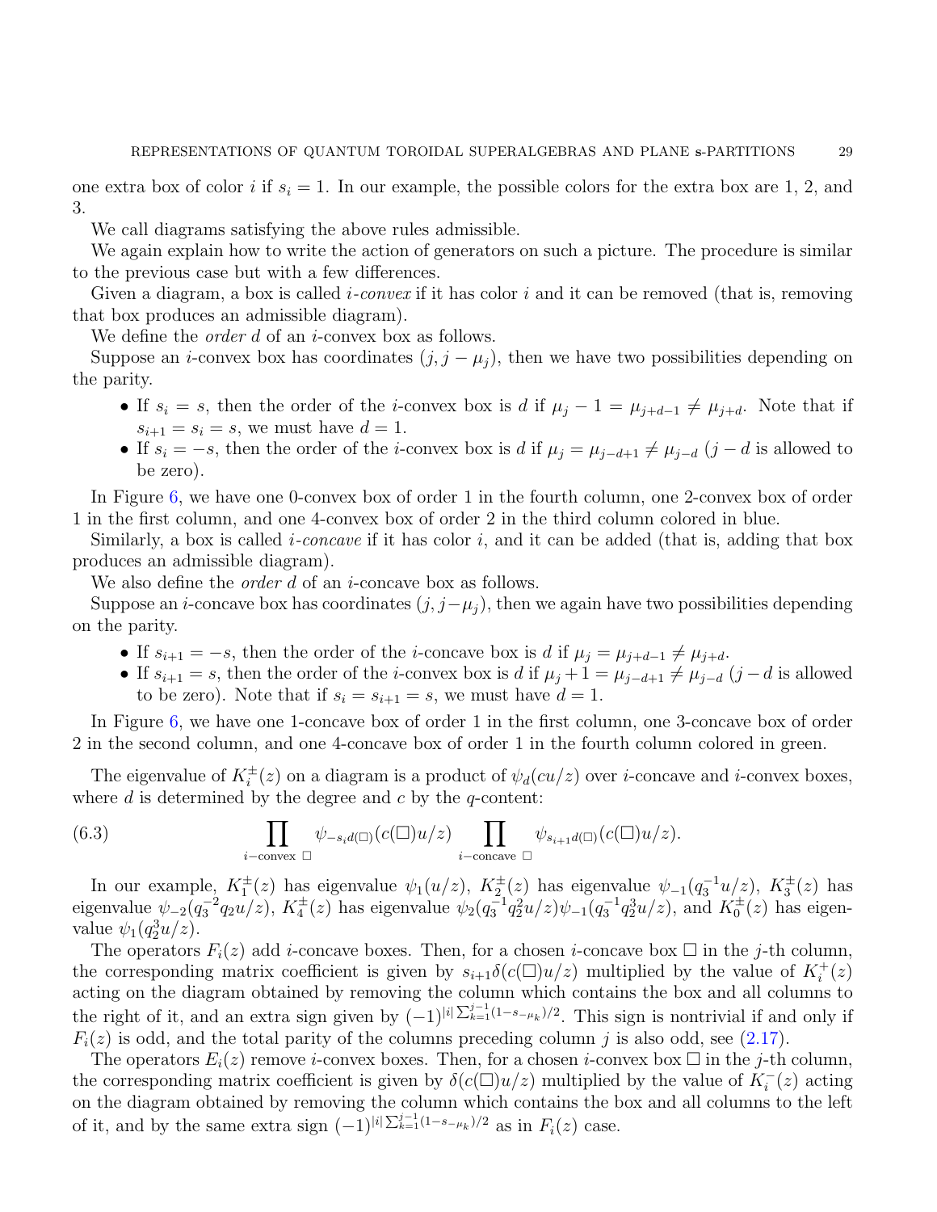one extra box of color $i$ if $s_i = 1$. In our example, the possible colors for the extra box are 1, 2, and 3.

We call diagrams satisfying the above rules admissible.

We again explain how to write the action of generators on such a picture. The procedure is similar to the previous case but with a few differences.

Given a diagram, a box is called *$i$-convex* if it has color $i$ and it can be removed (that is, removing that box produces an admissible diagram).

We define the *order* $d$ of an $i$-convex box as follows.

Suppose an $i$-convex box has coordinates $(j, j - \mu_j)$, then we have two possibilities depending on the parity.

- If $s_i = s$, then the order of the $i$-convex box is $d$ if $\mu_j - 1 = \mu_{j+d-1} \neq \mu_{j+d}$. Note that if $s_{i+1} = s_i = s$, we must have $d = 1$.
- If $s_i = -s$, then the order of the $i$-convex box is $d$ if $\mu_j = \mu_{j-d+1} \neq \mu_{j-d}$ ($j - d$ is allowed to be zero).

In Figure 6, we have one 0-convex box of order 1 in the fourth column, one 2-convex box of order 1 in the first column, and one 4-convex box of order 2 in the third column colored in blue.

Similarly, a box is called *$i$-concave* if it has color $i$, and it can be added (that is, adding that box produces an admissible diagram).

We also define the *order* $d$ of an $i$-concave box as follows.

Suppose an $i$-concave box has coordinates $(j, j-\mu_j)$, then we again have two possibilities depending on the parity.

- If $s_{i+1} = -s$, then the order of the $i$-concave box is $d$ if $\mu_j = \mu_{j+d-1} \neq \mu_{j+d}$.
- If $s_{i+1} = s$, then the order of the $i$-convex box is $d$ if $\mu_j + 1 = \mu_{j-d+1} \neq \mu_{j-d}$ ($j - d$ is allowed to be zero). Note that if $s_i = s_{i+1} = s$, we must have $d = 1$.

In Figure 6, we have one 1-concave box of order 1 in the first column, one 3-concave box of order 2 in the second column, and one 4-concave box of order 1 in the fourth column colored in green.

The eigenvalue of $K_i^{\pm}(z)$ on a diagram is a product of $\psi_d(cu/z)$ over $i$-concave and $i$-convex boxes, where $d$ is determined by the degree and $c$ by the $q$-content:

$$\prod_{i-\text{convex } \square} \psi_{-s_i d(\square)}(c(\square)u/z) \prod_{i-\text{concave } \square} \psi_{s_{i+1}d(\square)}(c(\square)u/z). \tag{6.3}$$

In our example, $K_1^{\pm}(z)$ has eigenvalue $\psi_1(u/z)$, $K_2^{\pm}(z)$ has eigenvalue $\psi_{-1}(q_3^{-1}u/z)$, $K_3^{\pm}(z)$ has eigenvalue $\psi_{-2}(q_3^{-2}q_2u/z)$, $K_4^{\pm}(z)$ has eigenvalue $\psi_2(q_3^{-1}q_2^2u/z)\psi_{-1}(q_3^{-1}q_2^3u/z)$, and $K_0^{\pm}(z)$ has eigenvalue $\psi_1(q_2^3u/z)$.

The operators $F_i(z)$ add $i$-concave boxes. Then, for a chosen $i$-concave box $\square$ in the $j$-th column, the corresponding matrix coefficient is given by $s_{i+1}\delta(c(\square)u/z)$ multiplied by the value of $K_i^+(z)$ acting on the diagram obtained by removing the column which contains the box and all columns to the right of it, and an extra sign given by $(-1)^{|i|\sum_{k=1}^{j-1}(1-s_{-\mu_k})/2}$. This sign is nontrivial if and only if $F_i(z)$ is odd, and the total parity of the columns preceding column $j$ is also odd, see (2.17).

The operators $E_i(z)$ remove $i$-convex boxes. Then, for a chosen $i$-convex box $\square$ in the $j$-th column, the corresponding matrix coefficient is given by $\delta(c(\square)u/z)$ multiplied by the value of $K_i^-(z)$ acting on the diagram obtained by removing the column which contains the box and all columns to the left of it, and by the same extra sign $(-1)^{|i|\sum_{k=1}^{j-1}(1-s_{-\mu_k})/2}$ as in $F_i(z)$ case.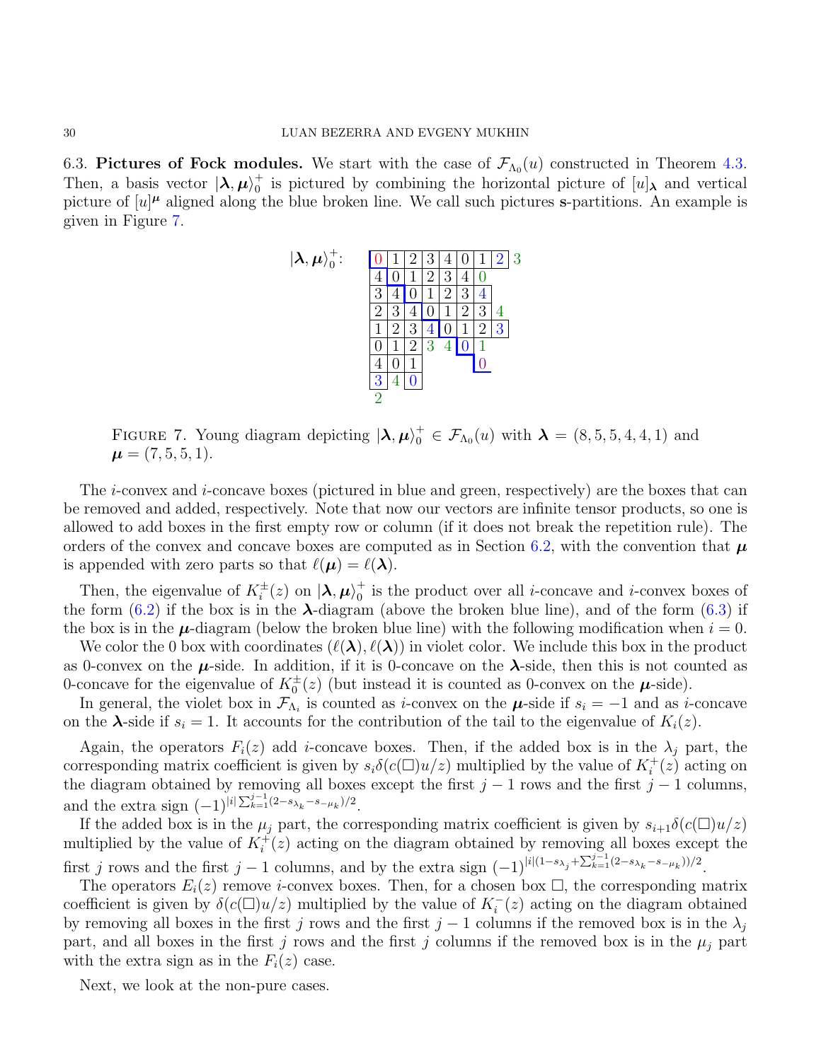6.3. **Pictures of Fock modules.** We start with the case of $\mathcal{F}_{\Lambda_0}(u)$ constructed in Theorem 4.3. Then, a basis vector $|\boldsymbol{\lambda}, \boldsymbol{\mu}\rangle_0^+$ is pictured by combining the horizontal picture of $[u]_{\boldsymbol{\lambda}}$ and vertical picture of $[u]^{\boldsymbol{\mu}}$ aligned along the blue broken line. We call such pictures **s**-partitions. An example is given in Figure 7.

$|\boldsymbol{\lambda}, \boldsymbol{\mu}\rangle_0^+$:

| | | | | | | | | |
|---|---|---|---|---|---|---|---|---|
| 0 | 1 | 2 | 3 | 4 | 0 | 1 | 2 | 3 |
| 4 | 0 | 1 | 2 | 3 | 4 | 0 | | |
| 3 | 4 | 0 | 1 | 2 | 3 | 4 | | |
| 2 | 3 | 4 | 0 | 1 | 2 | 3 | 4 | |
| 1 | 2 | 3 | 4 | 0 | 1 | 2 | 3 | |
| 0 | 1 | 2 | 3 | 4 | 0 | 1 | | |
| 4 | 0 | 1 | | | | 0 | | |
| 3 | 4 | 0 | | | | | | |
| 2 | | | | | | | | |

FIGURE 7. Young diagram depicting $|\boldsymbol{\lambda}, \boldsymbol{\mu}\rangle_0^+ \in \mathcal{F}_{\Lambda_0}(u)$ with $\boldsymbol{\lambda} = (8, 5, 5, 4, 4, 1)$ and $\boldsymbol{\mu} = (7, 5, 5, 1)$.

The $i$-convex and $i$-concave boxes (pictured in blue and green, respectively) are the boxes that can be removed and added, respectively. Note that now our vectors are infinite tensor products, so one is allowed to add boxes in the first empty row or column (if it does not break the repetition rule). The orders of the convex and concave boxes are computed as in Section 6.2, with the convention that $\boldsymbol{\mu}$ is appended with zero parts so that $\ell(\boldsymbol{\mu}) = \ell(\boldsymbol{\lambda})$.

Then, the eigenvalue of $K_i^{\pm}(z)$ on $|\boldsymbol{\lambda}, \boldsymbol{\mu}\rangle_0^+$ is the product over all $i$-concave and $i$-convex boxes of the form (6.2) if the box is in the $\boldsymbol{\lambda}$-diagram (above the broken blue line), and of the form (6.3) if the box is in the $\boldsymbol{\mu}$-diagram (below the broken blue line) with the following modification when $i = 0$.

We color the 0 box with coordinates $(\ell(\boldsymbol{\lambda}), \ell(\boldsymbol{\lambda}))$ in violet color. We include this box in the product as 0-convex on the $\boldsymbol{\mu}$-side. In addition, if it is 0-concave on the $\boldsymbol{\lambda}$-side, then this is not counted as 0-concave for the eigenvalue of $K_0^{\pm}(z)$ (but instead it is counted as 0-convex on the $\boldsymbol{\mu}$-side).

In general, the violet box in $\mathcal{F}_{\Lambda_i}$ is counted as $i$-convex on the $\boldsymbol{\mu}$-side if $s_i = -1$ and as $i$-concave on the $\boldsymbol{\lambda}$-side if $s_i = 1$. It accounts for the contribution of the tail to the eigenvalue of $K_i(z)$.

Again, the operators $F_i(z)$ add $i$-concave boxes. Then, if the added box is in the $\lambda_j$ part, the corresponding matrix coefficient is given by $s_i\delta(c(\Box)u/z)$ multiplied by the value of $K_i^+(z)$ acting on the diagram obtained by removing all boxes except the first $j-1$ rows and the first $j-1$ columns, and the extra sign $(-1)^{|i|\sum_{k=1}^{j-1}(2-s_{\lambda_k}-s_{-\mu_k})/2}$.

If the added box is in the $\mu_j$ part, the corresponding matrix coefficient is given by $s_{i+1}\delta(c(\Box)u/z)$ multiplied by the value of $K_i^+(z)$ acting on the diagram obtained by removing all boxes except the first $j$ rows and the first $j-1$ columns, and by the extra sign $(-1)^{|i|(1-s_{\lambda_j}+\sum_{k=1}^{j-1}(2-s_{\lambda_k}-s_{-\mu_k}))/2}$.

The operators $E_i(z)$ remove $i$-convex boxes. Then, for a chosen box $\Box$, the corresponding matrix coefficient is given by $\delta(c(\Box)u/z)$ multiplied by the value of $K_i^-(z)$ acting on the diagram obtained by removing all boxes in the first $j$ rows and the first $j-1$ columns if the removed box is in the $\lambda_j$ part, and all boxes in the first $j$ rows and the first $j$ columns if the removed box is in the $\mu_j$ part with the extra sign as in the $F_i(z)$ case.

Next, we look at the non-pure cases.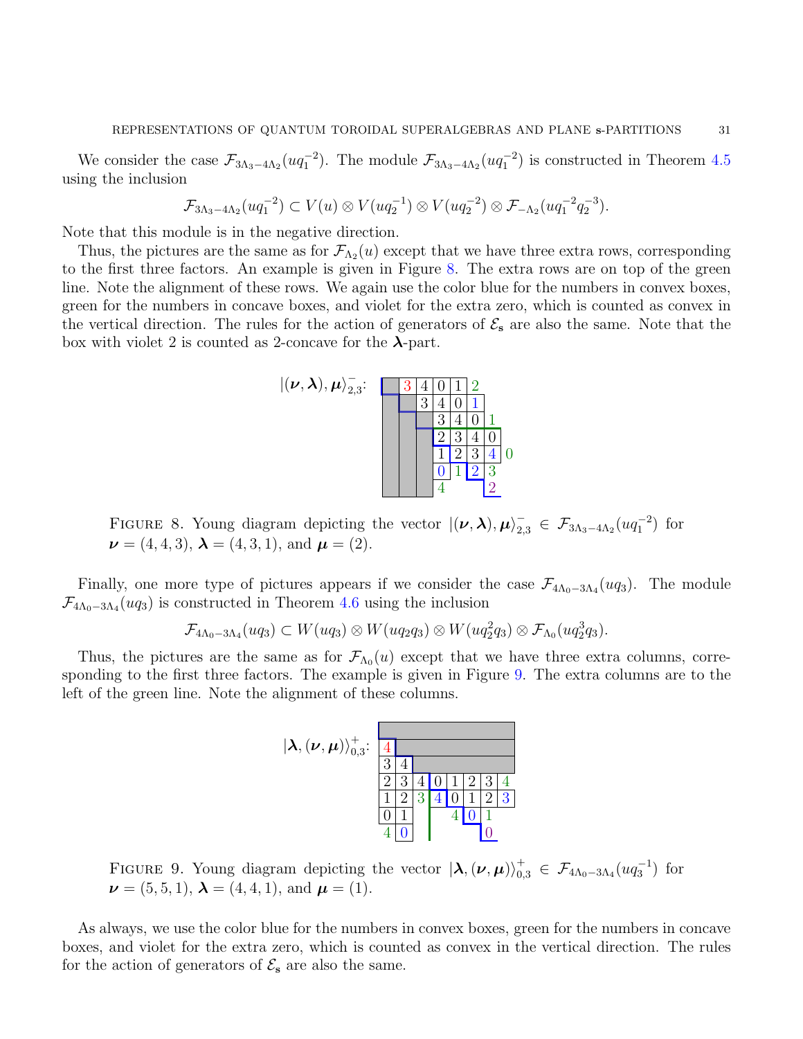We consider the case $\mathcal{F}_{3\Lambda_3-4\Lambda_2}(uq_1^{-2})$. The module $\mathcal{F}_{3\Lambda_3-4\Lambda_2}(uq_1^{-2})$ is constructed in Theorem 4.5 using the inclusion

$$\mathcal{F}_{3\Lambda_3-4\Lambda_2}(uq_1^{-2}) \subset V(u)\otimes V(uq_2^{-1})\otimes V(uq_2^{-2})\otimes \mathcal{F}_{-\Lambda_2}(uq_1^{-2}q_2^{-3}).$$

Note that this module is in the negative direction.

Thus, the pictures are the same as for $\mathcal{F}_{\Lambda_2}(u)$ except that we have three extra rows, corresponding to the first three factors. An example is given in Figure 8. The extra rows are on top of the green line. Note the alignment of these rows. We again use the color blue for the numbers in convex boxes, green for the numbers in concave boxes, and violet for the extra zero, which is counted as convex in the vertical direction. The rules for the action of generators of $\mathcal{E}_{\mathbf{s}}$ are also the same. Note that the box with violet 2 is counted as 2-concave for the $\boldsymbol{\lambda}$-part.

FIGURE 8. Young diagram depicting the vector $|(\boldsymbol{\nu},\boldsymbol{\lambda}),\boldsymbol{\mu}\rangle^{-}_{2,3} \in \mathcal{F}_{3\Lambda_3-4\Lambda_2}(uq_1^{-2})$ for $\boldsymbol{\nu}=(4,4,3)$, $\boldsymbol{\lambda}=(4,3,1)$, and $\boldsymbol{\mu}=(2)$.

Finally, one more type of pictures appears if we consider the case $\mathcal{F}_{4\Lambda_0-3\Lambda_4}(uq_3)$. The module $\mathcal{F}_{4\Lambda_0-3\Lambda_4}(uq_3)$ is constructed in Theorem 4.6 using the inclusion

$$\mathcal{F}_{4\Lambda_0-3\Lambda_4}(uq_3)\subset W(uq_3)\otimes W(uq_2q_3)\otimes W(uq_2^2q_3)\otimes \mathcal{F}_{\Lambda_0}(uq_2^3q_3).$$

Thus, the pictures are the same as for $\mathcal{F}_{\Lambda_0}(u)$ except that we have three extra columns, corresponding to the first three factors. The example is given in Figure 9. The extra columns are to the left of the green line. Note the alignment of these columns.

FIGURE 9. Young diagram depicting the vector $|\boldsymbol{\lambda},(\boldsymbol{\nu},\boldsymbol{\mu})\rangle^{+}_{0,3} \in \mathcal{F}_{4\Lambda_0-3\Lambda_4}(uq_3^{-1})$ for $\boldsymbol{\nu}=(5,5,1)$, $\boldsymbol{\lambda}=(4,4,1)$, and $\boldsymbol{\mu}=(1)$.

As always, we use the color blue for the numbers in convex boxes, green for the numbers in concave boxes, and violet for the extra zero, which is counted as convex in the vertical direction. The rules for the action of generators of $\mathcal{E}_{\mathbf{s}}$ are also the same.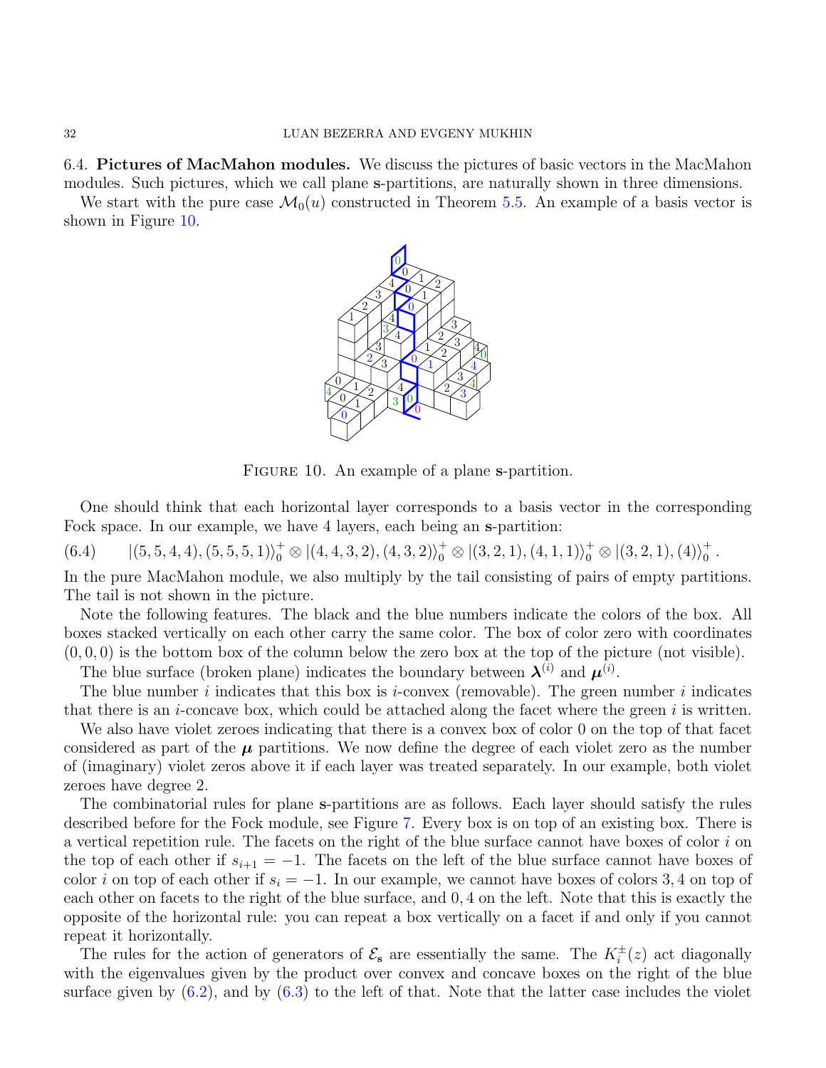**6.4. Pictures of MacMahon modules.** We discuss the pictures of basic vectors in the MacMahon modules. Such pictures, which we call plane $\mathbf{s}$-partitions, are naturally shown in three dimensions.

We start with the pure case $\mathcal{M}_0(u)$ constructed in Theorem 5.5. An example of a basis vector is shown in Figure 10.

Figure 10. An example of a plane $\mathbf{s}$-partition.

One should think that each horizontal layer corresponds to a basis vector in the corresponding Fock space. In our example, we have 4 layers, each being an $\mathbf{s}$-partition:

$$|(5,5,4,4),(5,5,5,1)\rangle_0^+ \otimes |(4,4,3,2),(4,3,2)\rangle_0^+ \otimes |(3,2,1),(4,1,1)\rangle_0^+ \otimes |(3,2,1),(4)\rangle_0^+ \,. \tag{6.4}$$

In the pure MacMahon module, we also multiply by the tail consisting of pairs of empty partitions. The tail is not shown in the picture.

Note the following features. The black and the blue numbers indicate the colors of the box. All boxes stacked vertically on each other carry the same color. The box of color zero with coordinates $(0,0,0)$ is the bottom box of the column below the zero box at the top of the picture (not visible).

The blue surface (broken plane) indicates the boundary between $\boldsymbol{\lambda}^{(i)}$ and $\boldsymbol{\mu}^{(i)}$.

The blue number $i$ indicates that this box is $i$-convex (removable). The green number $i$ indicates that there is an $i$-concave box, which could be attached along the facet where the green $i$ is written.

We also have violet zeroes indicating that there is a convex box of color 0 on the top of that facet considered as part of the $\boldsymbol{\mu}$ partitions. We now define the degree of each violet zero as the number of (imaginary) violet zeros above it if each layer was treated separately. In our example, both violet zeroes have degree 2.

The combinatorial rules for plane $\mathbf{s}$-partitions are as follows. Each layer should satisfy the rules described before for the Fock module, see Figure 7. Every box is on top of an existing box. There is a vertical repetition rule. The facets on the right of the blue surface cannot have boxes of color $i$ on the top of each other if $s_{i+1} = -1$. The facets on the left of the blue surface cannot have boxes of color $i$ on top of each other if $s_i = -1$. In our example, we cannot have boxes of colors $3, 4$ on top of each other on facets to the right of the blue surface, and $0, 4$ on the left. Note that this is exactly the opposite of the horizontal rule: you can repeat a box vertically on a facet if and only if you cannot repeat it horizontally.

The rules for the action of generators of $\mathcal{E}_{\mathbf{s}}$ are essentially the same. The $K_i^{\pm}(z)$ act diagonally with the eigenvalues given by the product over convex and concave boxes on the right of the blue surface given by (6.2), and by (6.3) to the left of that. Note that the latter case includes the violet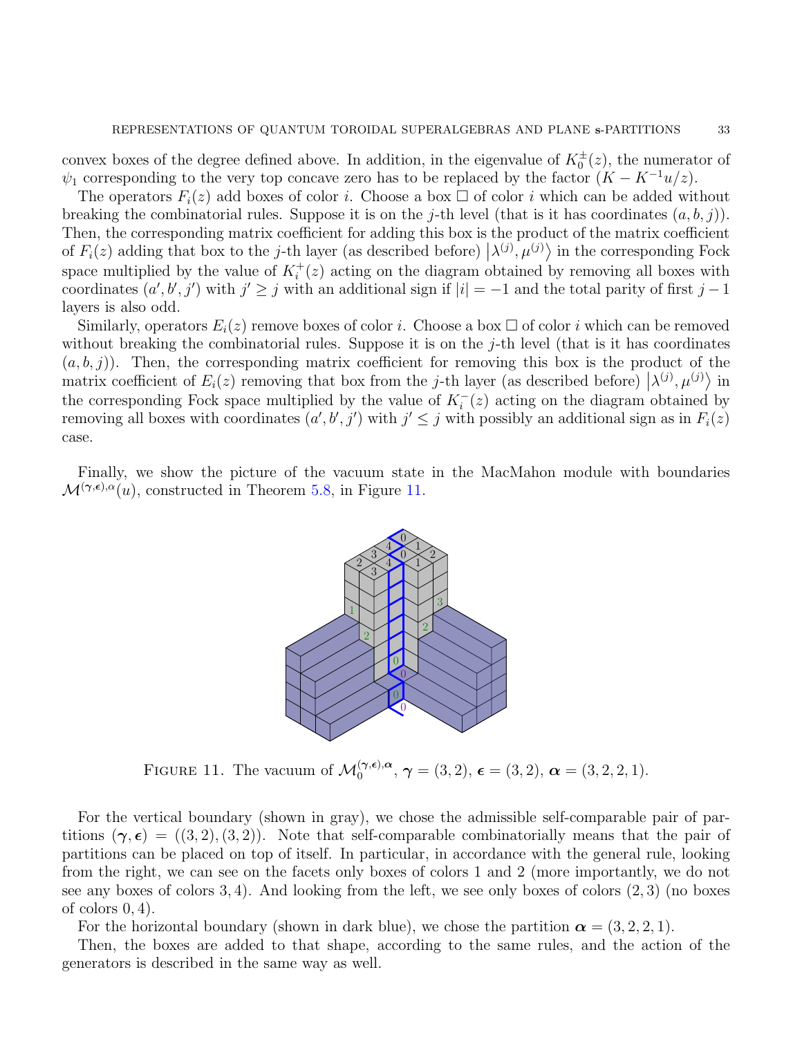convex boxes of the degree defined above. In addition, in the eigenvalue of $K_0^{\pm}(z)$, the numerator of $\psi_1$ corresponding to the very top concave zero has to be replaced by the factor $(K - K^{-1}u/z)$.

The operators $F_i(z)$ add boxes of color $i$. Choose a box $\square$ of color $i$ which can be added without breaking the combinatorial rules. Suppose it is on the $j$-th level (that is it has coordinates $(a, b, j)$). Then, the corresponding matrix coefficient for adding this box is the product of the matrix coefficient of $F_i(z)$ adding that box to the $j$-th layer (as described before) $\left|\lambda^{(j)}, \mu^{(j)}\right\rangle$ in the corresponding Fock space multiplied by the value of $K_i^+(z)$ acting on the diagram obtained by removing all boxes with coordinates $(a', b', j')$ with $j' \geq j$ with an additional sign if $|i| = -1$ and the total parity of first $j-1$ layers is also odd.

Similarly, operators $E_i(z)$ remove boxes of color $i$. Choose a box $\square$ of color $i$ which can be removed without breaking the combinatorial rules. Suppose it is on the $j$-th level (that is it has coordinates $(a, b, j)$). Then, the corresponding matrix coefficient for removing this box is the product of the matrix coefficient of $E_i(z)$ removing that box from the $j$-th layer (as described before) $\left|\lambda^{(j)}, \mu^{(j)}\right\rangle$ in the corresponding Fock space multiplied by the value of $K_i^-(z)$ acting on the diagram obtained by removing all boxes with coordinates $(a', b', j')$ with $j' \leq j$ with possibly an additional sign as in $F_i(z)$ case.

Finally, we show the picture of the vacuum state in the MacMahon module with boundaries $\mathcal{M}^{(\boldsymbol{\gamma},\boldsymbol{\epsilon}),\boldsymbol{\alpha}}(u)$, constructed in Theorem 5.8, in Figure 11.

FIGURE 11. The vacuum of $\mathcal{M}_0^{(\boldsymbol{\gamma},\boldsymbol{\epsilon}),\boldsymbol{\alpha}}$, $\boldsymbol{\gamma} = (3, 2)$, $\boldsymbol{\epsilon} = (3, 2)$, $\boldsymbol{\alpha} = (3, 2, 2, 1)$.

For the vertical boundary (shown in gray), we chose the admissible self-comparable pair of partitions $(\boldsymbol{\gamma}, \boldsymbol{\epsilon}) = ((3, 2), (3, 2))$. Note that self-comparable combinatorially means that the pair of partitions can be placed on top of itself. In particular, in accordance with the general rule, looking from the right, we can see on the facets only boxes of colors 1 and 2 (more importantly, we do not see any boxes of colors $3, 4$). And looking from the left, we see only boxes of colors $(2, 3)$ (no boxes of colors $0, 4$).

For the horizontal boundary (shown in dark blue), we chose the partition $\boldsymbol{\alpha} = (3, 2, 2, 1)$.

Then, the boxes are added to that shape, according to the same rules, and the action of the generators is described in the same way as well.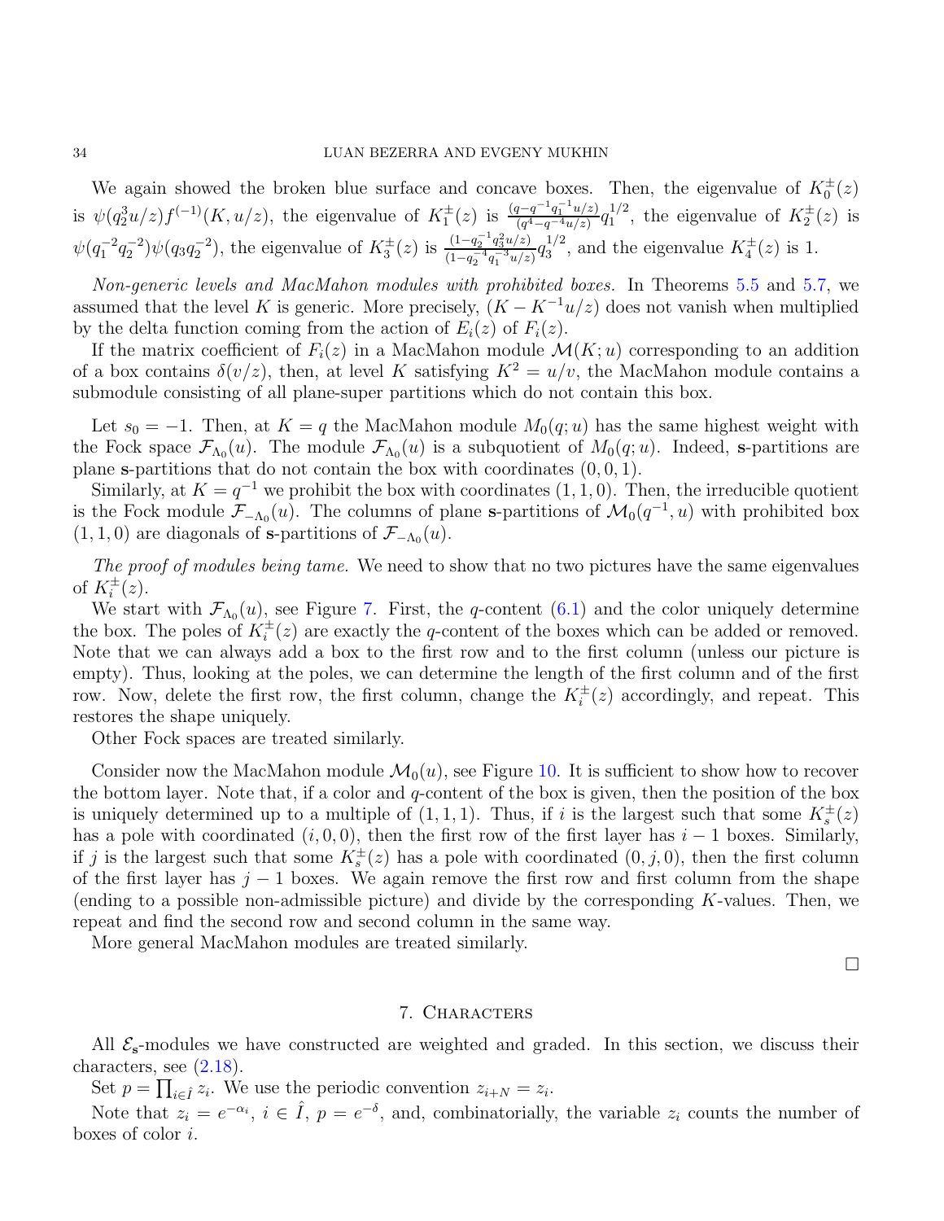We again showed the broken blue surface and concave boxes. Then, the eigenvalue of $K_0^{\pm}(z)$ is $\psi(q_2^3 u/z) f^{(-1)}(K, u/z)$, the eigenvalue of $K_1^{\pm}(z)$ is $\frac{(q-q^{-1}q_1^{-1}u/z)}{(q^4-q^{-4}u/z)} q_1^{1/2}$, the eigenvalue of $K_2^{\pm}(z)$ is $\psi(q_1^{-2}q_2^{-2})\psi(q_3 q_2^{-2})$, the eigenvalue of $K_3^{\pm}(z)$ is $\frac{(1-q_2^{-1}q_3^2 u/z)}{(1-q_2^{-4}q_1^{-3}u/z)} q_3^{1/2}$, and the eigenvalue $K_4^{\pm}(z)$ is 1.

*Non-generic levels and MacMahon modules with prohibited boxes.* In Theorems 5.5 and 5.7, we assumed that the level $K$ is generic. More precisely, $(K - K^{-1}u/z)$ does not vanish when multiplied by the delta function coming from the action of $E_i(z)$ of $F_i(z)$.

If the matrix coefficient of $F_i(z)$ in a MacMahon module $\mathcal{M}(K; u)$ corresponding to an addition of a box contains $\delta(v/z)$, then, at level $K$ satisfying $K^2 = u/v$, the MacMahon module contains a submodule consisting of all plane-super partitions which do not contain this box.

Let $s_0 = -1$. Then, at $K = q$ the MacMahon module $M_0(q; u)$ has the same highest weight with the Fock space $\mathcal{F}_{\Lambda_0}(u)$. The module $\mathcal{F}_{\Lambda_0}(u)$ is a subquotient of $M_0(q; u)$. Indeed, $\mathbf{s}$-partitions are plane $\mathbf{s}$-partitions that do not contain the box with coordinates $(0, 0, 1)$.

Similarly, at $K = q^{-1}$ we prohibit the box with coordinates $(1, 1, 0)$. Then, the irreducible quotient is the Fock module $\mathcal{F}_{-\Lambda_0}(u)$. The columns of plane $\mathbf{s}$-partitions of $\mathcal{M}_0(q^{-1}, u)$ with prohibited box $(1, 1, 0)$ are diagonals of $\mathbf{s}$-partitions of $\mathcal{F}_{-\Lambda_0}(u)$.

*The proof of modules being tame.* We need to show that no two pictures have the same eigenvalues of $K_i^{\pm}(z)$.

We start with $\mathcal{F}_{\Lambda_0}(u)$, see Figure 7. First, the $q$-content (6.1) and the color uniquely determine the box. The poles of $K_i^{\pm}(z)$ are exactly the $q$-content of the boxes which can be added or removed. Note that we can always add a box to the first row and to the first column (unless our picture is empty). Thus, looking at the poles, we can determine the length of the first column and of the first row. Now, delete the first row, the first column, change the $K_i^{\pm}(z)$ accordingly, and repeat. This restores the shape uniquely.

Other Fock spaces are treated similarly.

Consider now the MacMahon module $\mathcal{M}_0(u)$, see Figure 10. It is sufficient to show how to recover the bottom layer. Note that, if a color and $q$-content of the box is given, then the position of the box is uniquely determined up to a multiple of $(1, 1, 1)$. Thus, if $i$ is the largest such that some $K_s^{\pm}(z)$ has a pole with coordinated $(i, 0, 0)$, then the first row of the first layer has $i - 1$ boxes. Similarly, if $j$ is the largest such that some $K_s^{\pm}(z)$ has a pole with coordinated $(0, j, 0)$, then the first column of the first layer has $j - 1$ boxes. We again remove the first row and first column from the shape (ending to a possible non-admissible picture) and divide by the corresponding $K$-values. Then, we repeat and find the second row and second column in the same way.

More general MacMahon modules are treated similarly.

□

## 7. Characters

All $\mathcal{E}_{\mathbf{s}}$-modules we have constructed are weighted and graded. In this section, we discuss their characters, see (2.18).

Set $p = \prod_{i \in \hat{I}} z_i$. We use the periodic convention $z_{i+N} = z_i$.

Note that $z_i = e^{-\alpha_i}$, $i \in \hat{I}$, $p = e^{-\delta}$, and, combinatorially, the variable $z_i$ counts the number of boxes of color $i$.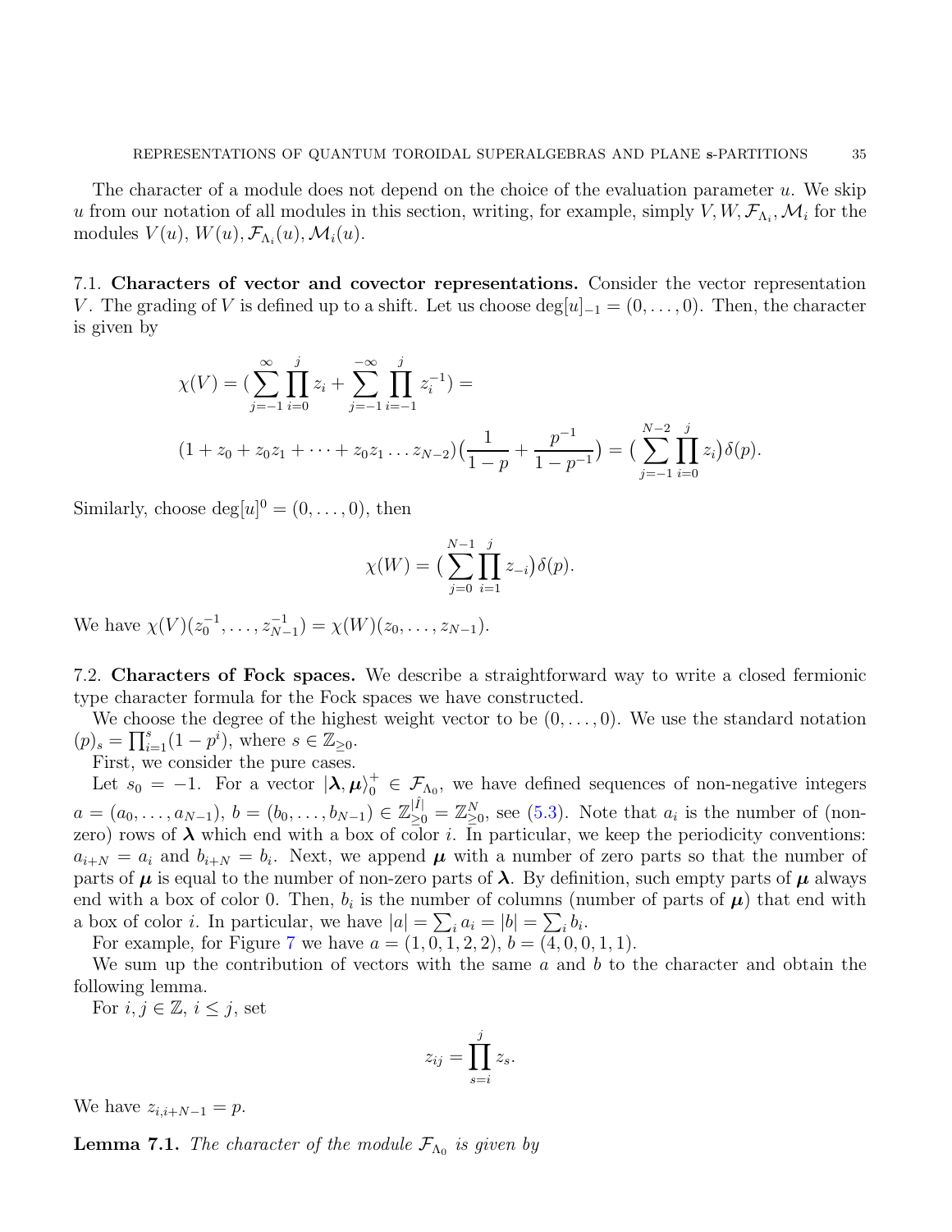The character of a module does not depend on the choice of the evaluation parameter $u$. We skip $u$ from our notation of all modules in this section, writing, for example, simply $V, W, \mathcal{F}_{\Lambda_i}, \mathcal{M}_i$ for the modules $V(u)$, $W(u)$, $\mathcal{F}_{\Lambda_i}(u)$, $\mathcal{M}_i(u)$.

### 7.1. Characters of vector and covector representations.

Consider the vector representation $V$. The grading of $V$ is defined up to a shift. Let us choose $\deg[u]_{-1} = (0, \ldots, 0)$. Then, the character is given by

$$\chi(V) = \Big(\sum_{j=-1}^{\infty} \prod_{i=0}^{j} z_i + \sum_{j=-1}^{-\infty} \prod_{i=-1}^{j} z_i^{-1}\Big) =$$

$$(1 + z_0 + z_0 z_1 + \cdots + z_0 z_1 \ldots z_{N-2})\Big(\frac{1}{1-p} + \frac{p^{-1}}{1-p^{-1}}\Big) = \Big(\sum_{j=-1}^{N-2} \prod_{i=0}^{j} z_i\Big)\delta(p).$$

Similarly, choose $\deg[u]^0 = (0, \ldots, 0)$, then

$$\chi(W) = \Big(\sum_{j=0}^{N-1} \prod_{i=1}^{j} z_{-i}\Big)\delta(p).$$

We have $\chi(V)(z_0^{-1}, \ldots, z_{N-1}^{-1}) = \chi(W)(z_0, \ldots, z_{N-1})$.

### 7.2. Characters of Fock spaces.

We describe a straightforward way to write a closed fermionic type character formula for the Fock spaces we have constructed.

We choose the degree of the highest weight vector to be $(0, \ldots, 0)$. We use the standard notation $(p)_s = \prod_{i=1}^{s}(1 - p^i)$, where $s \in \mathbb{Z}_{\geq 0}$.

First, we consider the pure cases.

Let $s_0 = -1$. For a vector $|\boldsymbol{\lambda}, \boldsymbol{\mu}\rangle_0^+ \in \mathcal{F}_{\Lambda_0}$, we have defined sequences of non-negative integers $a = (a_0, \ldots, a_{N-1})$, $b = (b_0, \ldots, b_{N-1}) \in \mathbb{Z}_{\geq 0}^{|\hat{I}|} = \mathbb{Z}_{\geq 0}^N$, see (5.3). Note that $a_i$ is the number of (non-zero) rows of $\boldsymbol{\lambda}$ which end with a box of color $i$. In particular, we keep the periodicity conventions: $a_{i+N} = a_i$ and $b_{i+N} = b_i$. Next, we append $\boldsymbol{\mu}$ with a number of zero parts so that the number of parts of $\boldsymbol{\mu}$ is equal to the number of non-zero parts of $\boldsymbol{\lambda}$. By definition, such empty parts of $\boldsymbol{\mu}$ always end with a box of color 0. Then, $b_i$ is the number of columns (number of parts of $\boldsymbol{\mu}$) that end with a box of color $i$. In particular, we have $|a| = \sum_i a_i = |b| = \sum_i b_i$.

For example, for Figure 7 we have $a = (1, 0, 1, 2, 2)$, $b = (4, 0, 0, 1, 1)$.

We sum up the contribution of vectors with the same $a$ and $b$ to the character and obtain the following lemma.

For $i, j \in \mathbb{Z}$, $i \leq j$, set

$$z_{ij} = \prod_{s=i}^{j} z_s.$$

We have $z_{i,i+N-1} = p$.

**Lemma 7.1.** *The character of the module $\mathcal{F}_{\Lambda_0}$ is given by*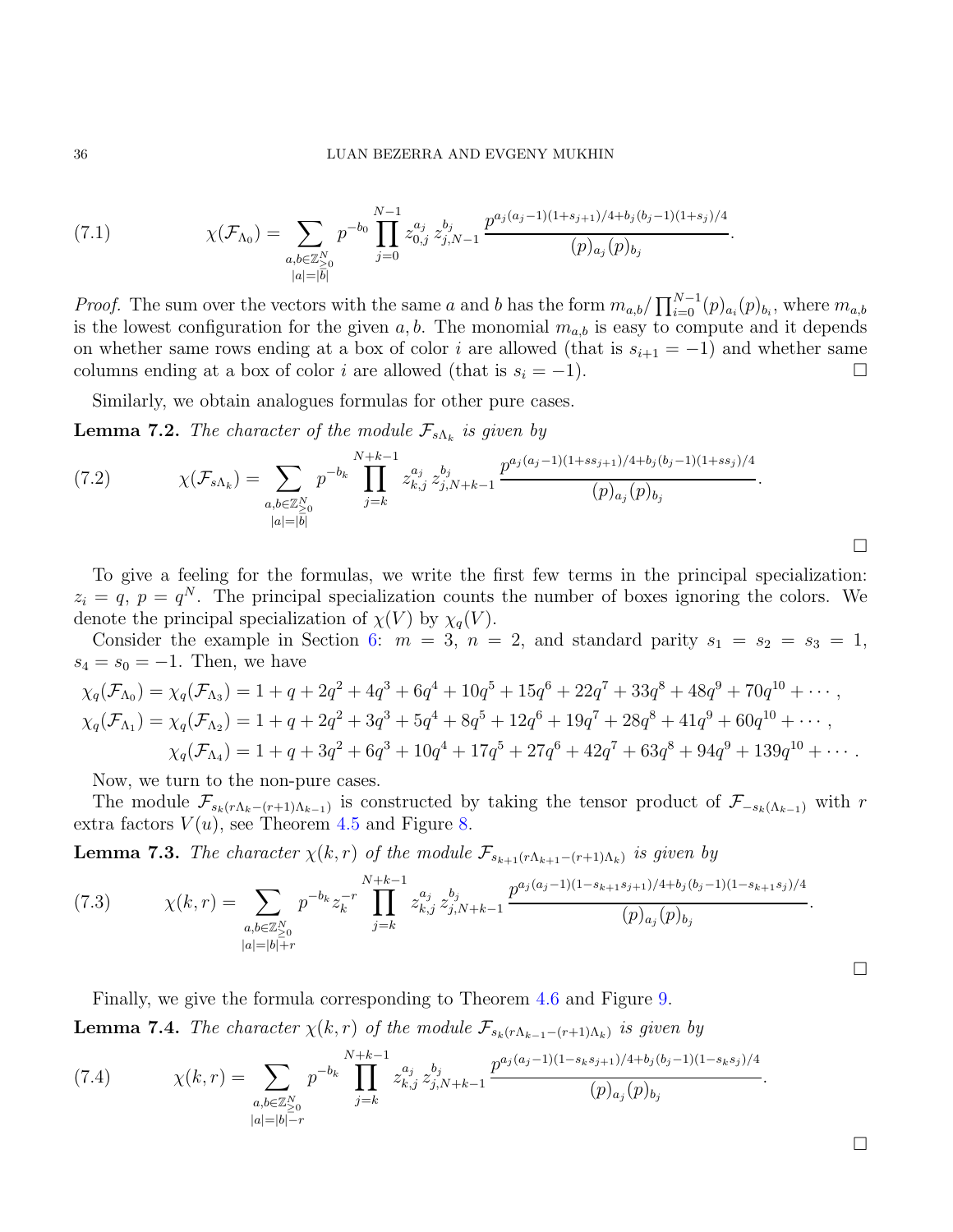$$\chi(\mathcal{F}_{\Lambda_0}) = \sum_{\substack{a,b\in\mathbb{Z}^N_{\geq 0}\\ |a|=|b|}} p^{-b_0} \prod_{j=0}^{N-1} z_{0,j}^{a_j}\, z_{j,N-1}^{b_j}\, \frac{p^{a_j(a_j-1)(1+s_{j+1})/4+b_j(b_j-1)(1+s_j)/4}}{(p)_{a_j}(p)_{b_j}}. \tag{7.1}$$

*Proof.* The sum over the vectors with the same $a$ and $b$ has the form $m_{a,b}/\prod_{i=0}^{N-1}(p)_{a_i}(p)_{b_i}$, where $m_{a,b}$ is the lowest configuration for the given $a, b$. The monomial $m_{a,b}$ is easy to compute and it depends on whether same rows ending at a box of color $i$ are allowed (that is $s_{i+1}=-1$) and whether same columns ending at a box of color $i$ are allowed (that is $s_i = -1$). □

Similarly, we obtain analogues formulas for other pure cases.

**Lemma 7.2.** *The character of the module* $\mathcal{F}_{s\Lambda_k}$ *is given by*

$$\chi(\mathcal{F}_{s\Lambda_k}) = \sum_{\substack{a,b\in\mathbb{Z}^N_{\geq 0}\\ |a|=|b|}} p^{-b_k} \prod_{j=k}^{N+k-1} z_{k,j}^{a_j}\, z_{j,N+k-1}^{b_j}\, \frac{p^{a_j(a_j-1)(1+ss_{j+1})/4+b_j(b_j-1)(1+ss_j)/4}}{(p)_{a_j}(p)_{b_j}}. \tag{7.2}$$

□

To give a feeling for the formulas, we write the first few terms in the principal specialization: $z_i = q$, $p = q^N$. The principal specialization counts the number of boxes ignoring the colors. We denote the principal specialization of $\chi(V)$ by $\chi_q(V)$.

Consider the example in Section 6: $m = 3$, $n = 2$, and standard parity $s_1 = s_2 = s_3 = 1$, $s_4 = s_0 = -1$. Then, we have

$$\chi_q(\mathcal{F}_{\Lambda_0}) = \chi_q(\mathcal{F}_{\Lambda_3}) = 1 + q + 2q^2 + 4q^3 + 6q^4 + 10q^5 + 15q^6 + 22q^7 + 33q^8 + 48q^9 + 70q^{10} + \cdots,$$

$$\chi_q(\mathcal{F}_{\Lambda_1}) = \chi_q(\mathcal{F}_{\Lambda_2}) = 1 + q + 2q^2 + 3q^3 + 5q^4 + 8q^5 + 12q^6 + 19q^7 + 28q^8 + 41q^9 + 60q^{10} + \cdots,$$

$$\chi_q(\mathcal{F}_{\Lambda_4}) = 1 + q + 3q^2 + 6q^3 + 10q^4 + 17q^5 + 27q^6 + 42q^7 + 63q^8 + 94q^9 + 139q^{10} + \cdots.$$

Now, we turn to the non-pure cases.

The module $\mathcal{F}_{s_k(r\Lambda_k-(r+1)\Lambda_{k-1})}$ is constructed by taking the tensor product of $\mathcal{F}_{-s_k(\Lambda_{k-1})}$ with $r$ extra factors $V(u)$, see Theorem 4.5 and Figure 8.

**Lemma 7.3.** *The character* $\chi(k,r)$ *of the module* $\mathcal{F}_{s_{k+1}(r\Lambda_{k+1}-(r+1)\Lambda_k)}$ *is given by*

$$\chi(k,r) = \sum_{\substack{a,b\in\mathbb{Z}^N_{\geq 0}\\ |a|=|b|+r}} p^{-b_k} z_k^{-r} \prod_{j=k}^{N+k-1} z_{k,j}^{a_j}\, z_{j,N+k-1}^{b_j}\, \frac{p^{a_j(a_j-1)(1-s_{k+1}s_{j+1})/4+b_j(b_j-1)(1-s_{k+1}s_j)/4}}{(p)_{a_j}(p)_{b_j}}. \tag{7.3}$$

□

Finally, we give the formula corresponding to Theorem 4.6 and Figure 9.

**Lemma 7.4.** *The character* $\chi(k,r)$ *of the module* $\mathcal{F}_{s_k(r\Lambda_{k-1}-(r+1)\Lambda_k)}$ *is given by*

$$\chi(k,r) = \sum_{\substack{a,b\in\mathbb{Z}^N_{\geq 0}\\ |a|=|b|-r}} p^{-b_k} \prod_{j=k}^{N+k-1} z_{k,j}^{a_j}\, z_{j,N+k-1}^{b_j}\, \frac{p^{a_j(a_j-1)(1-s_ks_{j+1})/4+b_j(b_j-1)(1-s_ks_j)/4}}{(p)_{a_j}(p)_{b_j}}. \tag{7.4}$$

□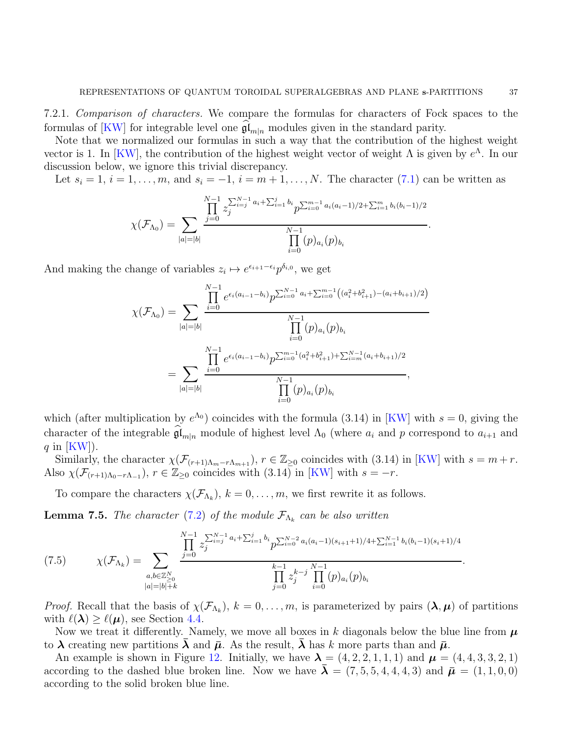7.2.1. *Comparison of characters.* We compare the formulas for characters of Fock spaces to the formulas of [KW] for integrable level one $\widehat{\mathfrak{gl}}_{m|n}$ modules given in the standard parity.

Note that we normalized our formulas in such a way that the contribution of the highest weight vector is 1. In [KW], the contribution of the highest weight vector of weight $\Lambda$ is given by $e^{\Lambda}$. In our discussion below, we ignore this trivial discrepancy.

Let $s_i = 1$, $i = 1, \dots, m$, and $s_i = -1$, $i = m+1, \dots, N$. The character (7.1) can be written as

$$\chi(\mathcal{F}_{\Lambda_0}) = \sum_{|a|=|b|} \frac{\prod_{j=0}^{N-1} z_j^{\sum_{i=j}^{N-1} a_i + \sum_{i=1}^{j} b_i} p^{\sum_{i=0}^{m-1} a_i(a_i-1)/2 + \sum_{i=1}^{m} b_i(b_i-1)/2}}{\prod_{i=0}^{N-1} (p)_{a_i}(p)_{b_i}}.$$

And making the change of variables $z_i \mapsto e^{\epsilon_{i+1}-\epsilon_i} p^{\delta_{i,0}}$, we get

$$\chi(\mathcal{F}_{\Lambda_0}) = \sum_{|a|=|b|} \frac{\prod_{i=0}^{N-1} e^{\epsilon_i(a_{i-1}-b_i)} p^{\sum_{i=0}^{N-1} a_i + \sum_{i=0}^{m-1} \left((a_i^2+b_{i+1}^2) - (a_i+b_{i+1})/2\right)}}{\prod_{i=0}^{N-1} (p)_{a_i}(p)_{b_i}}$$

$$= \sum_{|a|=|b|} \frac{\prod_{i=0}^{N-1} e^{\epsilon_i(a_{i-1}-b_i)} p^{\sum_{i=0}^{m-1}(a_i^2+b_{i+1}^2) + \sum_{i=m}^{N-1}(a_i+b_{i+1})/2}}{\prod_{i=0}^{N-1} (p)_{a_i}(p)_{b_i}},$$

which (after multiplication by $e^{\Lambda_0}$) coincides with the formula (3.14) in [KW] with $s = 0$, giving the character of the integrable $\widehat{\mathfrak{gl}}_{m|n}$ module of highest level $\Lambda_0$ (where $a_i$ and $p$ correspond to $a_{i+1}$ and $q$ in [KW]).

Similarly, the character $\chi(\mathcal{F}_{(r+1)\Lambda_m - r\Lambda_{m+1}})$, $r \in \mathbb{Z}_{\geq 0}$ coincides with (3.14) in [KW] with $s = m + r$. Also $\chi(\mathcal{F}_{(r+1)\Lambda_0 - r\Lambda_{-1}})$, $r \in \mathbb{Z}_{\geq 0}$ coincides with (3.14) in [KW] with $s = -r$.

To compare the characters $\chi(\mathcal{F}_{\Lambda_k})$, $k = 0, \dots, m$, we first rewrite it as follows.

**Lemma 7.5.** *The character (7.2) of the module $\mathcal{F}_{\Lambda_k}$ can be also written*

$$\chi(\mathcal{F}_{\Lambda_k}) = \sum_{\substack{a,b \in \mathbb{Z}_{\geq 0}^N \\ |a|=|b|+k}} \frac{\prod_{j=0}^{N-1} z_j^{\sum_{i=j}^{N-1} a_i + \sum_{i=1}^{j} b_i} p^{\sum_{i=0}^{N-2} a_i(a_i-1)(s_{i+1}+1)/4 + \sum_{i=1}^{N-1} b_i(b_i-1)(s_i+1)/4}}{\prod_{j=0}^{k-1} z_j^{k-j} \prod_{i=0}^{N-1} (p)_{a_i}(p)_{b_i}}. \tag{7.5}$$

*Proof.* Recall that the basis of $\chi(\mathcal{F}_{\Lambda_k})$, $k = 0, \dots, m$, is parameterized by pairs $(\boldsymbol{\lambda}, \boldsymbol{\mu})$ of partitions with $\ell(\boldsymbol{\lambda}) \geq \ell(\boldsymbol{\mu})$, see Section 4.4.

Now we treat it differently. Namely, we move all boxes in $k$ diagonals below the blue line from $\boldsymbol{\mu}$ to $\boldsymbol{\lambda}$ creating new partitions $\bar{\boldsymbol{\lambda}}$ and $\bar{\boldsymbol{\mu}}$. As the result, $\bar{\boldsymbol{\lambda}}$ has $k$ more parts than and $\bar{\boldsymbol{\mu}}$.

An example is shown in Figure 12. Initially, we have $\boldsymbol{\lambda} = (4, 2, 2, 1, 1, 1)$ and $\boldsymbol{\mu} = (4, 4, 3, 3, 2, 1)$ according to the dashed blue broken line. Now we have $\bar{\boldsymbol{\lambda}} = (7, 5, 5, 4, 4, 4, 3)$ and $\bar{\boldsymbol{\mu}} = (1, 1, 0, 0)$ according to the solid broken blue line.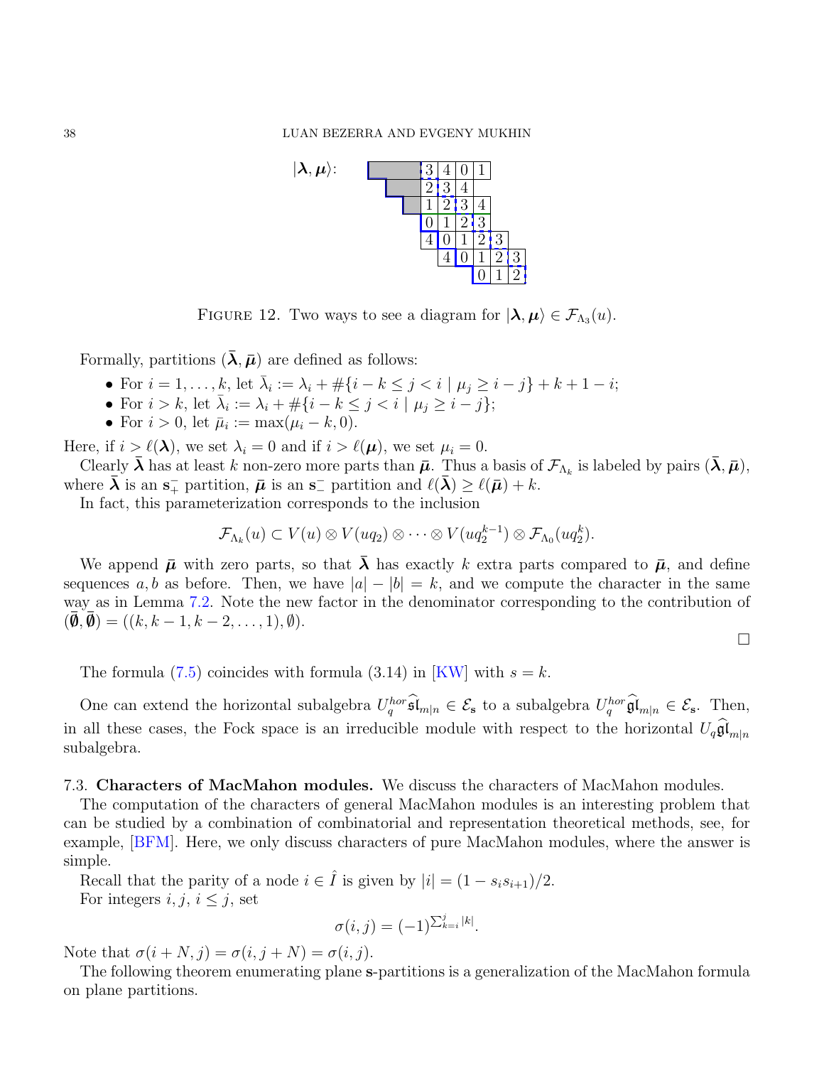$|\boldsymbol{\lambda}, \boldsymbol{\mu}\rangle$:

FIGURE 12. Two ways to see a diagram for $|\boldsymbol{\lambda}, \boldsymbol{\mu}\rangle \in \mathcal{F}_{\Lambda_3}(u)$.

Formally, partitions $(\bar{\boldsymbol{\lambda}}, \bar{\boldsymbol{\mu}})$ are defined as follows:

- For $i = 1, \dots, k$, let $\bar{\lambda}_i := \lambda_i + \#\{i-k \le j < i \mid \mu_j \ge i-j\} + k + 1 - i$;
- For $i > k$, let $\bar{\lambda}_i := \lambda_i + \#\{i-k \le j < i \mid \mu_j \ge i-j\}$;
- For $i > 0$, let $\bar{\mu}_i := \max(\mu_i - k, 0)$.

Here, if $i > \ell(\boldsymbol{\lambda})$, we set $\lambda_i = 0$ and if $i > \ell(\boldsymbol{\mu})$, we set $\mu_i = 0$.

Clearly $\bar{\boldsymbol{\lambda}}$ has at least $k$ non-zero more parts than $\bar{\boldsymbol{\mu}}$. Thus a basis of $\mathcal{F}_{\Lambda_k}$ is labeled by pairs $(\bar{\boldsymbol{\lambda}}, \bar{\boldsymbol{\mu}})$, where $\bar{\boldsymbol{\lambda}}$ is an $\mathbf{s}_+^-$ partition, $\bar{\boldsymbol{\mu}}$ is an $\mathbf{s}_-^-$ partition and $\ell(\bar{\boldsymbol{\lambda}}) \ge \ell(\bar{\boldsymbol{\mu}}) + k$.

In fact, this parameterization corresponds to the inclusion

$$\mathcal{F}_{\Lambda_k}(u) \subset V(u) \otimes V(uq_2) \otimes \cdots \otimes V(uq_2^{k-1}) \otimes \mathcal{F}_{\Lambda_0}(uq_2^k).$$

We append $\bar{\boldsymbol{\mu}}$ with zero parts, so that $\bar{\boldsymbol{\lambda}}$ has exactly $k$ extra parts compared to $\bar{\boldsymbol{\mu}}$, and define sequences $a, b$ as before. Then, we have $|a| - |b| = k$, and we compute the character in the same way as in Lemma 7.2. Note the new factor in the denominator corresponding to the contribution of $(\bar{\boldsymbol{\emptyset}}, \bar{\boldsymbol{\emptyset}}) = ((k, k-1, k-2, \dots, 1), \emptyset)$.

□

The formula (7.5) coincides with formula (3.14) in [KW] with $s = k$.

One can extend the horizontal subalgebra $U_q^{hor}\widehat{\mathfrak{sl}}_{m|n} \in \mathcal{E}_{\mathbf{s}}$ to a subalgebra $U_q^{hor}\widehat{\mathfrak{gl}}_{m|n} \in \mathcal{E}_{\mathbf{s}}$. Then, in all these cases, the Fock space is an irreducible module with respect to the horizontal $U_q\widehat{\mathfrak{gl}}_{m|n}$ subalgebra.

### 7.3. Characters of MacMahon modules.

We discuss the characters of MacMahon modules.

The computation of the characters of general MacMahon modules is an interesting problem that can be studied by a combination of combinatorial and representation theoretical methods, see, for example, [BFM]. Here, we only discuss characters of pure MacMahon modules, where the answer is simple.

Recall that the parity of a node $i \in \hat{I}$ is given by $|i| = (1 - s_i s_{i+1})/2$.

For integers $i, j$, $i \le j$, set

$$\sigma(i,j) = (-1)^{\sum_{k=i}^{j} |k|}.$$

Note that $\sigma(i+N, j) = \sigma(i, j+N) = \sigma(i,j)$.

The following theorem enumerating plane $\mathbf{s}$-partitions is a generalization of the MacMahon formula on plane partitions.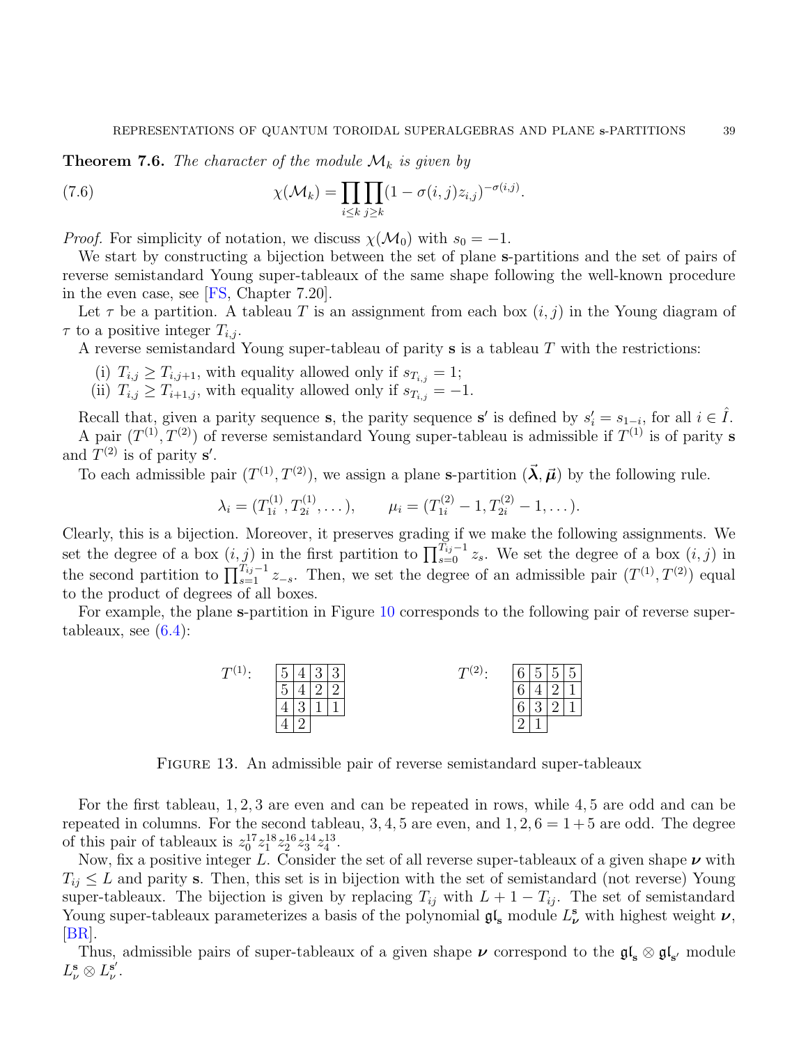**Theorem 7.6.** *The character of the module $\mathcal{M}_k$ is given by*

$$\chi(\mathcal{M}_k) = \prod_{i \le k} \prod_{j \ge k} (1 - \sigma(i,j) z_{i,j})^{-\sigma(i,j)}. \tag{7.6}$$

*Proof.* For simplicity of notation, we discuss $\chi(\mathcal{M}_0)$ with $s_0 = -1$.

We start by constructing a bijection between the set of plane $\mathbf{s}$-partitions and the set of pairs of reverse semistandard Young super-tableaux of the same shape following the well-known procedure in the even case, see [FS, Chapter 7.20].

Let $\tau$ be a partition. A tableau $T$ is an assignment from each box $(i,j)$ in the Young diagram of $\tau$ to a positive integer $T_{i,j}$.

A reverse semistandard Young super-tableau of parity $\mathbf{s}$ is a tableau $T$ with the restrictions:

(i) $T_{i,j} \ge T_{i,j+1}$, with equality allowed only if $s_{T_{i,j}} = 1$;
(ii) $T_{i,j} \ge T_{i+1,j}$, with equality allowed only if $s_{T_{i,j}} = -1$.

Recall that, given a parity sequence $\mathbf{s}$, the parity sequence $\mathbf{s}'$ is defined by $s'_i = s_{1-i}$, for all $i \in \hat{I}$.

A pair $(T^{(1)}, T^{(2)})$ of reverse semistandard Young super-tableau is admissible if $T^{(1)}$ is of parity $\mathbf{s}$ and $T^{(2)}$ is of parity $\mathbf{s}'$.

To each admissible pair $(T^{(1)}, T^{(2)})$, we assign a plane $\mathbf{s}$-partition $(\vec{\boldsymbol{\lambda}}, \vec{\boldsymbol{\mu}})$ by the following rule.

$$\lambda_i = (T^{(1)}_{1i}, T^{(1)}_{2i}, \dots), \qquad \mu_i = (T^{(2)}_{1i} - 1, T^{(2)}_{2i} - 1, \dots).$$

Clearly, this is a bijection. Moreover, it preserves grading if we make the following assignments. We set the degree of a box $(i,j)$ in the first partition to $\prod_{s=0}^{T_{ij}-1} z_s$. We set the degree of a box $(i,j)$ in the second partition to $\prod_{s=1}^{T_{ij}-1} z_{-s}$. Then, we set the degree of an admissible pair $(T^{(1)}, T^{(2)})$ equal to the product of degrees of all boxes.

For example, the plane $\mathbf{s}$-partition in Figure 10 corresponds to the following pair of reverse super-tableaux, see (6.4):

$T^{(1)}$:

| | | | |
|---|---|---|---|
| 5 | 4 | 3 | 3 |
| 5 | 4 | 2 | 2 |
| 4 | 3 | 1 | 1 |
| 4 | 2 | | |

$T^{(2)}$:

| | | | |
|---|---|---|---|
| 6 | 5 | 5 | 5 |
| 6 | 4 | 2 | 1 |
| 6 | 3 | 2 | 1 |
| 2 | 1 | | |

FIGURE 13. An admissible pair of reverse semistandard super-tableaux

For the first tableau, $1, 2, 3$ are even and can be repeated in rows, while $4, 5$ are odd and can be repeated in columns. For the second tableau, $3, 4, 5$ are even, and $1, 2, 6 = 1 + 5$ are odd. The degree of this pair of tableaux is $z_0^{17} z_1^{18} z_2^{16} z_3^{14} z_4^{13}$.

Now, fix a positive integer $L$. Consider the set of all reverse super-tableaux of a given shape $\boldsymbol{\nu}$ with $T_{ij} \le L$ and parity $\mathbf{s}$. Then, this set is in bijection with the set of semistandard (not reverse) Young super-tableaux. The bijection is given by replacing $T_{ij}$ with $L + 1 - T_{ij}$. The set of semistandard Young super-tableaux parameterizes a basis of the polynomial $\mathfrak{gl}_{\mathbf{s}}$ module $L^{\mathbf{s}}_{\boldsymbol{\nu}}$ with highest weight $\boldsymbol{\nu}$, [BR].

Thus, admissible pairs of super-tableaux of a given shape $\boldsymbol{\nu}$ correspond to the $\mathfrak{gl}_{\mathbf{s}} \otimes \mathfrak{gl}_{\mathbf{s}'}$ module $L^{\mathbf{s}}_{\nu} \otimes L^{\mathbf{s}'}_{\nu}$.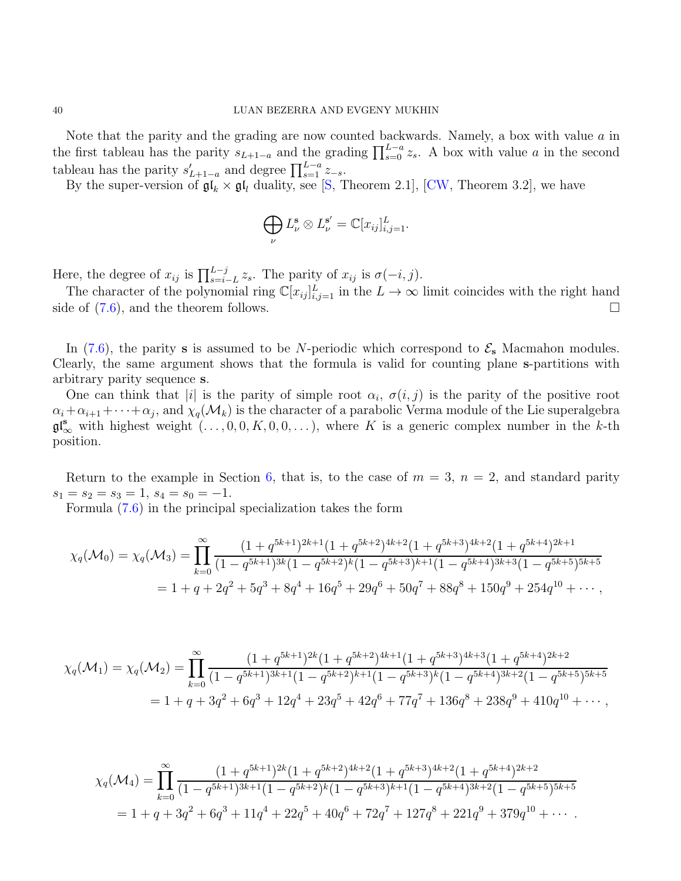Note that the parity and the grading are now counted backwards. Namely, a box with value $a$ in the first tableau has the parity $s_{L+1-a}$ and the grading $\prod_{s=0}^{L-a} z_s$. A box with value $a$ in the second tableau has the parity $s'_{L+1-a}$ and degree $\prod_{s=1}^{L-a} z_{-s}$.

By the super-version of $\mathfrak{gl}_k \times \mathfrak{gl}_l$ duality, see [S, Theorem 2.1], [CW, Theorem 3.2], we have

$$\bigoplus_{\nu} L_\nu^{\mathbf{s}} \otimes L_\nu^{\mathbf{s}'} = \mathbb{C}[x_{ij}]_{i,j=1}^{L}.$$

Here, the degree of $x_{ij}$ is $\prod_{s=i-L}^{L-j} z_s$. The parity of $x_{ij}$ is $\sigma(-i,j)$.

The character of the polynomial ring $\mathbb{C}[x_{ij}]_{i,j=1}^{L}$ in the $L \to \infty$ limit coincides with the right hand side of (7.6), and the theorem follows. $\square$

In (7.6), the parity $\mathbf{s}$ is assumed to be $N$-periodic which correspond to $\mathcal{E}_{\mathbf{s}}$ Macmahon modules. Clearly, the same argument shows that the formula is valid for counting plane $\mathbf{s}$-partitions with arbitrary parity sequence $\mathbf{s}$.

One can think that $|i|$ is the parity of simple root $\alpha_i$, $\sigma(i,j)$ is the parity of the positive root $\alpha_i+\alpha_{i+1}+\cdots+\alpha_j$, and $\chi_q(\mathcal{M}_k)$ is the character of a parabolic Verma module of the Lie superalgebra $\mathfrak{gl}_\infty^{\mathbf{s}}$ with highest weight $(\dots,0,0,K,0,0,\dots)$, where $K$ is a generic complex number in the $k$-th position.

Return to the example in Section 6, that is, to the case of $m=3$, $n=2$, and standard parity $s_1=s_2=s_3=1$, $s_4=s_0=-1$.

Formula (7.6) in the principal specialization takes the form

$$\chi_q(\mathcal{M}_0) = \chi_q(\mathcal{M}_3) = \prod_{k=0}^{\infty} \frac{(1+q^{5k+1})^{2k+1}(1+q^{5k+2})^{4k+2}(1+q^{5k+3})^{4k+2}(1+q^{5k+4})^{2k+1}}{(1-q^{5k+1})^{3k}(1-q^{5k+2})^{k}(1-q^{5k+3})^{k+1}(1-q^{5k+4})^{3k+3}(1-q^{5k+5})^{5k+5}}$$
$$= 1+q+2q^2+5q^3+8q^4+16q^5+29q^6+50q^7+88q^8+150q^9+254q^{10}+\cdots,$$

$$\chi_q(\mathcal{M}_1) = \chi_q(\mathcal{M}_2) = \prod_{k=0}^{\infty} \frac{(1+q^{5k+1})^{2k}(1+q^{5k+2})^{4k+1}(1+q^{5k+3})^{4k+3}(1+q^{5k+4})^{2k+2}}{(1-q^{5k+1})^{3k+1}(1-q^{5k+2})^{k+1}(1-q^{5k+3})^{k}(1-q^{5k+4})^{3k+2}(1-q^{5k+5})^{5k+5}}$$
$$= 1+q+3q^2+6q^3+12q^4+23q^5+42q^6+77q^7+136q^8+238q^9+410q^{10}+\cdots,$$

$$\chi_q(\mathcal{M}_4) = \prod_{k=0}^{\infty} \frac{(1+q^{5k+1})^{2k}(1+q^{5k+2})^{4k+2}(1+q^{5k+3})^{4k+2}(1+q^{5k+4})^{2k+2}}{(1-q^{5k+1})^{3k+1}(1-q^{5k+2})^{k}(1-q^{5k+3})^{k+1}(1-q^{5k+4})^{3k+2}(1-q^{5k+5})^{5k+5}}$$
$$= 1+q+3q^2+6q^3+11q^4+22q^5+40q^6+72q^7+127q^8+221q^9+379q^{10}+\cdots.$$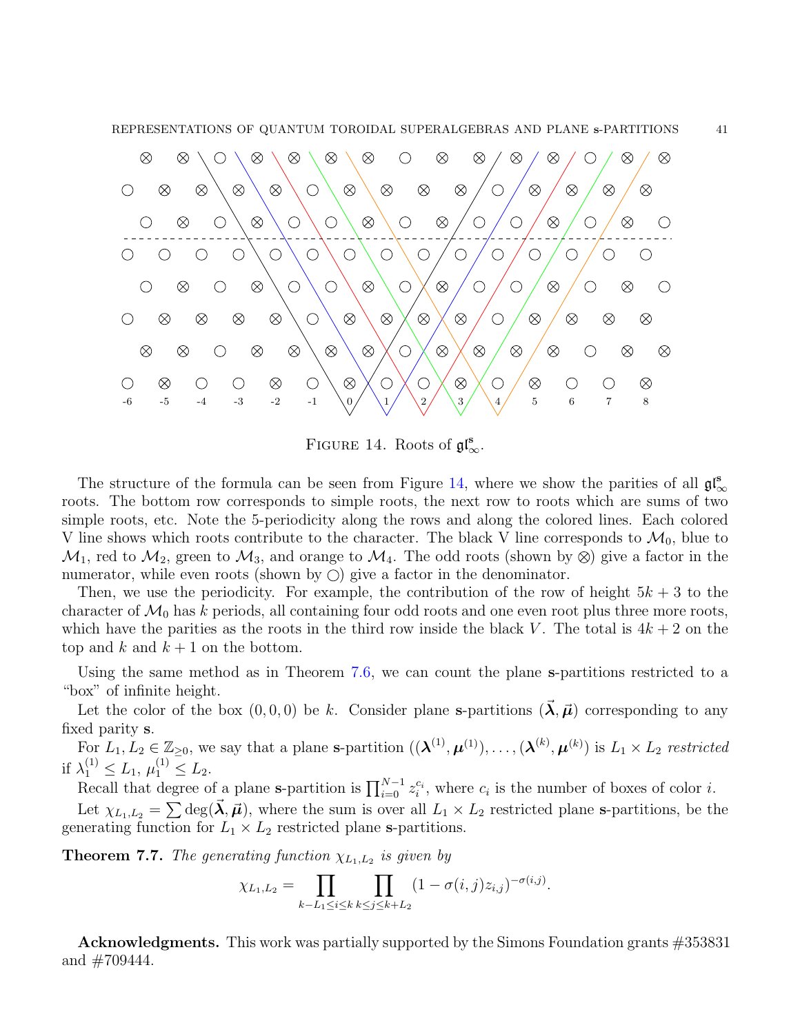FIGURE 14. Roots of $\mathfrak{gl}^{\mathbf{s}}_\infty$.

The structure of the formula can be seen from Figure 14, where we show the parities of all $\mathfrak{gl}^{\mathbf{s}}_\infty$ roots. The bottom row corresponds to simple roots, the next row to roots which are sums of two simple roots, etc. Note the 5-periodicity along the rows and along the colored lines. Each colored V line shows which roots contribute to the character. The black V line corresponds to $\mathcal{M}_0$, blue to $\mathcal{M}_1$, red to $\mathcal{M}_2$, green to $\mathcal{M}_3$, and orange to $\mathcal{M}_4$. The odd roots (shown by $\otimes$) give a factor in the numerator, while even roots (shown by $\bigcirc$) give a factor in the denominator.

Then, we use the periodicity. For example, the contribution of the row of height $5k+3$ to the character of $\mathcal{M}_0$ has $k$ periods, all containing four odd roots and one even root plus three more roots, which have the parities as the roots in the third row inside the black $V$. The total is $4k+2$ on the top and $k$ and $k+1$ on the bottom.

Using the same method as in Theorem 7.6, we can count the plane $\mathbf{s}$-partitions restricted to a "box" of infinite height.

Let the color of the box $(0,0,0)$ be $k$. Consider plane $\mathbf{s}$-partitions $(\vec{\boldsymbol{\lambda}}, \vec{\boldsymbol{\mu}})$ corresponding to any fixed parity $\mathbf{s}$.

For $L_1, L_2 \in \mathbb{Z}_{\geq 0}$, we say that a plane $\mathbf{s}$-partition $((\boldsymbol{\lambda}^{(1)}, \boldsymbol{\mu}^{(1)}), \ldots, (\boldsymbol{\lambda}^{(k)}, \boldsymbol{\mu}^{(k)})$ is $L_1 \times L_2$ *restricted* if $\lambda^{(1)}_1 \leq L_1$, $\mu^{(1)}_1 \leq L_2$.

Recall that degree of a plane $\mathbf{s}$-partition is $\prod_{i=0}^{N-1} z_i^{c_i}$, where $c_i$ is the number of boxes of color $i$.

Let $\chi_{L_1,L_2} = \sum \deg(\vec{\boldsymbol{\lambda}}, \vec{\boldsymbol{\mu}})$, where the sum is over all $L_1 \times L_2$ restricted plane $\mathbf{s}$-partitions, be the generating function for $L_1 \times L_2$ restricted plane $\mathbf{s}$-partitions.

**Theorem 7.7.** *The generating function $\chi_{L_1,L_2}$ is given by*

$$\chi_{L_1,L_2} = \prod_{k-L_1 \leq i \leq k} \prod_{k \leq j \leq k+L_2} (1 - \sigma(i,j) z_{i,j})^{-\sigma(i,j)}.$$

**Acknowledgments.** This work was partially supported by the Simons Foundation grants #353831 and #709444.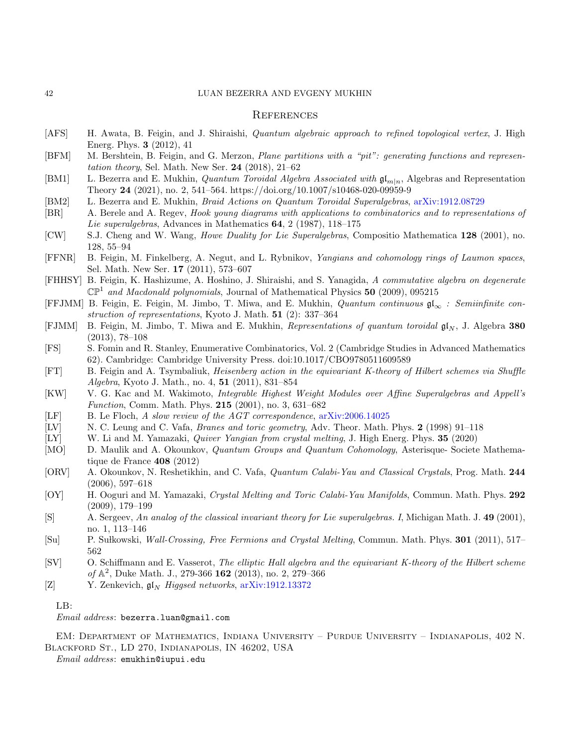## References

- [AFS] H. Awata, B. Feigin, and J. Shiraishi, *Quantum algebraic approach to refined topological vertex*, J. High Energ. Phys. **3** (2012), 41
- [BFM] M. Bershtein, B. Feigin, and G. Merzon, *Plane partitions with a "pit": generating functions and representation theory*, Sel. Math. New Ser. **24** (2018), 21–62
- [BM1] L. Bezerra and E. Mukhin, *Quantum Toroidal Algebra Associated with* $\mathfrak{gl}_{m|n}$, Algebras and Representation Theory **24** (2021), no. 2, 541–564. https://doi.org/10.1007/s10468-020-09959-9
- [BM2] L. Bezerra and E. Mukhin, *Braid Actions on Quantum Toroidal Superalgebras*, arXiv:1912.08729
- [BR] A. Berele and A. Regev, *Hook young diagrams with applications to combinatorics and to representations of Lie superalgebras*, Advances in Mathematics **64**, 2 (1987), 118–175
- [CW] S.J. Cheng and W. Wang, *Howe Duality for Lie Superalgebras*, Compositio Mathematica **128** (2001), no. 128, 55–94
- [FFNR] B. Feigin, M. Finkelberg, A. Negut, and L. Rybnikov, *Yangians and cohomology rings of Laumon spaces*, Sel. Math. New Ser. **17** (2011), 573–607
- [FHHSY] B. Feigin, K. Hashizume, A. Hoshino, J. Shiraishi, and S. Yanagida, *A commutative algebra on degenerate* $\mathbb{CP}^1$ *and Macdonald polynomials*, Journal of Mathematical Physics **50** (2009), 095215
- [FFJMM] B. Feigin, E. Feigin, M. Jimbo, T. Miwa, and E. Mukhin, *Quantum continuous* $\mathfrak{gl}_\infty$ *: Semiinfinite construction of representations*, Kyoto J. Math. **51** (2): 337–364
- [FJMM] B. Feigin, M. Jimbo, T. Miwa and E. Mukhin, *Representations of quantum toroidal* $\mathfrak{gl}_N$, J. Algebra **380** (2013), 78–108
- [FS] S. Fomin and R. Stanley, Enumerative Combinatorics, Vol. 2 (Cambridge Studies in Advanced Mathematics 62). Cambridge: Cambridge University Press. doi:10.1017/CBO9780511609589
- [FT] B. Feigin and A. Tsymbaliuk, *Heisenberg action in the equivariant K-theory of Hilbert schemes via Shuffle Algebra*, Kyoto J. Math., no. 4, **51** (2011), 831–854
- [KW] V. G. Kac and M. Wakimoto, *Integrable Highest Weight Modules over Affine Superalgebras and Appell's Function*, Comm. Math. Phys. **215** (2001), no. 3, 631–682
- [LF] B. Le Floch, *A slow review of the AGT correspondence*, arXiv:2006.14025
- [LV] N. C. Leung and C. Vafa, *Branes and toric geometry*, Adv. Theor. Math. Phys. **2** (1998) 91–118
- [LY] W. Li and M. Yamazaki, *Quiver Yangian from crystal melting*, J. High Energ. Phys. **35** (2020)
- [MO] D. Maulik and A. Okounkov, *Quantum Groups and Quantum Cohomology*, Asterisque- Societe Mathematique de France **408** (2012)
- [ORV] A. Okounkov, N. Reshetikhin, and C. Vafa, *Quantum Calabi-Yau and Classical Crystals*, Prog. Math. **244** (2006), 597–618
- [OY] H. Ooguri and M. Yamazaki, *Crystal Melting and Toric Calabi-Yau Manifolds*, Commun. Math. Phys. **292** (2009), 179–199
- [S] A. Sergeev, *An analog of the classical invariant theory for Lie superalgebras. I*, Michigan Math. J. **49** (2001), no. 1, 113–146
- [Su] P. Sułkowski, *Wall-Crossing, Free Fermions and Crystal Melting*, Commun. Math. Phys. **301** (2011), 517–562
- [SV] O. Schiffmann and E. Vasserot, *The elliptic Hall algebra and the equivariant K-theory of the Hilbert scheme of* $\mathbb{A}^2$, Duke Math. J., 279-366 **162** (2013), no. 2, 279–366
- [Z] Y. Zenkevich, $\mathfrak{gl}_N$ *Higgsed networks*, arXiv:1912.13372

LB:
*Email address*: `bezerra.luan@gmail.com`

EM: Department of Mathematics, Indiana University – Purdue University – Indianapolis, 402 N. Blackford St., LD 270, Indianapolis, IN 46202, USA
*Email address*: `emukhin@iupui.edu`